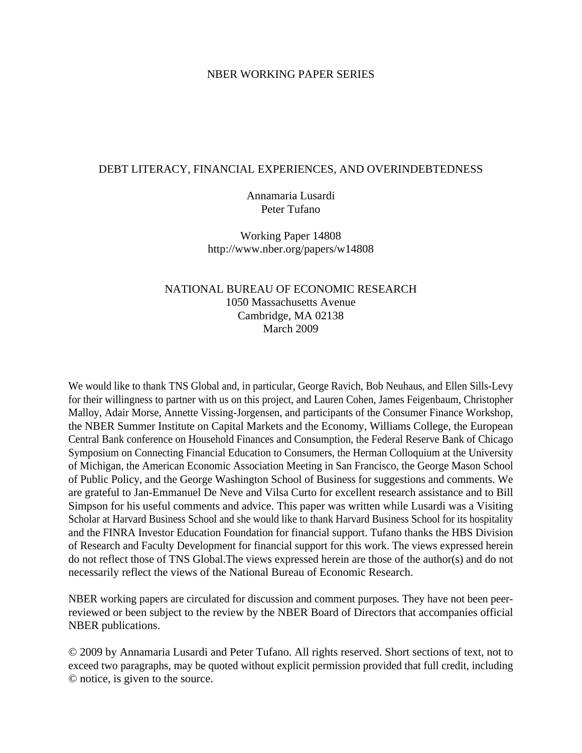NBER WORKING PAPER SERIES

# DEBT LITERACY, FINANCIAL EXPERIENCES, AND OVERINDEBTEDNESS

Annamaria Lusardi
Peter Tufano

Working Paper 14808
http://www.nber.org/papers/w14808

NATIONAL BUREAU OF ECONOMIC RESEARCH
1050 Massachusetts Avenue
Cambridge, MA 02138
March 2009

We would like to thank TNS Global and, in particular, George Ravich, Bob Neuhaus, and Ellen Sills-Levy for their willingness to partner with us on this project, and Lauren Cohen, James Feigenbaum, Christopher Malloy, Adair Morse, Annette Vissing-Jorgensen, and participants of the Consumer Finance Workshop, the NBER Summer Institute on Capital Markets and the Economy, Williams College, the European Central Bank conference on Household Finances and Consumption, the Federal Reserve Bank of Chicago Symposium on Connecting Financial Education to Consumers, the Herman Colloquium at the University of Michigan, the American Economic Association Meeting in San Francisco, the George Mason School of Public Policy, and the George Washington School of Business for suggestions and comments. We are grateful to Jan-Emmanuel De Neve and Vilsa Curto for excellent research assistance and to Bill Simpson for his useful comments and advice. This paper was written while Lusardi was a Visiting Scholar at Harvard Business School and she would like to thank Harvard Business School for its hospitality and the FINRA Investor Education Foundation for financial support. Tufano thanks the HBS Division of Research and Faculty Development for financial support for this work. The views expressed herein do not reflect those of TNS Global.The views expressed herein are those of the author(s) and do not necessarily reflect the views of the National Bureau of Economic Research.

NBER working papers are circulated for discussion and comment purposes. They have not been peer-reviewed or been subject to the review by the NBER Board of Directors that accompanies official NBER publications.

© 2009 by Annamaria Lusardi and Peter Tufano. All rights reserved. Short sections of text, not to exceed two paragraphs, may be quoted without explicit permission provided that full credit, including © notice, is given to the source.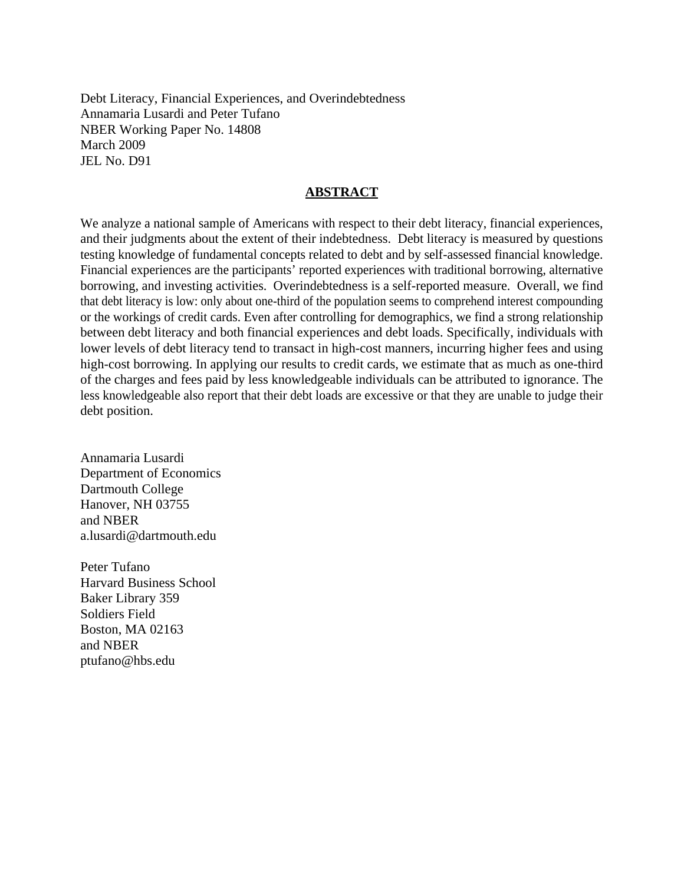Debt Literacy, Financial Experiences, and Overindebtedness
Annamaria Lusardi and Peter Tufano
NBER Working Paper No. 14808
March 2009
JEL No. D91

## ABSTRACT

We analyze a national sample of Americans with respect to their debt literacy, financial experiences, and their judgments about the extent of their indebtedness. Debt literacy is measured by questions testing knowledge of fundamental concepts related to debt and by self-assessed financial knowledge. Financial experiences are the participants' reported experiences with traditional borrowing, alternative borrowing, and investing activities. Overindebtedness is a self-reported measure. Overall, we find that debt literacy is low: only about one-third of the population seems to comprehend interest compounding or the workings of credit cards. Even after controlling for demographics, we find a strong relationship between debt literacy and both financial experiences and debt loads. Specifically, individuals with lower levels of debt literacy tend to transact in high-cost manners, incurring higher fees and using high-cost borrowing. In applying our results to credit cards, we estimate that as much as one-third of the charges and fees paid by less knowledgeable individuals can be attributed to ignorance. The less knowledgeable also report that their debt loads are excessive or that they are unable to judge their debt position.

Annamaria Lusardi
Department of Economics
Dartmouth College
Hanover, NH 03755
and NBER
a.lusardi@dartmouth.edu

Peter Tufano
Harvard Business School
Baker Library 359
Soldiers Field
Boston, MA 02163
and NBER
ptufano@hbs.edu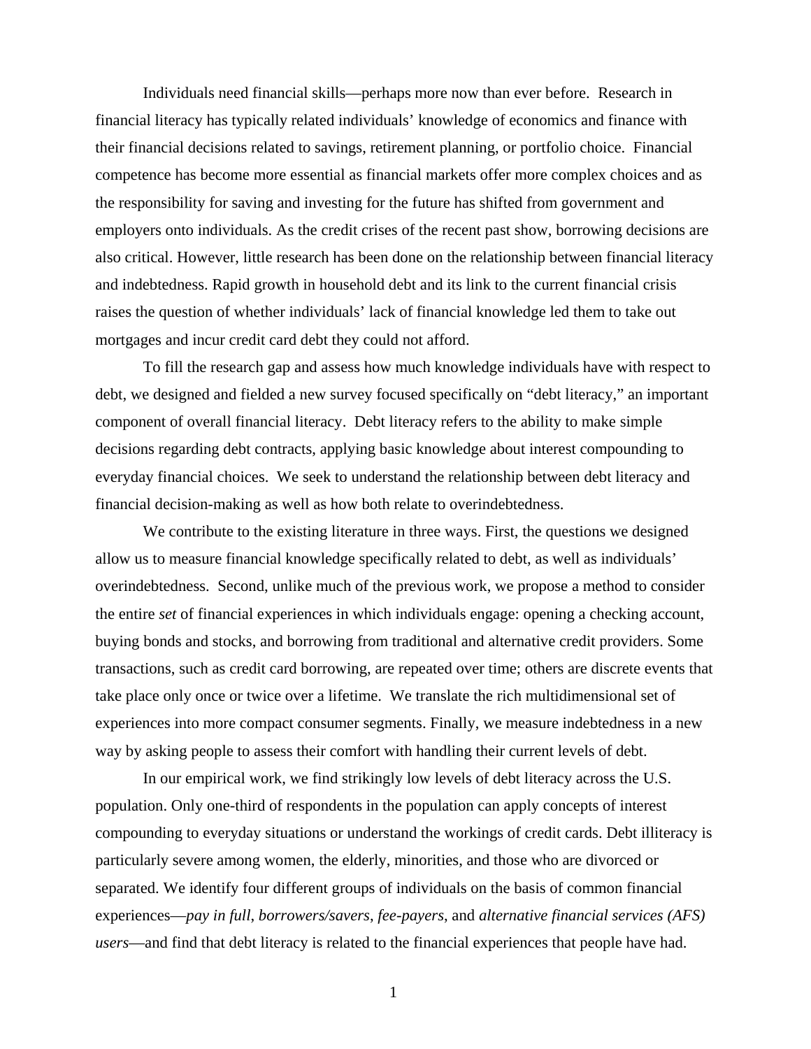Individuals need financial skills—perhaps more now than ever before. Research in financial literacy has typically related individuals' knowledge of economics and finance with their financial decisions related to savings, retirement planning, or portfolio choice. Financial competence has become more essential as financial markets offer more complex choices and as the responsibility for saving and investing for the future has shifted from government and employers onto individuals. As the credit crises of the recent past show, borrowing decisions are also critical. However, little research has been done on the relationship between financial literacy and indebtedness. Rapid growth in household debt and its link to the current financial crisis raises the question of whether individuals' lack of financial knowledge led them to take out mortgages and incur credit card debt they could not afford.

To fill the research gap and assess how much knowledge individuals have with respect to debt, we designed and fielded a new survey focused specifically on "debt literacy," an important component of overall financial literacy. Debt literacy refers to the ability to make simple decisions regarding debt contracts, applying basic knowledge about interest compounding to everyday financial choices. We seek to understand the relationship between debt literacy and financial decision-making as well as how both relate to overindebtedness.

We contribute to the existing literature in three ways. First, the questions we designed allow us to measure financial knowledge specifically related to debt, as well as individuals' overindebtedness. Second, unlike much of the previous work, we propose a method to consider the entire *set* of financial experiences in which individuals engage: opening a checking account, buying bonds and stocks, and borrowing from traditional and alternative credit providers. Some transactions, such as credit card borrowing, are repeated over time; others are discrete events that take place only once or twice over a lifetime. We translate the rich multidimensional set of experiences into more compact consumer segments. Finally, we measure indebtedness in a new way by asking people to assess their comfort with handling their current levels of debt.

In our empirical work, we find strikingly low levels of debt literacy across the U.S. population. Only one-third of respondents in the population can apply concepts of interest compounding to everyday situations or understand the workings of credit cards. Debt illiteracy is particularly severe among women, the elderly, minorities, and those who are divorced or separated. We identify four different groups of individuals on the basis of common financial experiences—*pay in full*, *borrowers/savers*, *fee-payers*, and *alternative financial services (AFS) users*—and find that debt literacy is related to the financial experiences that people have had.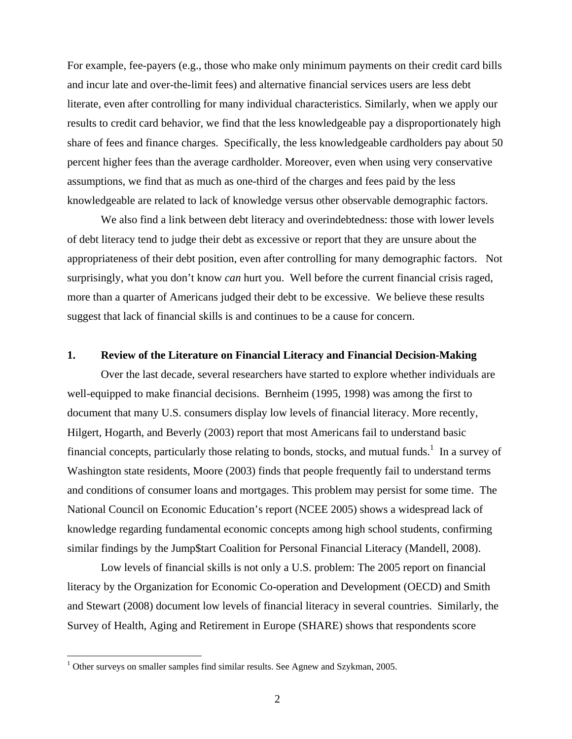For example, fee-payers (e.g., those who make only minimum payments on their credit card bills and incur late and over-the-limit fees) and alternative financial services users are less debt literate, even after controlling for many individual characteristics. Similarly, when we apply our results to credit card behavior, we find that the less knowledgeable pay a disproportionately high share of fees and finance charges. Specifically, the less knowledgeable cardholders pay about 50 percent higher fees than the average cardholder. Moreover, even when using very conservative assumptions, we find that as much as one-third of the charges and fees paid by the less knowledgeable are related to lack of knowledge versus other observable demographic factors.

We also find a link between debt literacy and overindebtedness: those with lower levels of debt literacy tend to judge their debt as excessive or report that they are unsure about the appropriateness of their debt position, even after controlling for many demographic factors. Not surprisingly, what you don't know *can* hurt you. Well before the current financial crisis raged, more than a quarter of Americans judged their debt to be excessive. We believe these results suggest that lack of financial skills is and continues to be a cause for concern.

## 1. Review of the Literature on Financial Literacy and Financial Decision-Making

Over the last decade, several researchers have started to explore whether individuals are well-equipped to make financial decisions. Bernheim (1995, 1998) was among the first to document that many U.S. consumers display low levels of financial literacy. More recently, Hilgert, Hogarth, and Beverly (2003) report that most Americans fail to understand basic financial concepts, particularly those relating to bonds, stocks, and mutual funds.[1] In a survey of Washington state residents, Moore (2003) finds that people frequently fail to understand terms and conditions of consumer loans and mortgages. This problem may persist for some time. The National Council on Economic Education's report (NCEE 2005) shows a widespread lack of knowledge regarding fundamental economic concepts among high school students, confirming similar findings by the Jump$tart Coalition for Personal Financial Literacy (Mandell, 2008).

Low levels of financial skills is not only a U.S. problem: The 2005 report on financial literacy by the Organization for Economic Co-operation and Development (OECD) and Smith and Stewart (2008) document low levels of financial literacy in several countries. Similarly, the Survey of Health, Aging and Retirement in Europe (SHARE) shows that respondents score

[1] Other surveys on smaller samples find similar results. See Agnew and Szykman, 2005.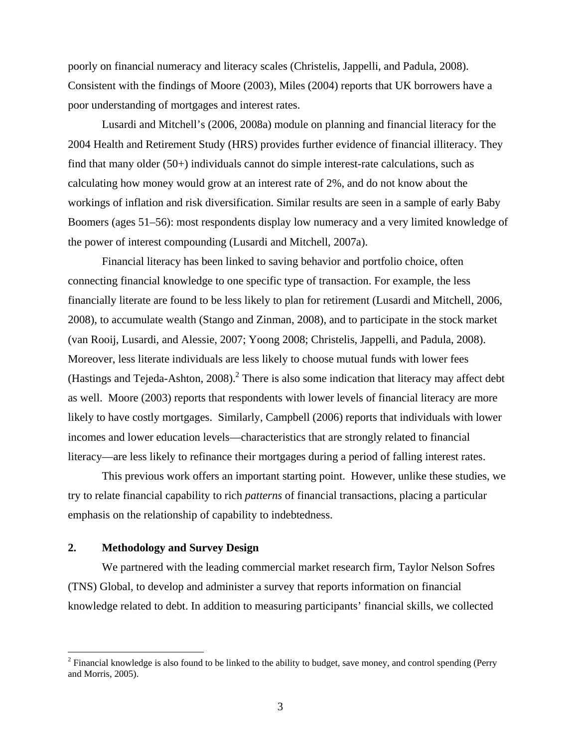poorly on financial numeracy and literacy scales (Christelis, Jappelli, and Padula, 2008). Consistent with the findings of Moore (2003), Miles (2004) reports that UK borrowers have a poor understanding of mortgages and interest rates.

Lusardi and Mitchell's (2006, 2008a) module on planning and financial literacy for the 2004 Health and Retirement Study (HRS) provides further evidence of financial illiteracy. They find that many older (50+) individuals cannot do simple interest-rate calculations, such as calculating how money would grow at an interest rate of 2%, and do not know about the workings of inflation and risk diversification. Similar results are seen in a sample of early Baby Boomers (ages 51–56): most respondents display low numeracy and a very limited knowledge of the power of interest compounding (Lusardi and Mitchell, 2007a).

Financial literacy has been linked to saving behavior and portfolio choice, often connecting financial knowledge to one specific type of transaction. For example, the less financially literate are found to be less likely to plan for retirement (Lusardi and Mitchell, 2006, 2008), to accumulate wealth (Stango and Zinman, 2008), and to participate in the stock market (van Rooij, Lusardi, and Alessie, 2007; Yoong 2008; Christelis, Jappelli, and Padula, 2008). Moreover, less literate individuals are less likely to choose mutual funds with lower fees (Hastings and Tejeda-Ashton, 2008).[2] There is also some indication that literacy may affect debt as well. Moore (2003) reports that respondents with lower levels of financial literacy are more likely to have costly mortgages. Similarly, Campbell (2006) reports that individuals with lower incomes and lower education levels—characteristics that are strongly related to financial literacy—are less likely to refinance their mortgages during a period of falling interest rates.

This previous work offers an important starting point. However, unlike these studies, we try to relate financial capability to rich *patterns* of financial transactions, placing a particular emphasis on the relationship of capability to indebtedness.

## 2. Methodology and Survey Design

We partnered with the leading commercial market research firm, Taylor Nelson Sofres (TNS) Global, to develop and administer a survey that reports information on financial knowledge related to debt. In addition to measuring participants' financial skills, we collected

[2] Financial knowledge is also found to be linked to the ability to budget, save money, and control spending (Perry and Morris, 2005).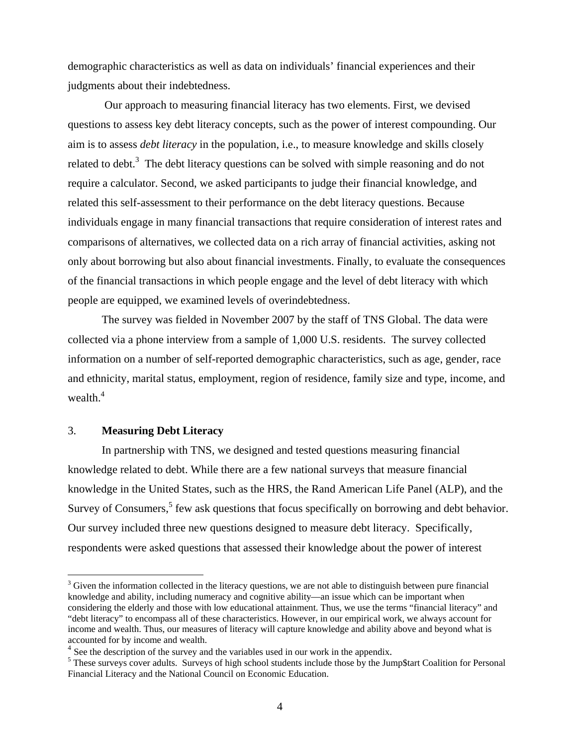demographic characteristics as well as data on individuals' financial experiences and their judgments about their indebtedness.

Our approach to measuring financial literacy has two elements. First, we devised questions to assess key debt literacy concepts, such as the power of interest compounding. Our aim is to assess *debt literacy* in the population, i.e., to measure knowledge and skills closely related to debt.[3] The debt literacy questions can be solved with simple reasoning and do not require a calculator. Second, we asked participants to judge their financial knowledge, and related this self-assessment to their performance on the debt literacy questions. Because individuals engage in many financial transactions that require consideration of interest rates and comparisons of alternatives, we collected data on a rich array of financial activities, asking not only about borrowing but also about financial investments. Finally, to evaluate the consequences of the financial transactions in which people engage and the level of debt literacy with which people are equipped, we examined levels of overindebtedness.

The survey was fielded in November 2007 by the staff of TNS Global. The data were collected via a phone interview from a sample of 1,000 U.S. residents. The survey collected information on a number of self-reported demographic characteristics, such as age, gender, race and ethnicity, marital status, employment, region of residence, family size and type, income, and wealth.[4]

## 3. **Measuring Debt Literacy**

In partnership with TNS, we designed and tested questions measuring financial knowledge related to debt. While there are a few national surveys that measure financial knowledge in the United States, such as the HRS, the Rand American Life Panel (ALP), and the Survey of Consumers,[5] few ask questions that focus specifically on borrowing and debt behavior. Our survey included three new questions designed to measure debt literacy. Specifically, respondents were asked questions that assessed their knowledge about the power of interest

---

[3] Given the information collected in the literacy questions, we are not able to distinguish between pure financial knowledge and ability, including numeracy and cognitive ability—an issue which can be important when considering the elderly and those with low educational attainment. Thus, we use the terms "financial literacy" and "debt literacy" to encompass all of these characteristics. However, in our empirical work, we always account for income and wealth. Thus, our measures of literacy will capture knowledge and ability above and beyond what is accounted for by income and wealth.

[4] See the description of the survey and the variables used in our work in the appendix.

[5] These surveys cover adults. Surveys of high school students include those by the Jump$tart Coalition for Personal Financial Literacy and the National Council on Economic Education.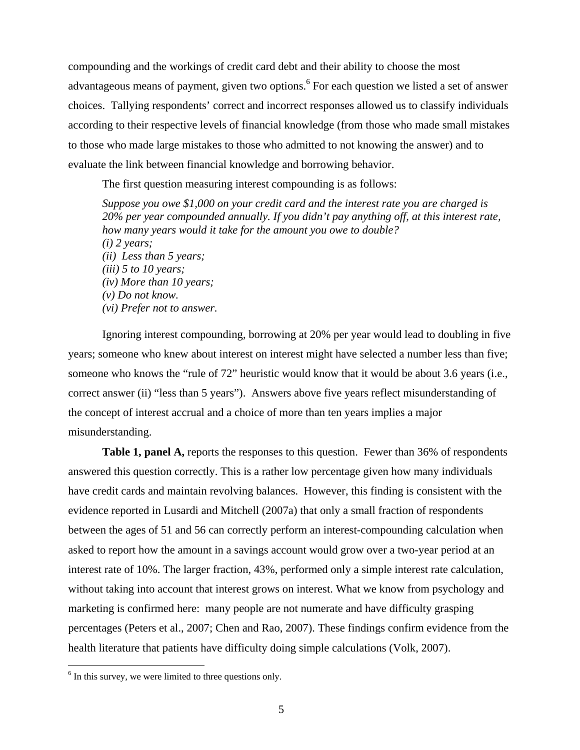compounding and the workings of credit card debt and their ability to choose the most advantageous means of payment, given two options.[6] For each question we listed a set of answer choices. Tallying respondents' correct and incorrect responses allowed us to classify individuals according to their respective levels of financial knowledge (from those who made small mistakes to those who made large mistakes to those who admitted to not knowing the answer) and to evaluate the link between financial knowledge and borrowing behavior.

The first question measuring interest compounding is as follows:

> *Suppose you owe $1,000 on your credit card and the interest rate you are charged is 20% per year compounded annually. If you didn't pay anything off, at this interest rate, how many years would it take for the amount you owe to double?*
> *(i) 2 years;*
> *(ii) Less than 5 years;*
> *(iii) 5 to 10 years;*
> *(iv) More than 10 years;*
> *(v) Do not know.*
> *(vi) Prefer not to answer.*

Ignoring interest compounding, borrowing at 20% per year would lead to doubling in five years; someone who knew about interest on interest might have selected a number less than five; someone who knows the "rule of 72" heuristic would know that it would be about 3.6 years (i.e., correct answer (ii) "less than 5 years"). Answers above five years reflect misunderstanding of the concept of interest accrual and a choice of more than ten years implies a major misunderstanding.

**Table 1, panel A,** reports the responses to this question. Fewer than 36% of respondents answered this question correctly. This is a rather low percentage given how many individuals have credit cards and maintain revolving balances. However, this finding is consistent with the evidence reported in Lusardi and Mitchell (2007a) that only a small fraction of respondents between the ages of 51 and 56 can correctly perform an interest-compounding calculation when asked to report how the amount in a savings account would grow over a two-year period at an interest rate of 10%. The larger fraction, 43%, performed only a simple interest rate calculation, without taking into account that interest grows on interest. What we know from psychology and marketing is confirmed here: many people are not numerate and have difficulty grasping percentages (Peters et al., 2007; Chen and Rao, 2007). These findings confirm evidence from the health literature that patients have difficulty doing simple calculations (Volk, 2007).

---

[6] In this survey, we were limited to three questions only.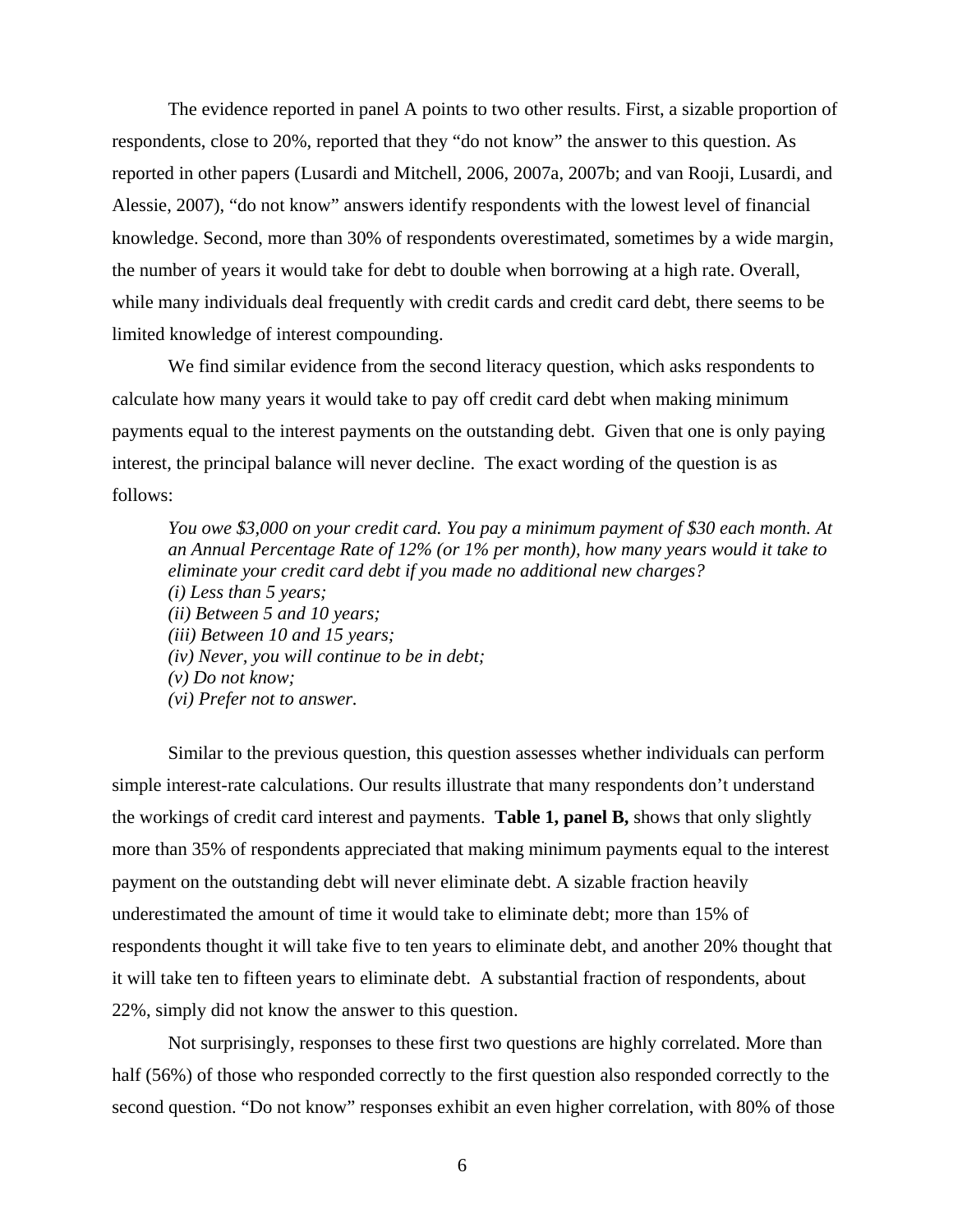The evidence reported in panel A points to two other results. First, a sizable proportion of respondents, close to 20%, reported that they "do not know" the answer to this question. As reported in other papers (Lusardi and Mitchell, 2006, 2007a, 2007b; and van Rooji, Lusardi, and Alessie, 2007), "do not know" answers identify respondents with the lowest level of financial knowledge. Second, more than 30% of respondents overestimated, sometimes by a wide margin, the number of years it would take for debt to double when borrowing at a high rate. Overall, while many individuals deal frequently with credit cards and credit card debt, there seems to be limited knowledge of interest compounding.

We find similar evidence from the second literacy question, which asks respondents to calculate how many years it would take to pay off credit card debt when making minimum payments equal to the interest payments on the outstanding debt. Given that one is only paying interest, the principal balance will never decline. The exact wording of the question is as follows:

> *You owe $3,000 on your credit card. You pay a minimum payment of $30 each month. At an Annual Percentage Rate of 12% (or 1% per month), how many years would it take to eliminate your credit card debt if you made no additional new charges?*
> *(i) Less than 5 years;*
> *(ii) Between 5 and 10 years;*
> *(iii) Between 10 and 15 years;*
> *(iv) Never, you will continue to be in debt;*
> *(v) Do not know;*
> *(vi) Prefer not to answer.*

Similar to the previous question, this question assesses whether individuals can perform simple interest-rate calculations. Our results illustrate that many respondents don't understand the workings of credit card interest and payments. **Table 1, panel B,** shows that only slightly more than 35% of respondents appreciated that making minimum payments equal to the interest payment on the outstanding debt will never eliminate debt. A sizable fraction heavily underestimated the amount of time it would take to eliminate debt; more than 15% of respondents thought it will take five to ten years to eliminate debt, and another 20% thought that it will take ten to fifteen years to eliminate debt. A substantial fraction of respondents, about 22%, simply did not know the answer to this question.

Not surprisingly, responses to these first two questions are highly correlated. More than half (56%) of those who responded correctly to the first question also responded correctly to the second question. "Do not know" responses exhibit an even higher correlation, with 80% of those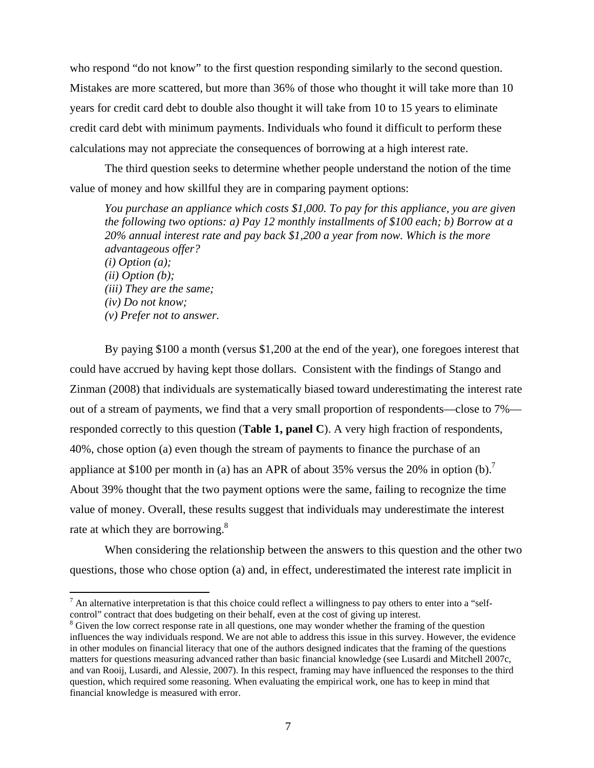who respond "do not know" to the first question responding similarly to the second question. Mistakes are more scattered, but more than 36% of those who thought it will take more than 10 years for credit card debt to double also thought it will take from 10 to 15 years to eliminate credit card debt with minimum payments. Individuals who found it difficult to perform these calculations may not appreciate the consequences of borrowing at a high interest rate.

The third question seeks to determine whether people understand the notion of the time value of money and how skillful they are in comparing payment options:

> *You purchase an appliance which costs $1,000. To pay for this appliance, you are given the following two options: a) Pay 12 monthly installments of $100 each; b) Borrow at a 20% annual interest rate and pay back $1,200 a year from now. Which is the more advantageous offer?*
> *(i) Option (a);*
> *(ii) Option (b);*
> *(iii) They are the same;*
> *(iv) Do not know;*
> *(v) Prefer not to answer.*

By paying $100 a month (versus $1,200 at the end of the year), one foregoes interest that could have accrued by having kept those dollars. Consistent with the findings of Stango and Zinman (2008) that individuals are systematically biased toward underestimating the interest rate out of a stream of payments, we find that a very small proportion of respondents—close to 7%—responded correctly to this question (**Table 1, panel C**). A very high fraction of respondents, 40%, chose option (a) even though the stream of payments to finance the purchase of an appliance at $100 per month in (a) has an APR of about 35% versus the 20% in option (b).[7] About 39% thought that the two payment options were the same, failing to recognize the time value of money. Overall, these results suggest that individuals may underestimate the interest rate at which they are borrowing.[8]

When considering the relationship between the answers to this question and the other two questions, those who chose option (a) and, in effect, underestimated the interest rate implicit in

---

[7] An alternative interpretation is that this choice could reflect a willingness to pay others to enter into a "self-control" contract that does budgeting on their behalf, even at the cost of giving up interest.

[8] Given the low correct response rate in all questions, one may wonder whether the framing of the question influences the way individuals respond. We are not able to address this issue in this survey. However, the evidence in other modules on financial literacy that one of the authors designed indicates that the framing of the questions matters for questions measuring advanced rather than basic financial knowledge (see Lusardi and Mitchell 2007c, and van Rooij, Lusardi, and Alessie, 2007). In this respect, framing may have influenced the responses to the third question, which required some reasoning. When evaluating the empirical work, one has to keep in mind that financial knowledge is measured with error.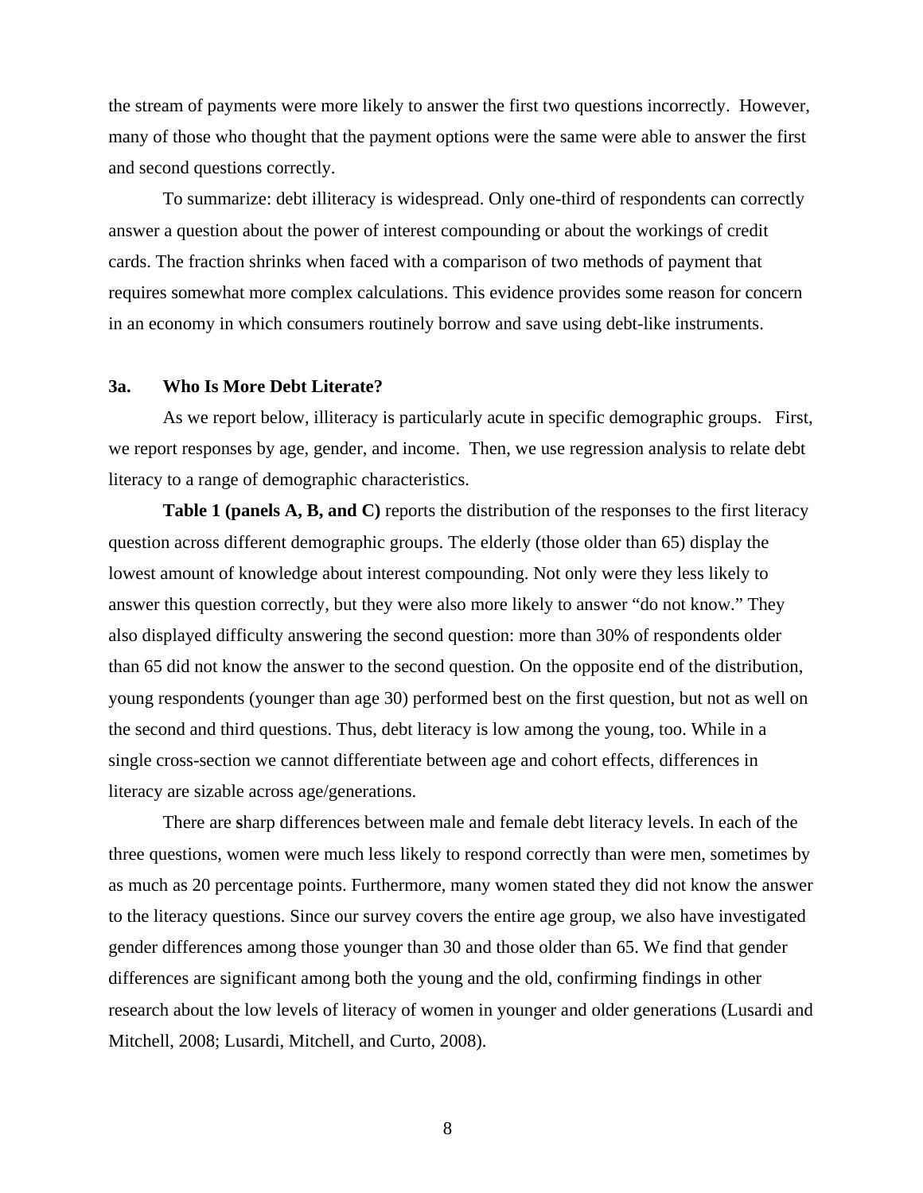the stream of payments were more likely to answer the first two questions incorrectly. However, many of those who thought that the payment options were the same were able to answer the first and second questions correctly.

To summarize: debt illiteracy is widespread. Only one-third of respondents can correctly answer a question about the power of interest compounding or about the workings of credit cards. The fraction shrinks when faced with a comparison of two methods of payment that requires somewhat more complex calculations. This evidence provides some reason for concern in an economy in which consumers routinely borrow and save using debt-like instruments.

### 3a. Who Is More Debt Literate?

As we report below, illiteracy is particularly acute in specific demographic groups. First, we report responses by age, gender, and income. Then, we use regression analysis to relate debt literacy to a range of demographic characteristics.

**Table 1 (panels A, B, and C)** reports the distribution of the responses to the first literacy question across different demographic groups. The elderly (those older than 65) display the lowest amount of knowledge about interest compounding. Not only were they less likely to answer this question correctly, but they were also more likely to answer "do not know." They also displayed difficulty answering the second question: more than 30% of respondents older than 65 did not know the answer to the second question. On the opposite end of the distribution, young respondents (younger than age 30) performed best on the first question, but not as well on the second and third questions. Thus, debt literacy is low among the young, too. While in a single cross-section we cannot differentiate between age and cohort effects, differences in literacy are sizable across age/generations.

There are sharp differences between male and female debt literacy levels. In each of the three questions, women were much less likely to respond correctly than were men, sometimes by as much as 20 percentage points. Furthermore, many women stated they did not know the answer to the literacy questions. Since our survey covers the entire age group, we also have investigated gender differences among those younger than 30 and those older than 65. We find that gender differences are significant among both the young and the old, confirming findings in other research about the low levels of literacy of women in younger and older generations (Lusardi and Mitchell, 2008; Lusardi, Mitchell, and Curto, 2008).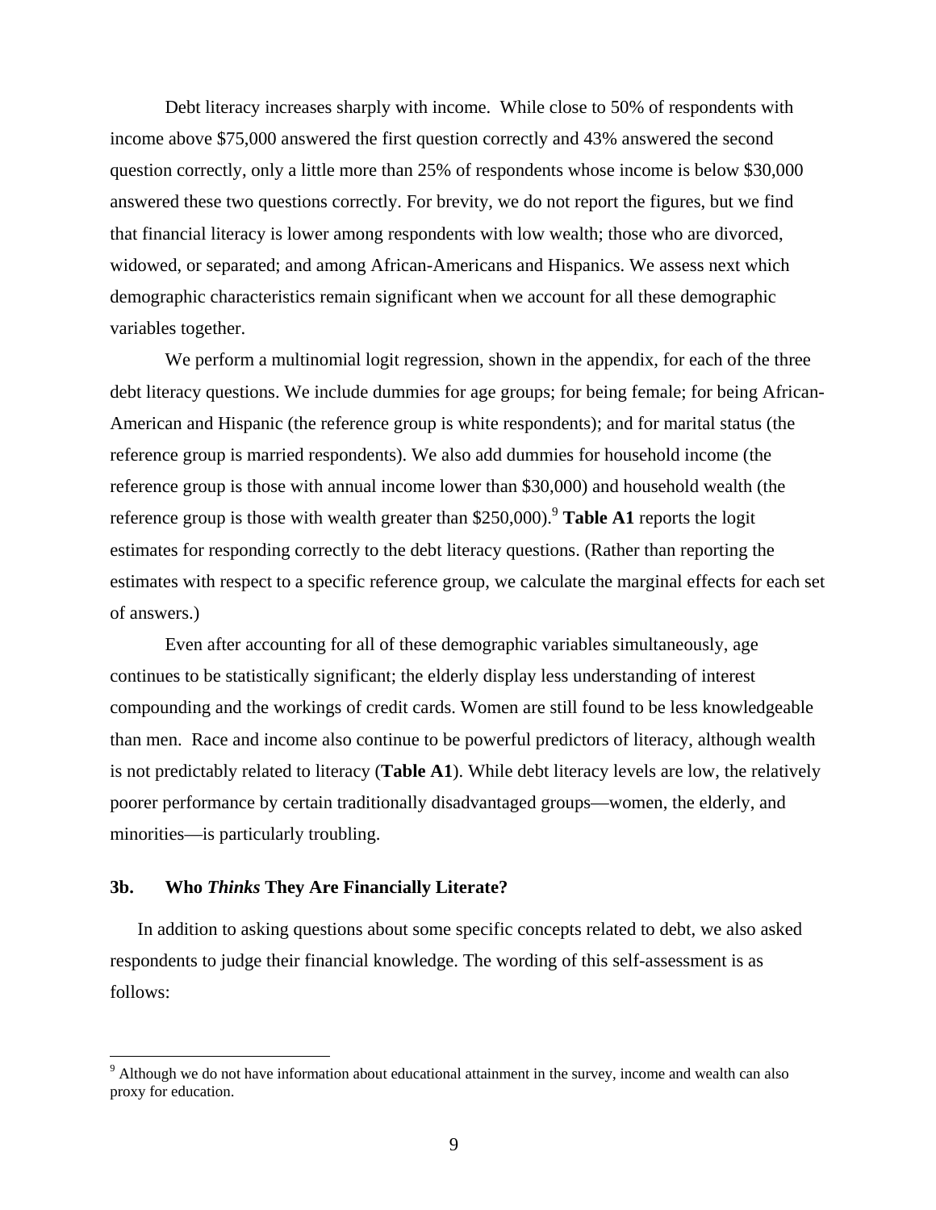Debt literacy increases sharply with income. While close to 50% of respondents with income above $75,000 answered the first question correctly and 43% answered the second question correctly, only a little more than 25% of respondents whose income is below $30,000 answered these two questions correctly. For brevity, we do not report the figures, but we find that financial literacy is lower among respondents with low wealth; those who are divorced, widowed, or separated; and among African-Americans and Hispanics. We assess next which demographic characteristics remain significant when we account for all these demographic variables together.

We perform a multinomial logit regression, shown in the appendix, for each of the three debt literacy questions. We include dummies for age groups; for being female; for being African-American and Hispanic (the reference group is white respondents); and for marital status (the reference group is married respondents). We also add dummies for household income (the reference group is those with annual income lower than $30,000) and household wealth (the reference group is those with wealth greater than $250,000).[9] **Table A1** reports the logit estimates for responding correctly to the debt literacy questions. (Rather than reporting the estimates with respect to a specific reference group, we calculate the marginal effects for each set of answers.)

Even after accounting for all of these demographic variables simultaneously, age continues to be statistically significant; the elderly display less understanding of interest compounding and the workings of credit cards. Women are still found to be less knowledgeable than men. Race and income also continue to be powerful predictors of literacy, although wealth is not predictably related to literacy (**Table A1**). While debt literacy levels are low, the relatively poorer performance by certain traditionally disadvantaged groups—women, the elderly, and minorities—is particularly troubling.

### 3b. Who *Thinks* They Are Financially Literate?

In addition to asking questions about some specific concepts related to debt, we also asked respondents to judge their financial knowledge. The wording of this self-assessment is as follows:

[9] Although we do not have information about educational attainment in the survey, income and wealth can also proxy for education.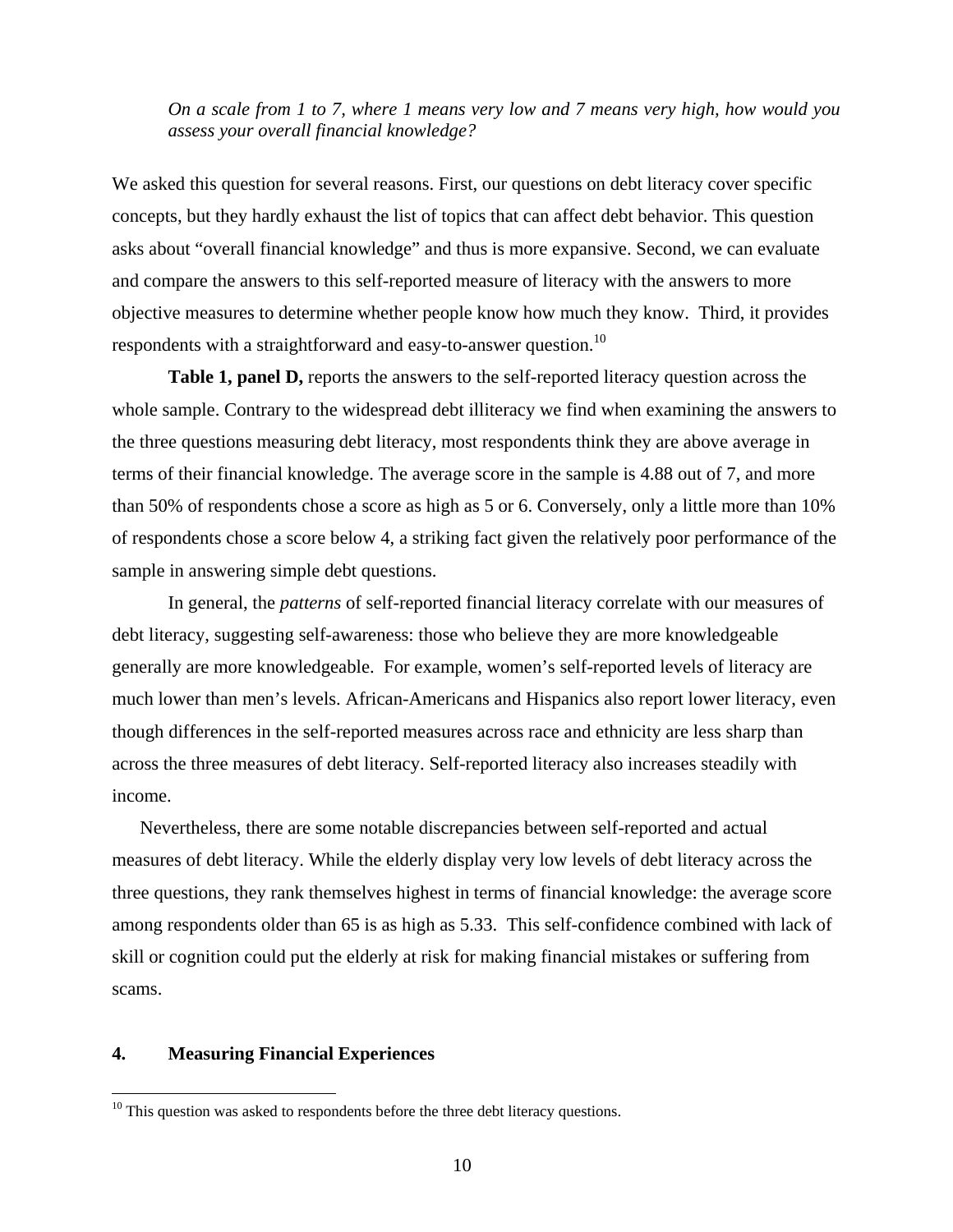*On a scale from 1 to 7, where 1 means very low and 7 means very high, how would you assess your overall financial knowledge?*

We asked this question for several reasons. First, our questions on debt literacy cover specific concepts, but they hardly exhaust the list of topics that can affect debt behavior. This question asks about "overall financial knowledge" and thus is more expansive. Second, we can evaluate and compare the answers to this self-reported measure of literacy with the answers to more objective measures to determine whether people know how much they know. Third, it provides respondents with a straightforward and easy-to-answer question.[10]

**Table 1, panel D,** reports the answers to the self-reported literacy question across the whole sample. Contrary to the widespread debt illiteracy we find when examining the answers to the three questions measuring debt literacy, most respondents think they are above average in terms of their financial knowledge. The average score in the sample is 4.88 out of 7, and more than 50% of respondents chose a score as high as 5 or 6. Conversely, only a little more than 10% of respondents chose a score below 4, a striking fact given the relatively poor performance of the sample in answering simple debt questions.

In general, the *patterns* of self-reported financial literacy correlate with our measures of debt literacy, suggesting self-awareness: those who believe they are more knowledgeable generally are more knowledgeable. For example, women's self-reported levels of literacy are much lower than men's levels. African-Americans and Hispanics also report lower literacy, even though differences in the self-reported measures across race and ethnicity are less sharp than across the three measures of debt literacy. Self-reported literacy also increases steadily with income.

Nevertheless, there are some notable discrepancies between self-reported and actual measures of debt literacy. While the elderly display very low levels of debt literacy across the three questions, they rank themselves highest in terms of financial knowledge: the average score among respondents older than 65 is as high as 5.33. This self-confidence combined with lack of skill or cognition could put the elderly at risk for making financial mistakes or suffering from scams.

## 4. Measuring Financial Experiences

[10] This question was asked to respondents before the three debt literacy questions.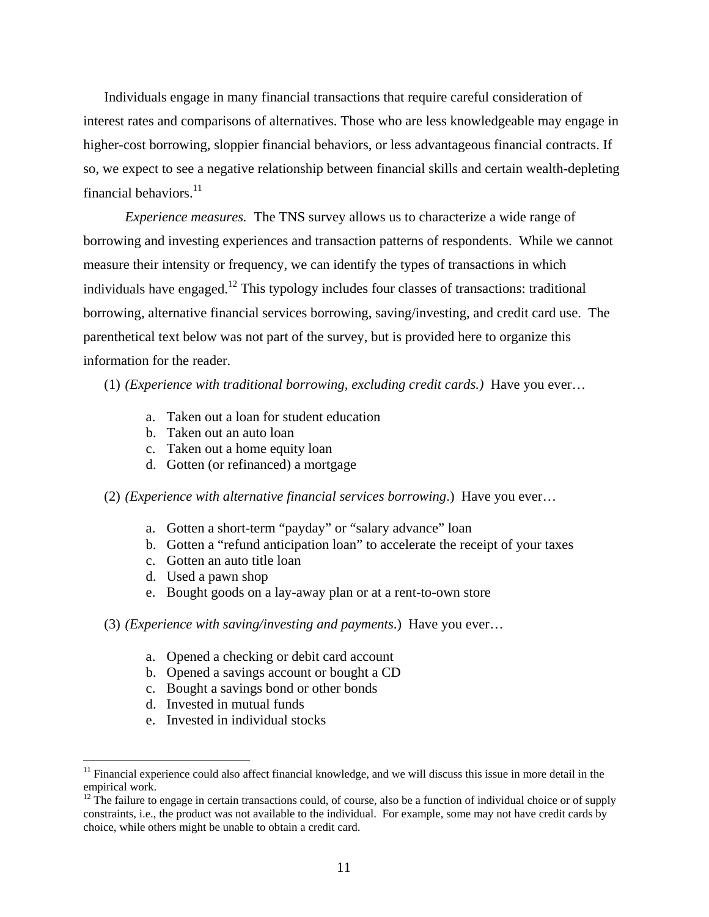Individuals engage in many financial transactions that require careful consideration of interest rates and comparisons of alternatives. Those who are less knowledgeable may engage in higher-cost borrowing, sloppier financial behaviors, or less advantageous financial contracts. If so, we expect to see a negative relationship between financial skills and certain wealth-depleting financial behaviors.[11]

*Experience measures.* The TNS survey allows us to characterize a wide range of borrowing and investing experiences and transaction patterns of respondents. While we cannot measure their intensity or frequency, we can identify the types of transactions in which individuals have engaged.[12] This typology includes four classes of transactions: traditional borrowing, alternative financial services borrowing, saving/investing, and credit card use. The parenthetical text below was not part of the survey, but is provided here to organize this information for the reader.

(1) *(Experience with traditional borrowing, excluding credit cards.)* Have you ever…

a. Taken out a loan for student education
b. Taken out an auto loan
c. Taken out a home equity loan
d. Gotten (or refinanced) a mortgage

(2) *(Experience with alternative financial services borrowing*.) Have you ever…

a. Gotten a short-term "payday" or "salary advance" loan
b. Gotten a "refund anticipation loan" to accelerate the receipt of your taxes
c. Gotten an auto title loan
d. Used a pawn shop
e. Bought goods on a lay-away plan or at a rent-to-own store

(3) *(Experience with saving/investing and payments*.) Have you ever…

a. Opened a checking or debit card account
b. Opened a savings account or bought a CD
c. Bought a savings bond or other bonds
d. Invested in mutual funds
e. Invested in individual stocks

---

[11] Financial experience could also affect financial knowledge, and we will discuss this issue in more detail in the empirical work.

[12] The failure to engage in certain transactions could, of course, also be a function of individual choice or of supply constraints, i.e., the product was not available to the individual. For example, some may not have credit cards by choice, while others might be unable to obtain a credit card.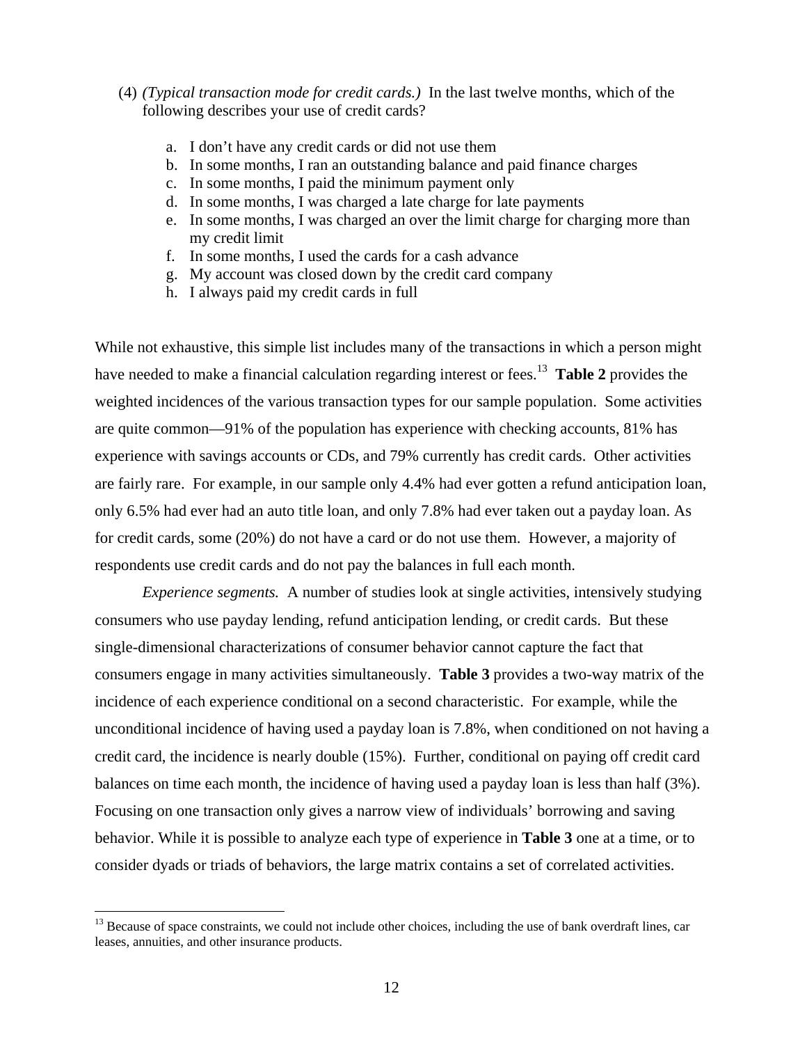(4) *(Typical transaction mode for credit cards.)* In the last twelve months, which of the following describes your use of credit cards?

a. I don't have any credit cards or did not use them
b. In some months, I ran an outstanding balance and paid finance charges
c. In some months, I paid the minimum payment only
d. In some months, I was charged a late charge for late payments
e. In some months, I was charged an over the limit charge for charging more than my credit limit
f. In some months, I used the cards for a cash advance
g. My account was closed down by the credit card company
h. I always paid my credit cards in full

While not exhaustive, this simple list includes many of the transactions in which a person might have needed to make a financial calculation regarding interest or fees.[13] **Table 2** provides the weighted incidences of the various transaction types for our sample population. Some activities are quite common—91% of the population has experience with checking accounts, 81% has experience with savings accounts or CDs, and 79% currently has credit cards. Other activities are fairly rare. For example, in our sample only 4.4% had ever gotten a refund anticipation loan, only 6.5% had ever had an auto title loan, and only 7.8% had ever taken out a payday loan. As for credit cards, some (20%) do not have a card or do not use them. However, a majority of respondents use credit cards and do not pay the balances in full each month.

*Experience segments.* A number of studies look at single activities, intensively studying consumers who use payday lending, refund anticipation lending, or credit cards. But these single-dimensional characterizations of consumer behavior cannot capture the fact that consumers engage in many activities simultaneously. **Table 3** provides a two-way matrix of the incidence of each experience conditional on a second characteristic. For example, while the unconditional incidence of having used a payday loan is 7.8%, when conditioned on not having a credit card, the incidence is nearly double (15%). Further, conditional on paying off credit card balances on time each month, the incidence of having used a payday loan is less than half (3%). Focusing on one transaction only gives a narrow view of individuals' borrowing and saving behavior. While it is possible to analyze each type of experience in **Table 3** one at a time, or to consider dyads or triads of behaviors, the large matrix contains a set of correlated activities.

[13] Because of space constraints, we could not include other choices, including the use of bank overdraft lines, car leases, annuities, and other insurance products.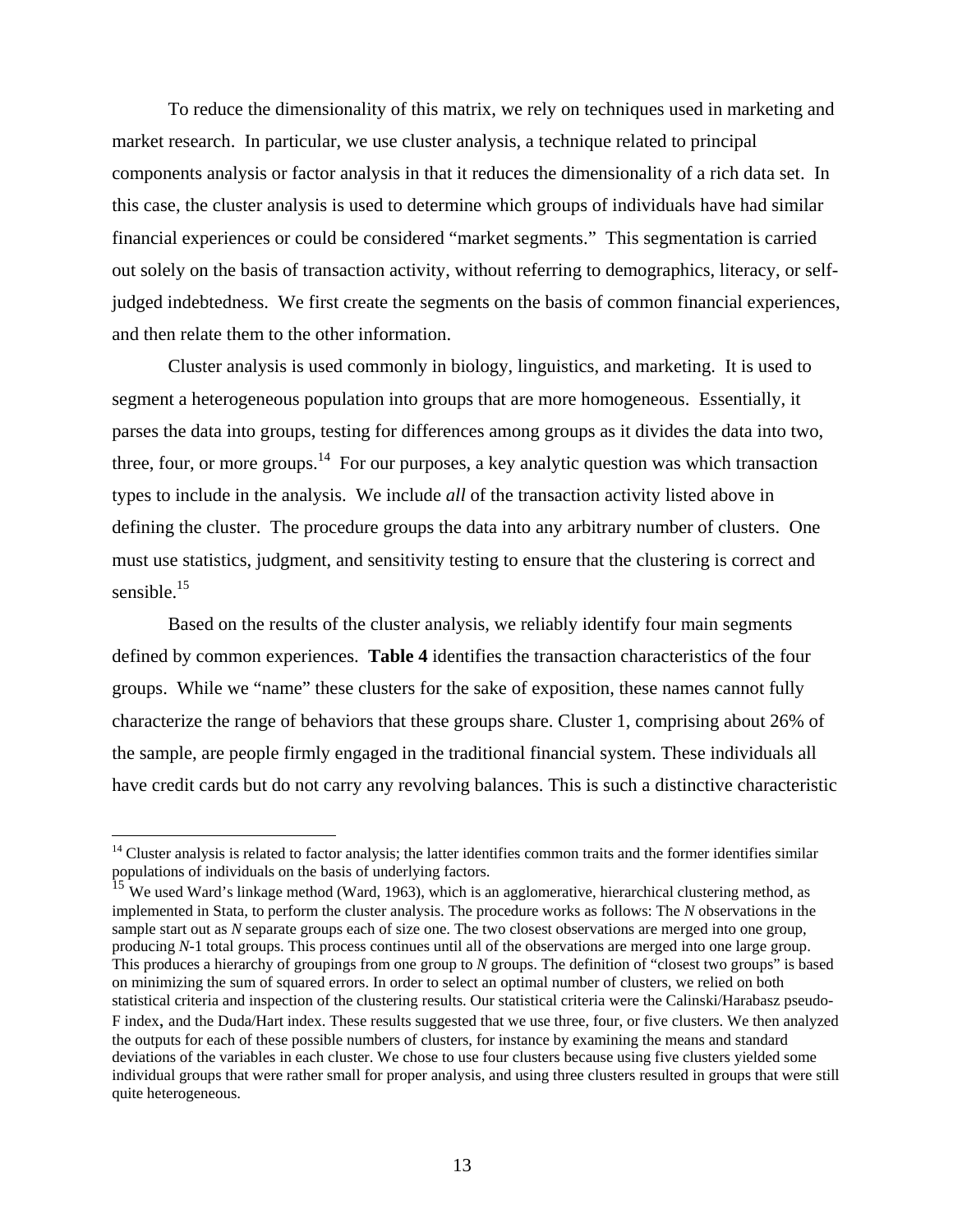To reduce the dimensionality of this matrix, we rely on techniques used in marketing and market research. In particular, we use cluster analysis, a technique related to principal components analysis or factor analysis in that it reduces the dimensionality of a rich data set. In this case, the cluster analysis is used to determine which groups of individuals have had similar financial experiences or could be considered "market segments." This segmentation is carried out solely on the basis of transaction activity, without referring to demographics, literacy, or self-judged indebtedness. We first create the segments on the basis of common financial experiences, and then relate them to the other information.

Cluster analysis is used commonly in biology, linguistics, and marketing. It is used to segment a heterogeneous population into groups that are more homogeneous. Essentially, it parses the data into groups, testing for differences among groups as it divides the data into two, three, four, or more groups.[14] For our purposes, a key analytic question was which transaction types to include in the analysis. We include *all* of the transaction activity listed above in defining the cluster. The procedure groups the data into any arbitrary number of clusters. One must use statistics, judgment, and sensitivity testing to ensure that the clustering is correct and sensible.[15]

Based on the results of the cluster analysis, we reliably identify four main segments defined by common experiences. **Table 4** identifies the transaction characteristics of the four groups. While we "name" these clusters for the sake of exposition, these names cannot fully characterize the range of behaviors that these groups share. Cluster 1, comprising about 26% of the sample, are people firmly engaged in the traditional financial system. These individuals all have credit cards but do not carry any revolving balances. This is such a distinctive characteristic

[14] Cluster analysis is related to factor analysis; the latter identifies common traits and the former identifies similar populations of individuals on the basis of underlying factors.

[15] We used Ward's linkage method (Ward, 1963), which is an agglomerative, hierarchical clustering method, as implemented in Stata, to perform the cluster analysis. The procedure works as follows: The *N* observations in the sample start out as *N* separate groups each of size one. The two closest observations are merged into one group, producing *N*-1 total groups. This process continues until all of the observations are merged into one large group. This produces a hierarchy of groupings from one group to *N* groups. The definition of "closest two groups" is based on minimizing the sum of squared errors. In order to select an optimal number of clusters, we relied on both statistical criteria and inspection of the clustering results. Our statistical criteria were the Calinski/Harabasz pseudo-F index, and the Duda/Hart index. These results suggested that we use three, four, or five clusters. We then analyzed the outputs for each of these possible numbers of clusters, for instance by examining the means and standard deviations of the variables in each cluster. We chose to use four clusters because using five clusters yielded some individual groups that were rather small for proper analysis, and using three clusters resulted in groups that were still quite heterogeneous.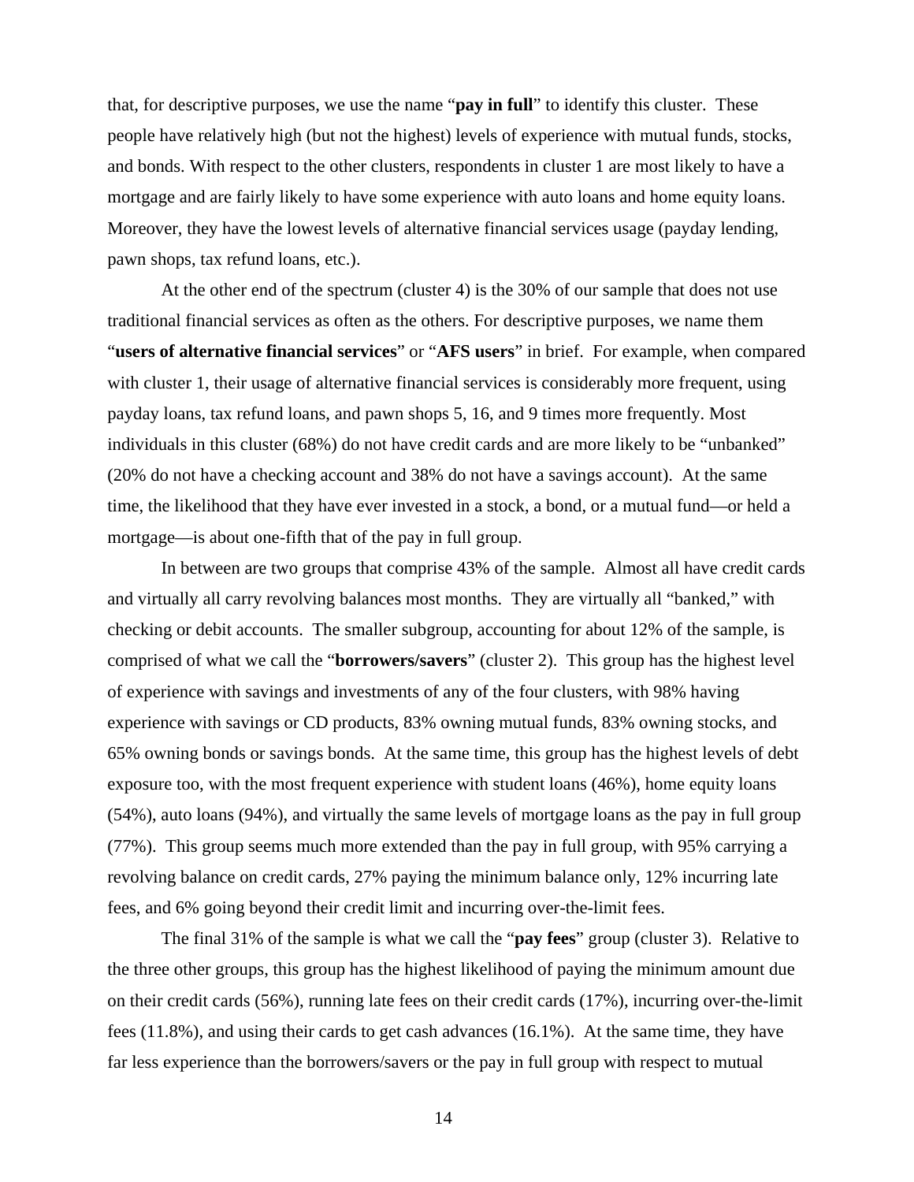that, for descriptive purposes, we use the name "**pay in full**" to identify this cluster. These people have relatively high (but not the highest) levels of experience with mutual funds, stocks, and bonds. With respect to the other clusters, respondents in cluster 1 are most likely to have a mortgage and are fairly likely to have some experience with auto loans and home equity loans. Moreover, they have the lowest levels of alternative financial services usage (payday lending, pawn shops, tax refund loans, etc.).

At the other end of the spectrum (cluster 4) is the 30% of our sample that does not use traditional financial services as often as the others. For descriptive purposes, we name them "**users of alternative financial services**" or "**AFS users**" in brief. For example, when compared with cluster 1, their usage of alternative financial services is considerably more frequent, using payday loans, tax refund loans, and pawn shops 5, 16, and 9 times more frequently. Most individuals in this cluster (68%) do not have credit cards and are more likely to be "unbanked" (20% do not have a checking account and 38% do not have a savings account). At the same time, the likelihood that they have ever invested in a stock, a bond, or a mutual fund—or held a mortgage—is about one-fifth that of the pay in full group.

In between are two groups that comprise 43% of the sample. Almost all have credit cards and virtually all carry revolving balances most months. They are virtually all "banked," with checking or debit accounts. The smaller subgroup, accounting for about 12% of the sample, is comprised of what we call the "**borrowers/savers**" (cluster 2). This group has the highest level of experience with savings and investments of any of the four clusters, with 98% having experience with savings or CD products, 83% owning mutual funds, 83% owning stocks, and 65% owning bonds or savings bonds. At the same time, this group has the highest levels of debt exposure too, with the most frequent experience with student loans (46%), home equity loans (54%), auto loans (94%), and virtually the same levels of mortgage loans as the pay in full group (77%). This group seems much more extended than the pay in full group, with 95% carrying a revolving balance on credit cards, 27% paying the minimum balance only, 12% incurring late fees, and 6% going beyond their credit limit and incurring over-the-limit fees.

The final 31% of the sample is what we call the "**pay fees**" group (cluster 3). Relative to the three other groups, this group has the highest likelihood of paying the minimum amount due on their credit cards (56%), running late fees on their credit cards (17%), incurring over-the-limit fees (11.8%), and using their cards to get cash advances (16.1%). At the same time, they have far less experience than the borrowers/savers or the pay in full group with respect to mutual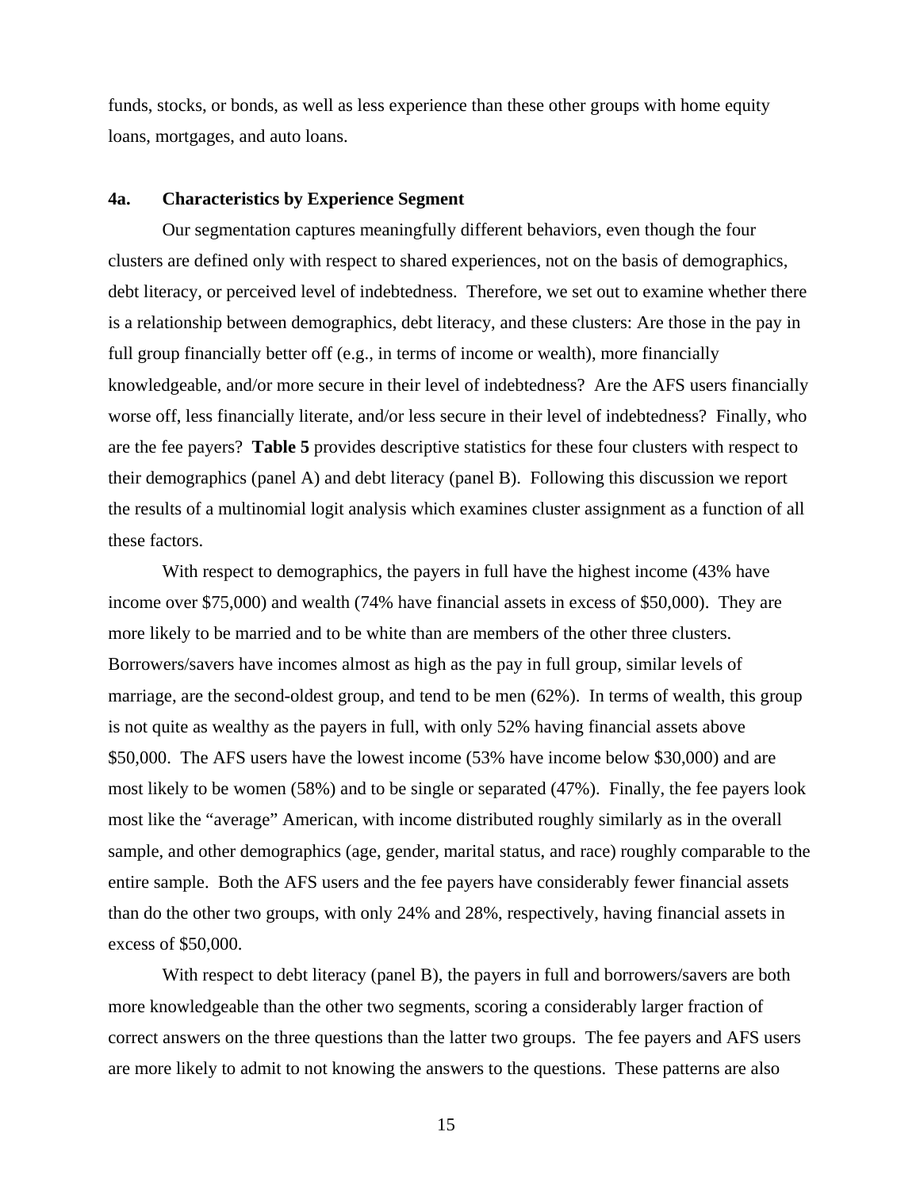funds, stocks, or bonds, as well as less experience than these other groups with home equity loans, mortgages, and auto loans.

### 4a. Characteristics by Experience Segment

Our segmentation captures meaningfully different behaviors, even though the four clusters are defined only with respect to shared experiences, not on the basis of demographics, debt literacy, or perceived level of indebtedness. Therefore, we set out to examine whether there is a relationship between demographics, debt literacy, and these clusters: Are those in the pay in full group financially better off (e.g., in terms of income or wealth), more financially knowledgeable, and/or more secure in their level of indebtedness? Are the AFS users financially worse off, less financially literate, and/or less secure in their level of indebtedness? Finally, who are the fee payers? **Table 5** provides descriptive statistics for these four clusters with respect to their demographics (panel A) and debt literacy (panel B). Following this discussion we report the results of a multinomial logit analysis which examines cluster assignment as a function of all these factors.

With respect to demographics, the payers in full have the highest income (43% have income over $75,000) and wealth (74% have financial assets in excess of $50,000). They are more likely to be married and to be white than are members of the other three clusters. Borrowers/savers have incomes almost as high as the pay in full group, similar levels of marriage, are the second-oldest group, and tend to be men (62%). In terms of wealth, this group is not quite as wealthy as the payers in full, with only 52% having financial assets above $50,000. The AFS users have the lowest income (53% have income below $30,000) and are most likely to be women (58%) and to be single or separated (47%). Finally, the fee payers look most like the "average" American, with income distributed roughly similarly as in the overall sample, and other demographics (age, gender, marital status, and race) roughly comparable to the entire sample. Both the AFS users and the fee payers have considerably fewer financial assets than do the other two groups, with only 24% and 28%, respectively, having financial assets in excess of $50,000.

With respect to debt literacy (panel B), the payers in full and borrowers/savers are both more knowledgeable than the other two segments, scoring a considerably larger fraction of correct answers on the three questions than the latter two groups. The fee payers and AFS users are more likely to admit to not knowing the answers to the questions. These patterns are also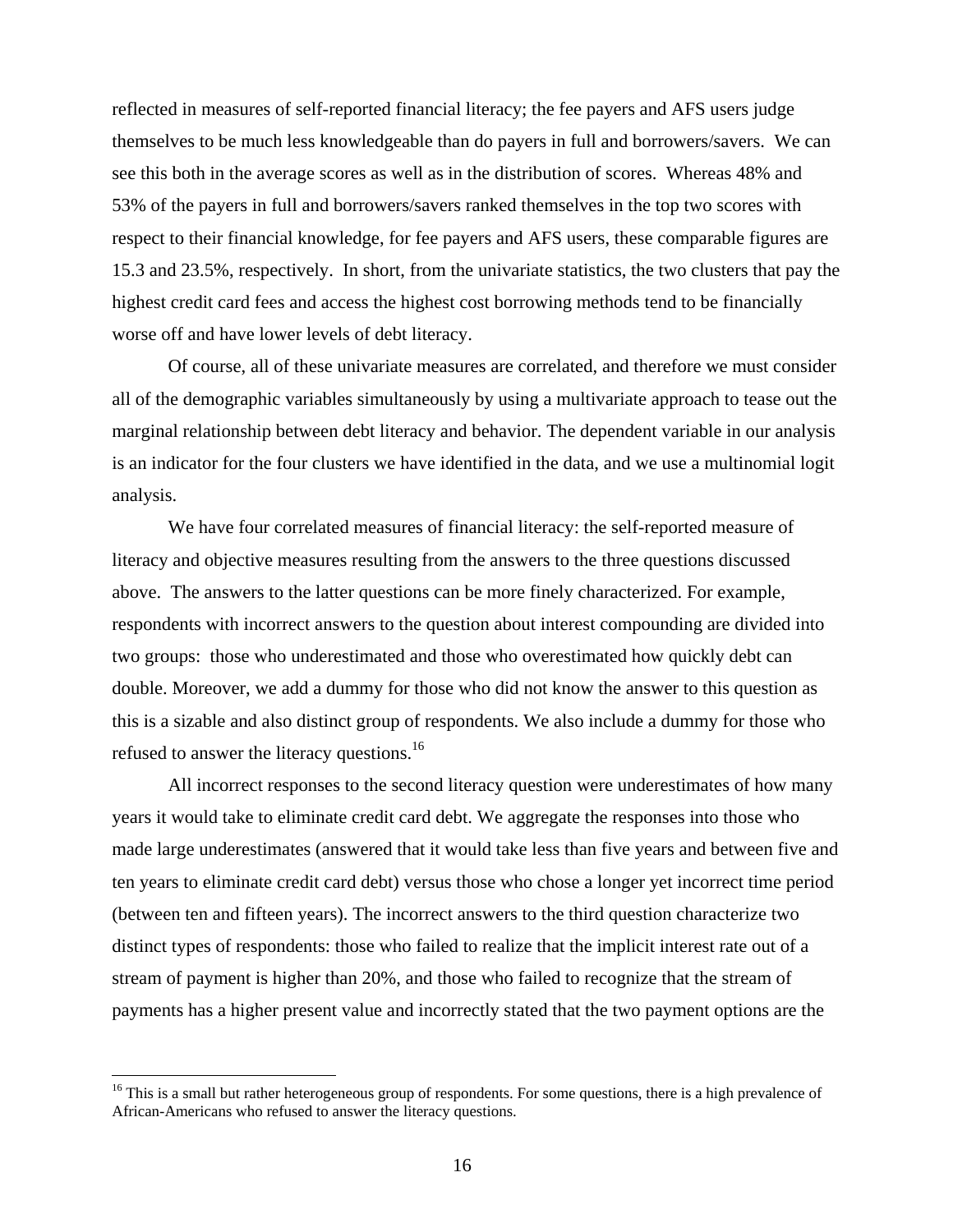reflected in measures of self-reported financial literacy; the fee payers and AFS users judge themselves to be much less knowledgeable than do payers in full and borrowers/savers. We can see this both in the average scores as well as in the distribution of scores. Whereas 48% and 53% of the payers in full and borrowers/savers ranked themselves in the top two scores with respect to their financial knowledge, for fee payers and AFS users, these comparable figures are 15.3 and 23.5%, respectively. In short, from the univariate statistics, the two clusters that pay the highest credit card fees and access the highest cost borrowing methods tend to be financially worse off and have lower levels of debt literacy.

Of course, all of these univariate measures are correlated, and therefore we must consider all of the demographic variables simultaneously by using a multivariate approach to tease out the marginal relationship between debt literacy and behavior. The dependent variable in our analysis is an indicator for the four clusters we have identified in the data, and we use a multinomial logit analysis.

We have four correlated measures of financial literacy: the self-reported measure of literacy and objective measures resulting from the answers to the three questions discussed above. The answers to the latter questions can be more finely characterized. For example, respondents with incorrect answers to the question about interest compounding are divided into two groups: those who underestimated and those who overestimated how quickly debt can double. Moreover, we add a dummy for those who did not know the answer to this question as this is a sizable and also distinct group of respondents. We also include a dummy for those who refused to answer the literacy questions.[16]

All incorrect responses to the second literacy question were underestimates of how many years it would take to eliminate credit card debt. We aggregate the responses into those who made large underestimates (answered that it would take less than five years and between five and ten years to eliminate credit card debt) versus those who chose a longer yet incorrect time period (between ten and fifteen years). The incorrect answers to the third question characterize two distinct types of respondents: those who failed to realize that the implicit interest rate out of a stream of payment is higher than 20%, and those who failed to recognize that the stream of payments has a higher present value and incorrectly stated that the two payment options are the

[16] This is a small but rather heterogeneous group of respondents. For some questions, there is a high prevalence of African-Americans who refused to answer the literacy questions.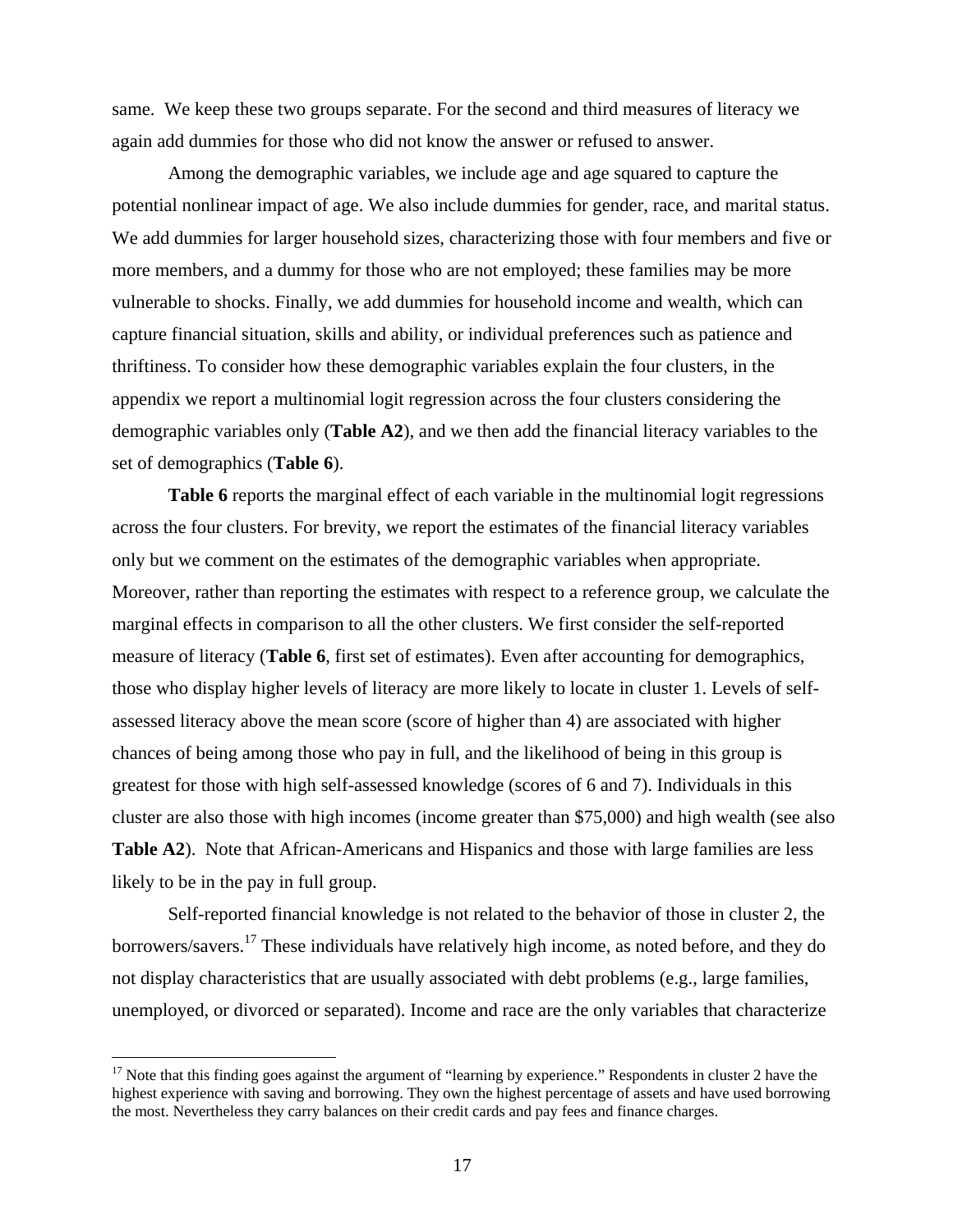same. We keep these two groups separate. For the second and third measures of literacy we again add dummies for those who did not know the answer or refused to answer.

Among the demographic variables, we include age and age squared to capture the potential nonlinear impact of age. We also include dummies for gender, race, and marital status. We add dummies for larger household sizes, characterizing those with four members and five or more members, and a dummy for those who are not employed; these families may be more vulnerable to shocks. Finally, we add dummies for household income and wealth, which can capture financial situation, skills and ability, or individual preferences such as patience and thriftiness. To consider how these demographic variables explain the four clusters, in the appendix we report a multinomial logit regression across the four clusters considering the demographic variables only (**Table A2**), and we then add the financial literacy variables to the set of demographics (**Table 6**).

**Table 6** reports the marginal effect of each variable in the multinomial logit regressions across the four clusters. For brevity, we report the estimates of the financial literacy variables only but we comment on the estimates of the demographic variables when appropriate. Moreover, rather than reporting the estimates with respect to a reference group, we calculate the marginal effects in comparison to all the other clusters. We first consider the self-reported measure of literacy (**Table 6**, first set of estimates). Even after accounting for demographics, those who display higher levels of literacy are more likely to locate in cluster 1. Levels of self-assessed literacy above the mean score (score of higher than 4) are associated with higher chances of being among those who pay in full, and the likelihood of being in this group is greatest for those with high self-assessed knowledge (scores of 6 and 7). Individuals in this cluster are also those with high incomes (income greater than $75,000) and high wealth (see also **Table A2**). Note that African-Americans and Hispanics and those with large families are less likely to be in the pay in full group.

Self-reported financial knowledge is not related to the behavior of those in cluster 2, the borrowers/savers.[17] These individuals have relatively high income, as noted before, and they do not display characteristics that are usually associated with debt problems (e.g., large families, unemployed, or divorced or separated). Income and race are the only variables that characterize

[17] Note that this finding goes against the argument of "learning by experience." Respondents in cluster 2 have the highest experience with saving and borrowing. They own the highest percentage of assets and have used borrowing the most. Nevertheless they carry balances on their credit cards and pay fees and finance charges.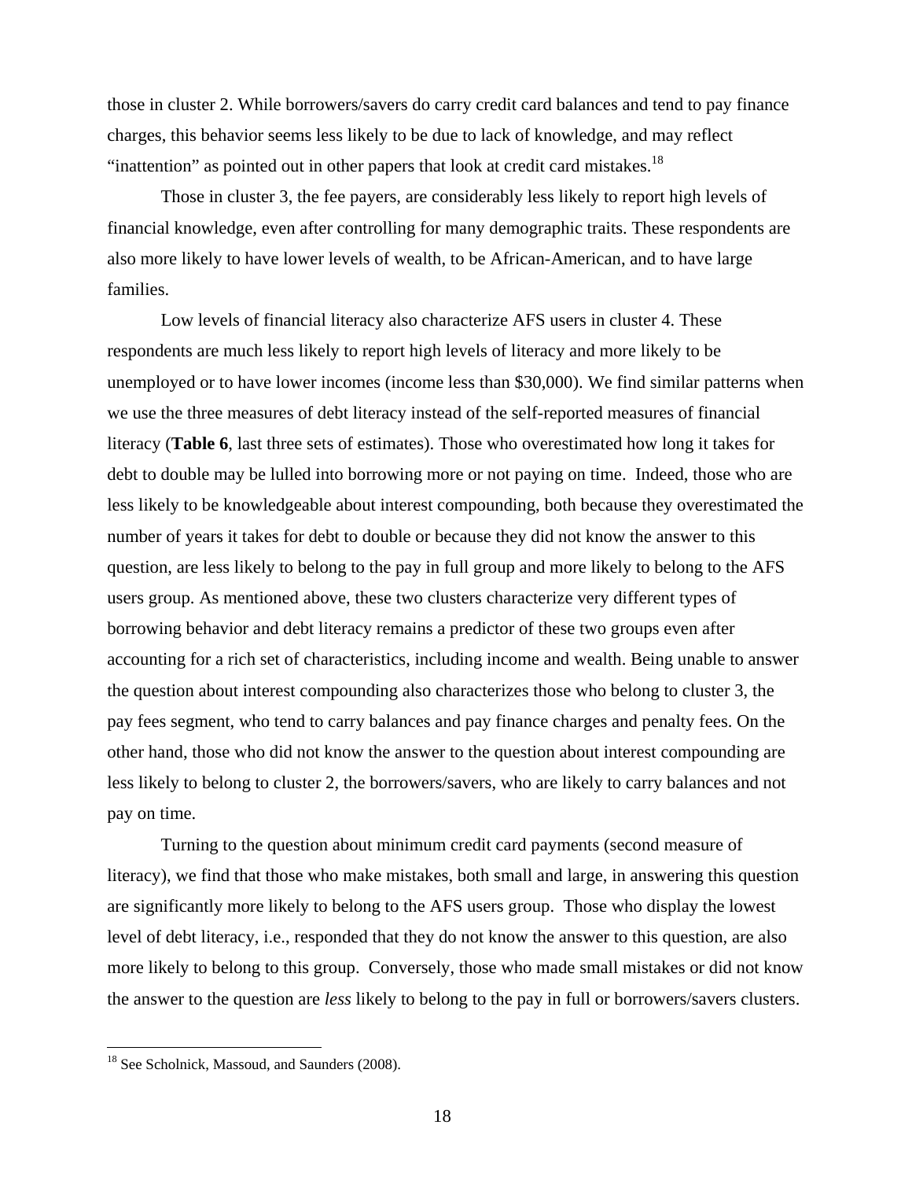those in cluster 2. While borrowers/savers do carry credit card balances and tend to pay finance charges, this behavior seems less likely to be due to lack of knowledge, and may reflect "inattention" as pointed out in other papers that look at credit card mistakes.[18]

Those in cluster 3, the fee payers, are considerably less likely to report high levels of financial knowledge, even after controlling for many demographic traits. These respondents are also more likely to have lower levels of wealth, to be African-American, and to have large families.

Low levels of financial literacy also characterize AFS users in cluster 4. These respondents are much less likely to report high levels of literacy and more likely to be unemployed or to have lower incomes (income less than $30,000). We find similar patterns when we use the three measures of debt literacy instead of the self-reported measures of financial literacy (**Table 6**, last three sets of estimates). Those who overestimated how long it takes for debt to double may be lulled into borrowing more or not paying on time. Indeed, those who are less likely to be knowledgeable about interest compounding, both because they overestimated the number of years it takes for debt to double or because they did not know the answer to this question, are less likely to belong to the pay in full group and more likely to belong to the AFS users group. As mentioned above, these two clusters characterize very different types of borrowing behavior and debt literacy remains a predictor of these two groups even after accounting for a rich set of characteristics, including income and wealth. Being unable to answer the question about interest compounding also characterizes those who belong to cluster 3, the pay fees segment, who tend to carry balances and pay finance charges and penalty fees. On the other hand, those who did not know the answer to the question about interest compounding are less likely to belong to cluster 2, the borrowers/savers, who are likely to carry balances and not pay on time.

Turning to the question about minimum credit card payments (second measure of literacy), we find that those who make mistakes, both small and large, in answering this question are significantly more likely to belong to the AFS users group. Those who display the lowest level of debt literacy, i.e., responded that they do not know the answer to this question, are also more likely to belong to this group. Conversely, those who made small mistakes or did not know the answer to the question are *less* likely to belong to the pay in full or borrowers/savers clusters.

[18] See Scholnick, Massoud, and Saunders (2008).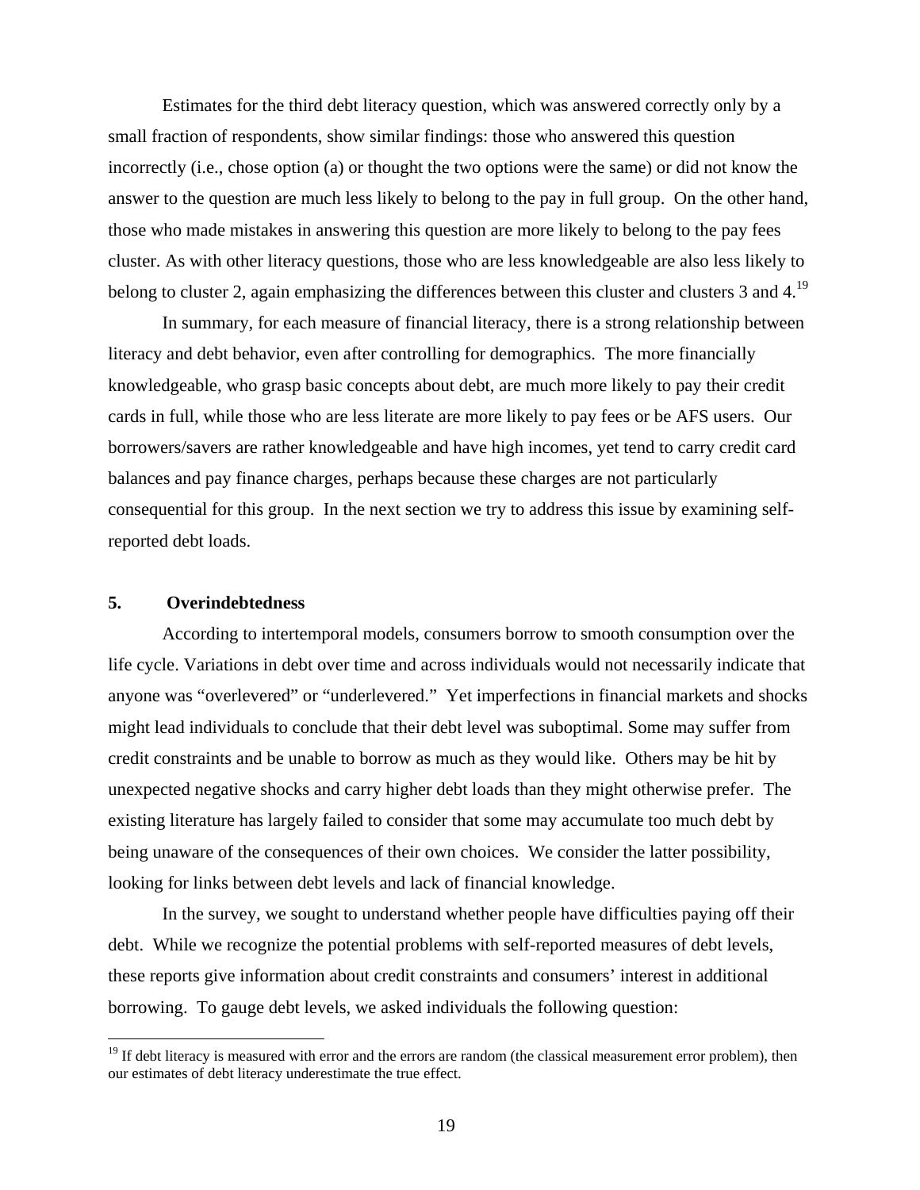Estimates for the third debt literacy question, which was answered correctly only by a small fraction of respondents, show similar findings: those who answered this question incorrectly (i.e., chose option (a) or thought the two options were the same) or did not know the answer to the question are much less likely to belong to the pay in full group. On the other hand, those who made mistakes in answering this question are more likely to belong to the pay fees cluster. As with other literacy questions, those who are less knowledgeable are also less likely to belong to cluster 2, again emphasizing the differences between this cluster and clusters 3 and 4.[19]

In summary, for each measure of financial literacy, there is a strong relationship between literacy and debt behavior, even after controlling for demographics. The more financially knowledgeable, who grasp basic concepts about debt, are much more likely to pay their credit cards in full, while those who are less literate are more likely to pay fees or be AFS users. Our borrowers/savers are rather knowledgeable and have high incomes, yet tend to carry credit card balances and pay finance charges, perhaps because these charges are not particularly consequential for this group. In the next section we try to address this issue by examining self-reported debt loads.

## 5. Overindebtedness

According to intertemporal models, consumers borrow to smooth consumption over the life cycle. Variations in debt over time and across individuals would not necessarily indicate that anyone was "overlevered" or "underlevered." Yet imperfections in financial markets and shocks might lead individuals to conclude that their debt level was suboptimal. Some may suffer from credit constraints and be unable to borrow as much as they would like. Others may be hit by unexpected negative shocks and carry higher debt loads than they might otherwise prefer. The existing literature has largely failed to consider that some may accumulate too much debt by being unaware of the consequences of their own choices. We consider the latter possibility, looking for links between debt levels and lack of financial knowledge.

In the survey, we sought to understand whether people have difficulties paying off their debt. While we recognize the potential problems with self-reported measures of debt levels, these reports give information about credit constraints and consumers' interest in additional borrowing. To gauge debt levels, we asked individuals the following question:

[19] If debt literacy is measured with error and the errors are random (the classical measurement error problem), then our estimates of debt literacy underestimate the true effect.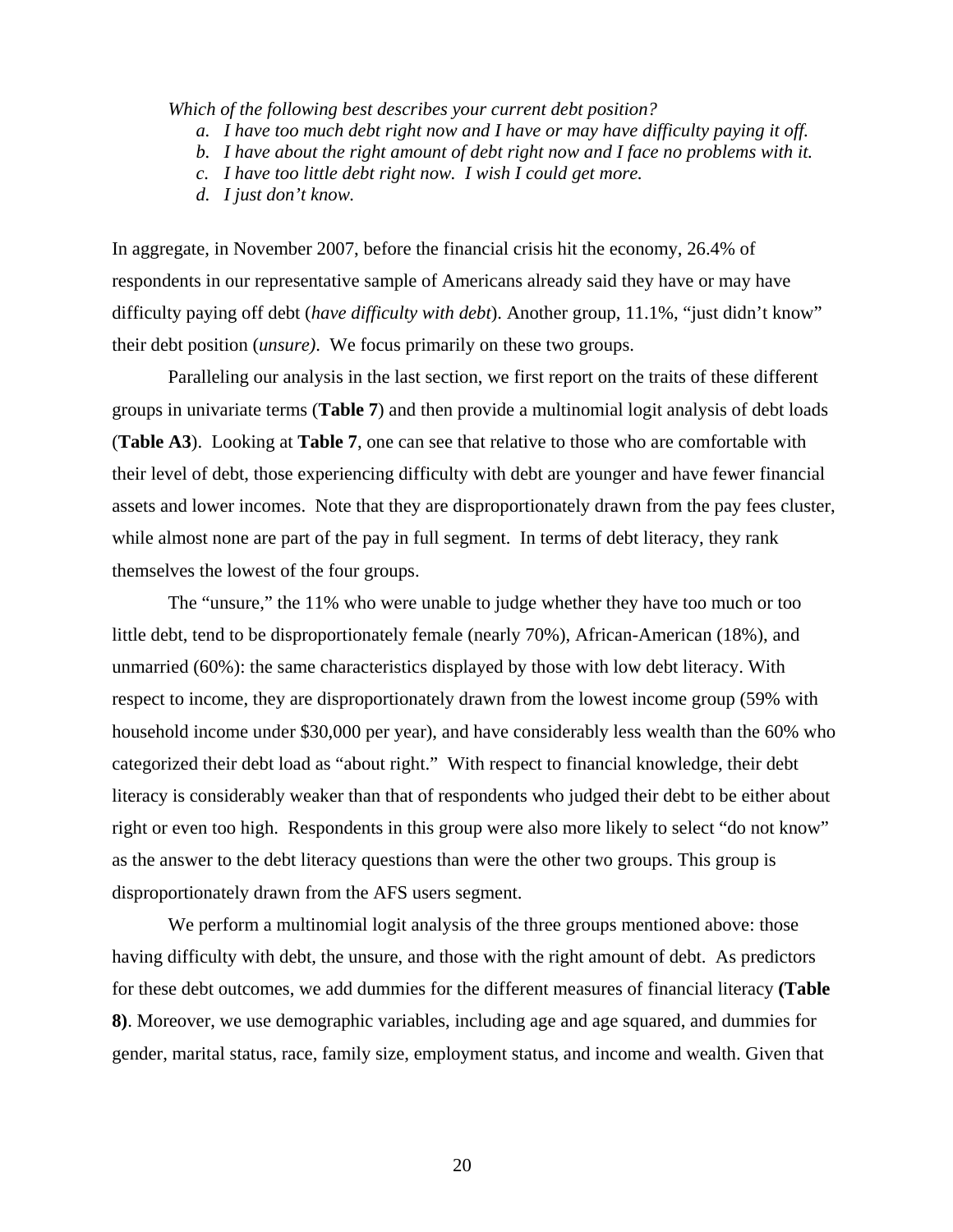*Which of the following best describes your current debt position?*

- a. *I have too much debt right now and I have or may have difficulty paying it off.*
- b. *I have about the right amount of debt right now and I face no problems with it.*
- c. *I have too little debt right now. I wish I could get more.*
- d. *I just don't know.*

In aggregate, in November 2007, before the financial crisis hit the economy, 26.4% of respondents in our representative sample of Americans already said they have or may have difficulty paying off debt (*have difficulty with debt*). Another group, 11.1%, "just didn't know" their debt position (*unsure)*. We focus primarily on these two groups.

Paralleling our analysis in the last section, we first report on the traits of these different groups in univariate terms (**Table 7**) and then provide a multinomial logit analysis of debt loads (**Table A3**). Looking at **Table 7**, one can see that relative to those who are comfortable with their level of debt, those experiencing difficulty with debt are younger and have fewer financial assets and lower incomes. Note that they are disproportionately drawn from the pay fees cluster, while almost none are part of the pay in full segment. In terms of debt literacy, they rank themselves the lowest of the four groups.

The "unsure," the 11% who were unable to judge whether they have too much or too little debt, tend to be disproportionately female (nearly 70%), African-American (18%), and unmarried (60%): the same characteristics displayed by those with low debt literacy. With respect to income, they are disproportionately drawn from the lowest income group (59% with household income under $30,000 per year), and have considerably less wealth than the 60% who categorized their debt load as "about right." With respect to financial knowledge, their debt literacy is considerably weaker than that of respondents who judged their debt to be either about right or even too high. Respondents in this group were also more likely to select "do not know" as the answer to the debt literacy questions than were the other two groups. This group is disproportionately drawn from the AFS users segment.

We perform a multinomial logit analysis of the three groups mentioned above: those having difficulty with debt, the unsure, and those with the right amount of debt. As predictors for these debt outcomes, we add dummies for the different measures of financial literacy **(Table 8)**. Moreover, we use demographic variables, including age and age squared, and dummies for gender, marital status, race, family size, employment status, and income and wealth. Given that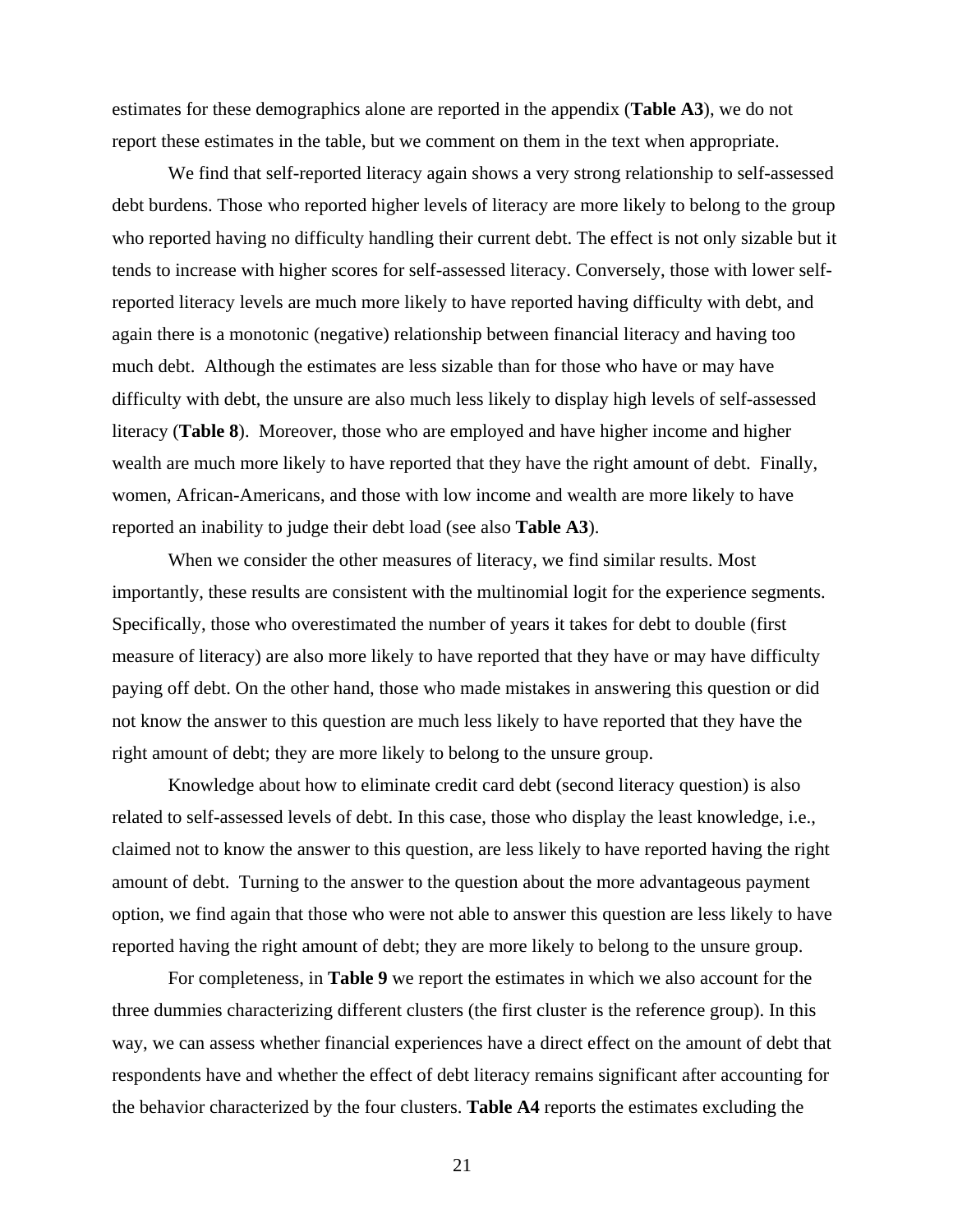estimates for these demographics alone are reported in the appendix (**Table A3**), we do not report these estimates in the table, but we comment on them in the text when appropriate.

We find that self-reported literacy again shows a very strong relationship to self-assessed debt burdens. Those who reported higher levels of literacy are more likely to belong to the group who reported having no difficulty handling their current debt. The effect is not only sizable but it tends to increase with higher scores for self-assessed literacy. Conversely, those with lower self-reported literacy levels are much more likely to have reported having difficulty with debt, and again there is a monotonic (negative) relationship between financial literacy and having too much debt. Although the estimates are less sizable than for those who have or may have difficulty with debt, the unsure are also much less likely to display high levels of self-assessed literacy (**Table 8**). Moreover, those who are employed and have higher income and higher wealth are much more likely to have reported that they have the right amount of debt. Finally, women, African-Americans, and those with low income and wealth are more likely to have reported an inability to judge their debt load (see also **Table A3**).

When we consider the other measures of literacy, we find similar results. Most importantly, these results are consistent with the multinomial logit for the experience segments. Specifically, those who overestimated the number of years it takes for debt to double (first measure of literacy) are also more likely to have reported that they have or may have difficulty paying off debt. On the other hand, those who made mistakes in answering this question or did not know the answer to this question are much less likely to have reported that they have the right amount of debt; they are more likely to belong to the unsure group.

Knowledge about how to eliminate credit card debt (second literacy question) is also related to self-assessed levels of debt. In this case, those who display the least knowledge, i.e., claimed not to know the answer to this question, are less likely to have reported having the right amount of debt. Turning to the answer to the question about the more advantageous payment option, we find again that those who were not able to answer this question are less likely to have reported having the right amount of debt; they are more likely to belong to the unsure group.

For completeness, in **Table 9** we report the estimates in which we also account for the three dummies characterizing different clusters (the first cluster is the reference group). In this way, we can assess whether financial experiences have a direct effect on the amount of debt that respondents have and whether the effect of debt literacy remains significant after accounting for the behavior characterized by the four clusters. **Table A4** reports the estimates excluding the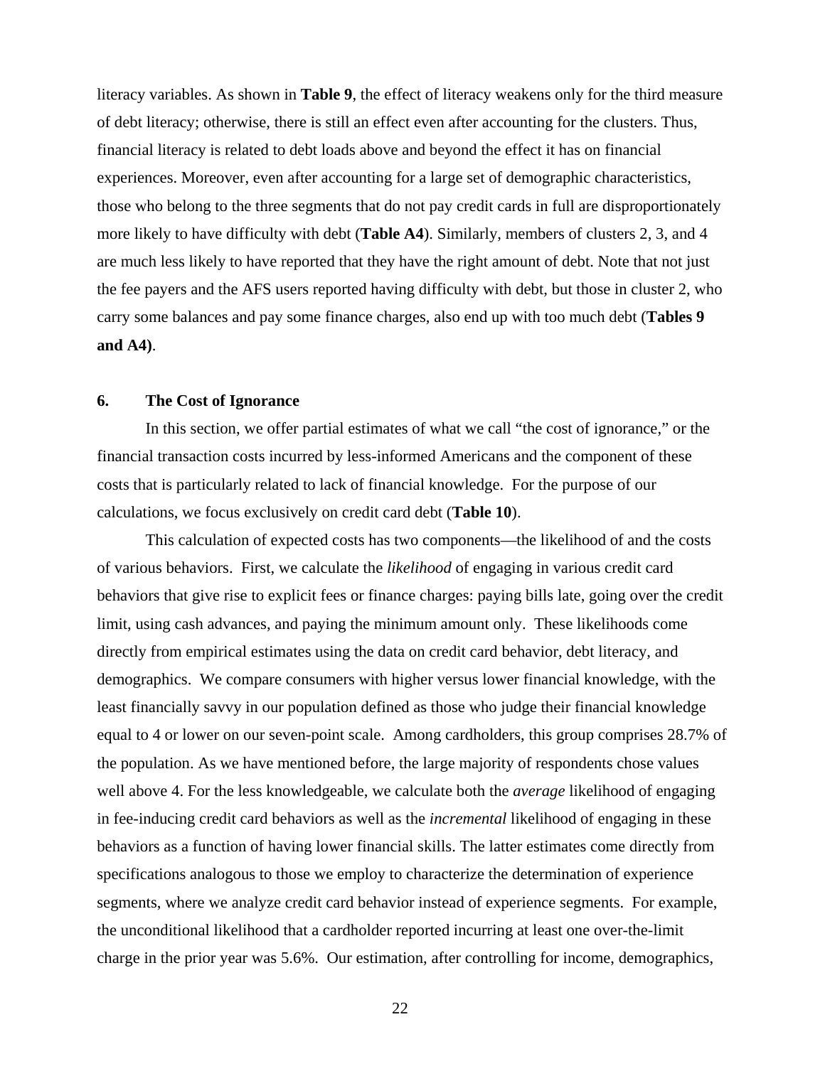literacy variables. As shown in **Table 9**, the effect of literacy weakens only for the third measure of debt literacy; otherwise, there is still an effect even after accounting for the clusters. Thus, financial literacy is related to debt loads above and beyond the effect it has on financial experiences. Moreover, even after accounting for a large set of demographic characteristics, those who belong to the three segments that do not pay credit cards in full are disproportionately more likely to have difficulty with debt (**Table A4**). Similarly, members of clusters 2, 3, and 4 are much less likely to have reported that they have the right amount of debt. Note that not just the fee payers and the AFS users reported having difficulty with debt, but those in cluster 2, who carry some balances and pay some finance charges, also end up with too much debt (**Tables 9 and A4)**.

## 6. The Cost of Ignorance

In this section, we offer partial estimates of what we call "the cost of ignorance," or the financial transaction costs incurred by less-informed Americans and the component of these costs that is particularly related to lack of financial knowledge. For the purpose of our calculations, we focus exclusively on credit card debt (**Table 10**).

This calculation of expected costs has two components—the likelihood of and the costs of various behaviors. First, we calculate the *likelihood* of engaging in various credit card behaviors that give rise to explicit fees or finance charges: paying bills late, going over the credit limit, using cash advances, and paying the minimum amount only. These likelihoods come directly from empirical estimates using the data on credit card behavior, debt literacy, and demographics. We compare consumers with higher versus lower financial knowledge, with the least financially savvy in our population defined as those who judge their financial knowledge equal to 4 or lower on our seven-point scale. Among cardholders, this group comprises 28.7% of the population. As we have mentioned before, the large majority of respondents chose values well above 4. For the less knowledgeable, we calculate both the *average* likelihood of engaging in fee-inducing credit card behaviors as well as the *incremental* likelihood of engaging in these behaviors as a function of having lower financial skills. The latter estimates come directly from specifications analogous to those we employ to characterize the determination of experience segments, where we analyze credit card behavior instead of experience segments. For example, the unconditional likelihood that a cardholder reported incurring at least one over-the-limit charge in the prior year was 5.6%. Our estimation, after controlling for income, demographics,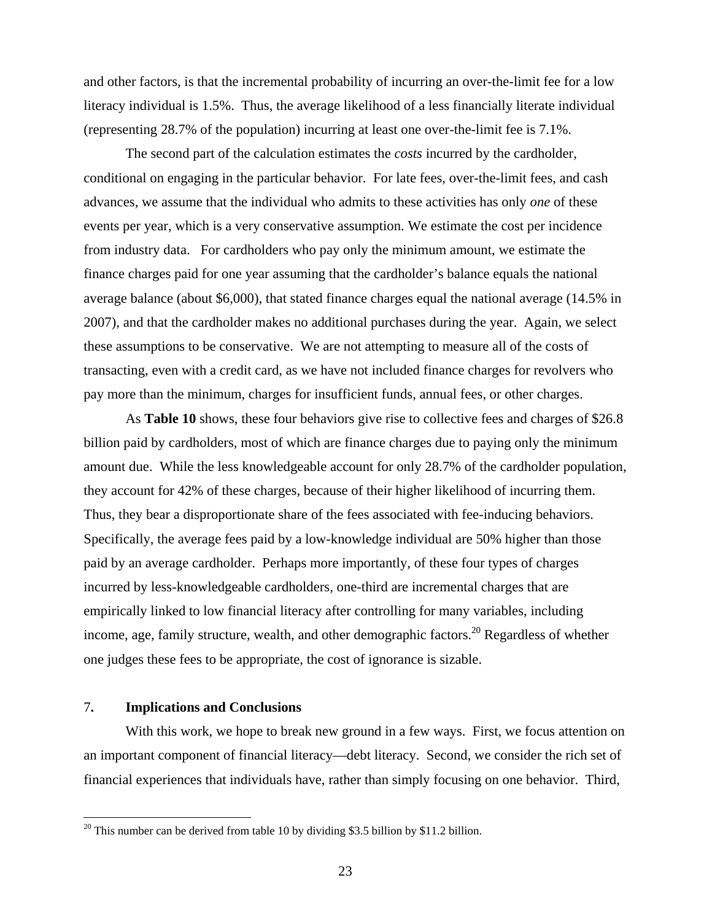and other factors, is that the incremental probability of incurring an over-the-limit fee for a low literacy individual is 1.5%. Thus, the average likelihood of a less financially literate individual (representing 28.7% of the population) incurring at least one over-the-limit fee is 7.1%.

The second part of the calculation estimates the *costs* incurred by the cardholder, conditional on engaging in the particular behavior. For late fees, over-the-limit fees, and cash advances, we assume that the individual who admits to these activities has only *one* of these events per year, which is a very conservative assumption. We estimate the cost per incidence from industry data. For cardholders who pay only the minimum amount, we estimate the finance charges paid for one year assuming that the cardholder's balance equals the national average balance (about $6,000), that stated finance charges equal the national average (14.5% in 2007), and that the cardholder makes no additional purchases during the year. Again, we select these assumptions to be conservative. We are not attempting to measure all of the costs of transacting, even with a credit card, as we have not included finance charges for revolvers who pay more than the minimum, charges for insufficient funds, annual fees, or other charges.

As **Table 10** shows, these four behaviors give rise to collective fees and charges of $26.8 billion paid by cardholders, most of which are finance charges due to paying only the minimum amount due. While the less knowledgeable account for only 28.7% of the cardholder population, they account for 42% of these charges, because of their higher likelihood of incurring them. Thus, they bear a disproportionate share of the fees associated with fee-inducing behaviors. Specifically, the average fees paid by a low-knowledge individual are 50% higher than those paid by an average cardholder. Perhaps more importantly, of these four types of charges incurred by less-knowledgeable cardholders, one-third are incremental charges that are empirically linked to low financial literacy after controlling for many variables, including income, age, family structure, wealth, and other demographic factors.[20] Regardless of whether one judges these fees to be appropriate, the cost of ignorance is sizable.

## 7. Implications and Conclusions

With this work, we hope to break new ground in a few ways. First, we focus attention on an important component of financial literacy—debt literacy. Second, we consider the rich set of financial experiences that individuals have, rather than simply focusing on one behavior. Third,

[20] This number can be derived from table 10 by dividing $3.5 billion by $11.2 billion.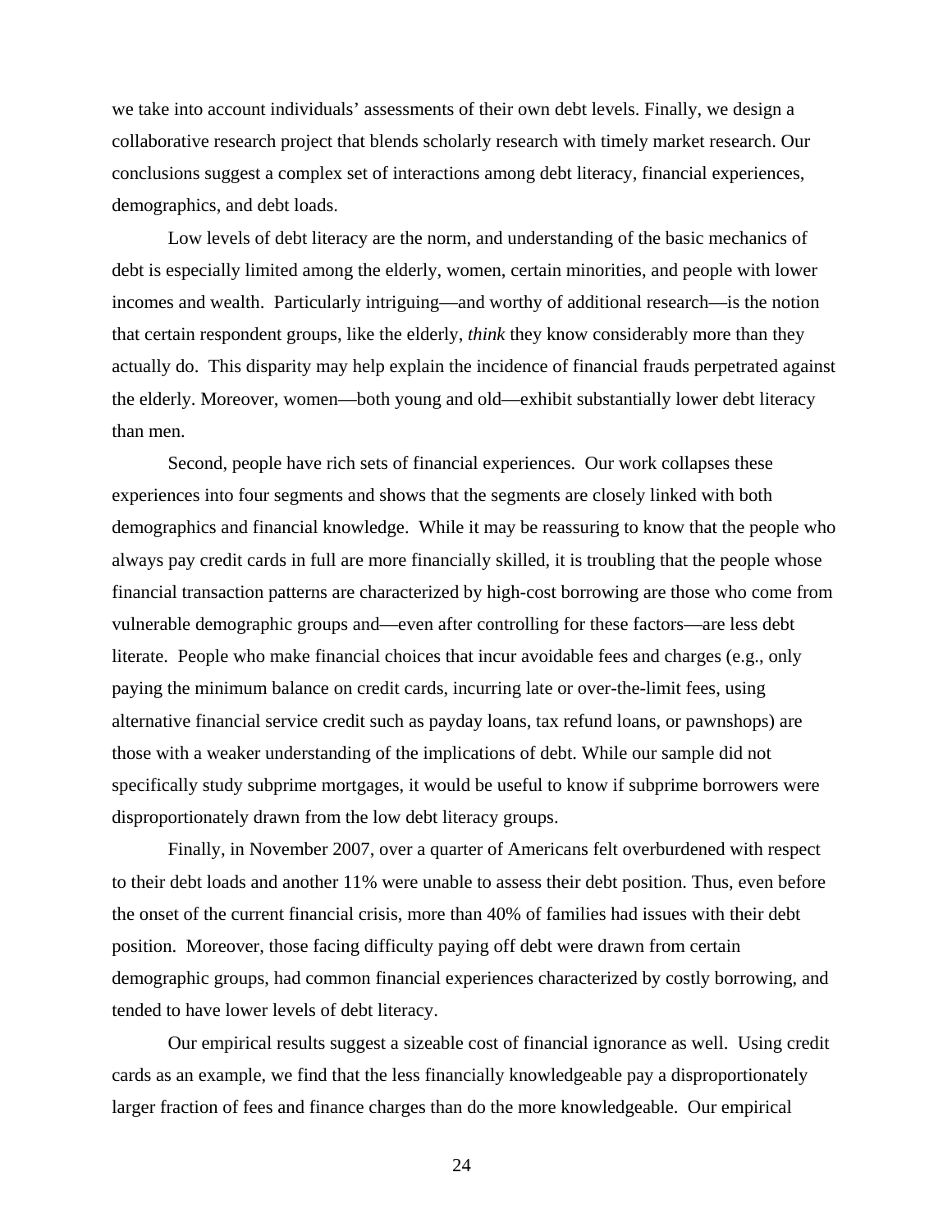we take into account individuals' assessments of their own debt levels. Finally, we design a collaborative research project that blends scholarly research with timely market research. Our conclusions suggest a complex set of interactions among debt literacy, financial experiences, demographics, and debt loads.

Low levels of debt literacy are the norm, and understanding of the basic mechanics of debt is especially limited among the elderly, women, certain minorities, and people with lower incomes and wealth. Particularly intriguing—and worthy of additional research—is the notion that certain respondent groups, like the elderly, *think* they know considerably more than they actually do. This disparity may help explain the incidence of financial frauds perpetrated against the elderly. Moreover, women—both young and old—exhibit substantially lower debt literacy than men.

Second, people have rich sets of financial experiences. Our work collapses these experiences into four segments and shows that the segments are closely linked with both demographics and financial knowledge. While it may be reassuring to know that the people who always pay credit cards in full are more financially skilled, it is troubling that the people whose financial transaction patterns are characterized by high-cost borrowing are those who come from vulnerable demographic groups and—even after controlling for these factors—are less debt literate. People who make financial choices that incur avoidable fees and charges (e.g., only paying the minimum balance on credit cards, incurring late or over-the-limit fees, using alternative financial service credit such as payday loans, tax refund loans, or pawnshops) are those with a weaker understanding of the implications of debt. While our sample did not specifically study subprime mortgages, it would be useful to know if subprime borrowers were disproportionately drawn from the low debt literacy groups.

Finally, in November 2007, over a quarter of Americans felt overburdened with respect to their debt loads and another 11% were unable to assess their debt position. Thus, even before the onset of the current financial crisis, more than 40% of families had issues with their debt position. Moreover, those facing difficulty paying off debt were drawn from certain demographic groups, had common financial experiences characterized by costly borrowing, and tended to have lower levels of debt literacy.

Our empirical results suggest a sizeable cost of financial ignorance as well. Using credit cards as an example, we find that the less financially knowledgeable pay a disproportionately larger fraction of fees and finance charges than do the more knowledgeable. Our empirical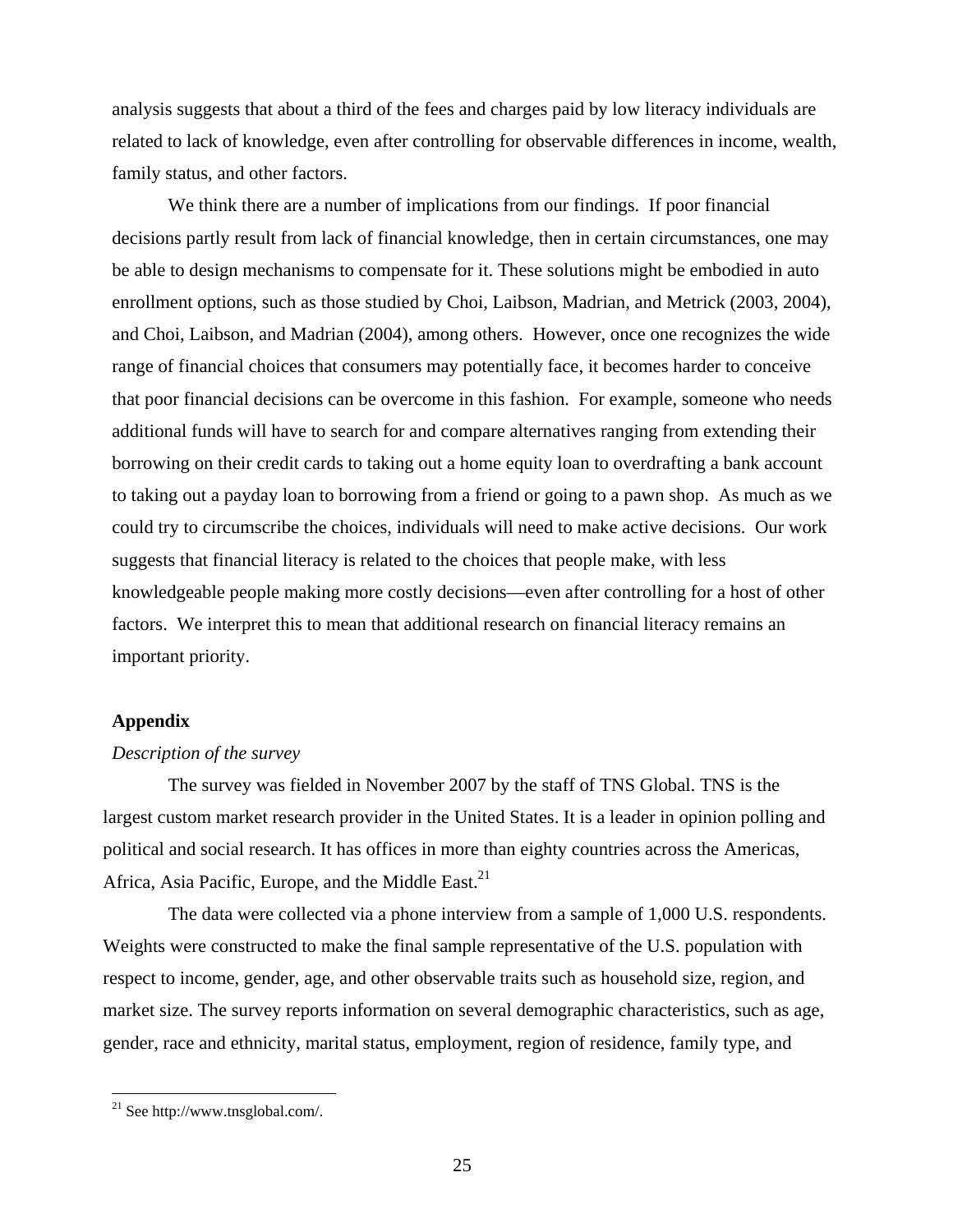analysis suggests that about a third of the fees and charges paid by low literacy individuals are related to lack of knowledge, even after controlling for observable differences in income, wealth, family status, and other factors.

We think there are a number of implications from our findings. If poor financial decisions partly result from lack of financial knowledge, then in certain circumstances, one may be able to design mechanisms to compensate for it. These solutions might be embodied in auto enrollment options, such as those studied by Choi, Laibson, Madrian, and Metrick (2003, 2004), and Choi, Laibson, and Madrian (2004), among others. However, once one recognizes the wide range of financial choices that consumers may potentially face, it becomes harder to conceive that poor financial decisions can be overcome in this fashion. For example, someone who needs additional funds will have to search for and compare alternatives ranging from extending their borrowing on their credit cards to taking out a home equity loan to overdrafting a bank account to taking out a payday loan to borrowing from a friend or going to a pawn shop. As much as we could try to circumscribe the choices, individuals will need to make active decisions. Our work suggests that financial literacy is related to the choices that people make, with less knowledgeable people making more costly decisions—even after controlling for a host of other factors. We interpret this to mean that additional research on financial literacy remains an important priority.

## Appendix

*Description of the survey*

The survey was fielded in November 2007 by the staff of TNS Global. TNS is the largest custom market research provider in the United States. It is a leader in opinion polling and political and social research. It has offices in more than eighty countries across the Americas, Africa, Asia Pacific, Europe, and the Middle East.[21]

The data were collected via a phone interview from a sample of 1,000 U.S. respondents. Weights were constructed to make the final sample representative of the U.S. population with respect to income, gender, age, and other observable traits such as household size, region, and market size. The survey reports information on several demographic characteristics, such as age, gender, race and ethnicity, marital status, employment, region of residence, family type, and

[21] See http://www.tnsglobal.com/.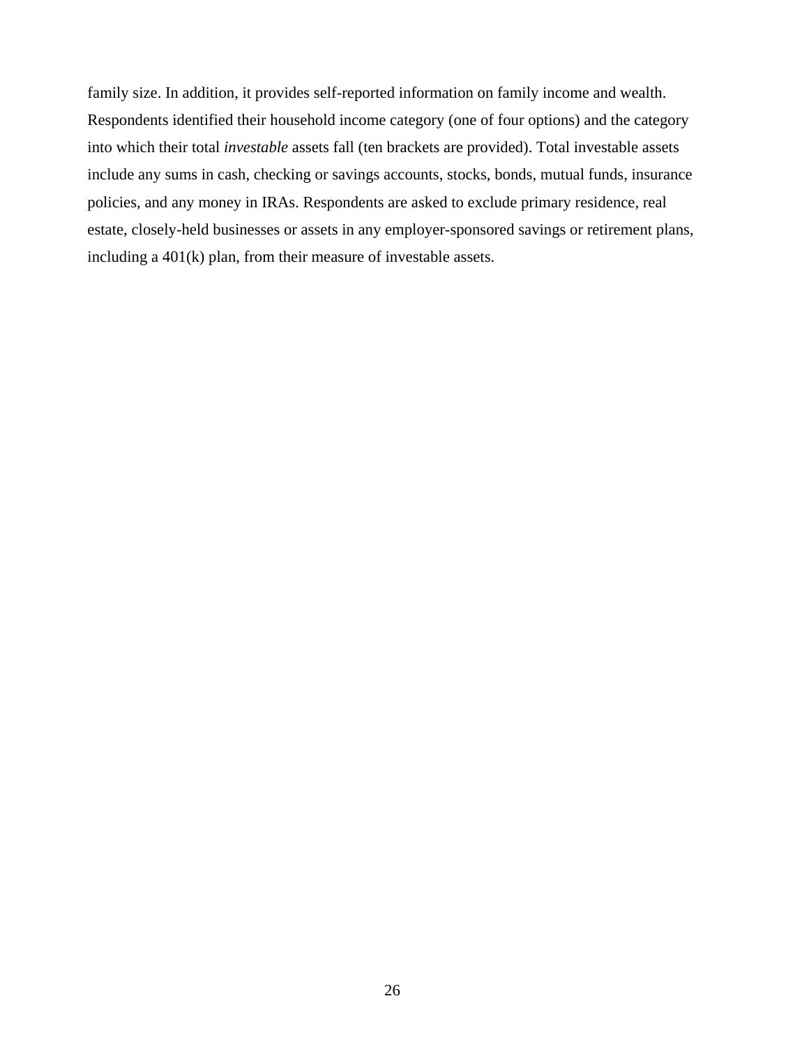family size. In addition, it provides self-reported information on family income and wealth. Respondents identified their household income category (one of four options) and the category into which their total *investable* assets fall (ten brackets are provided). Total investable assets include any sums in cash, checking or savings accounts, stocks, bonds, mutual funds, insurance policies, and any money in IRAs. Respondents are asked to exclude primary residence, real estate, closely-held businesses or assets in any employer-sponsored savings or retirement plans, including a 401(k) plan, from their measure of investable assets.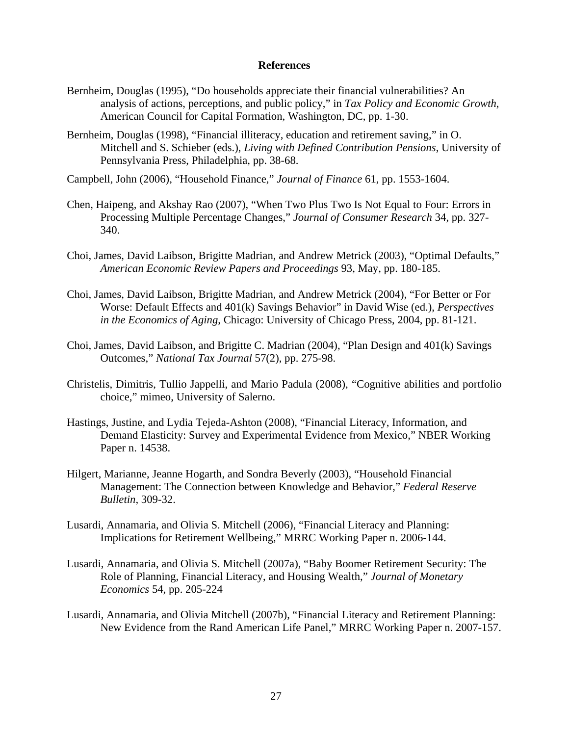# References

Bernheim, Douglas (1995), "Do households appreciate their financial vulnerabilities? An analysis of actions, perceptions, and public policy," in *Tax Policy and Economic Growth*, American Council for Capital Formation, Washington, DC, pp. 1-30.

Bernheim, Douglas (1998), "Financial illiteracy, education and retirement saving," in O. Mitchell and S. Schieber (eds.), *Living with Defined Contribution Pensions*, University of Pennsylvania Press, Philadelphia, pp. 38-68.

Campbell, John (2006), "Household Finance," *Journal of Finance* 61, pp. 1553-1604.

Chen, Haipeng, and Akshay Rao (2007), "When Two Plus Two Is Not Equal to Four: Errors in Processing Multiple Percentage Changes," *Journal of Consumer Research* 34, pp. 327-340.

Choi, James, David Laibson, Brigitte Madrian, and Andrew Metrick (2003), "Optimal Defaults," *American Economic Review Papers and Proceedings* 93, May, pp. 180-185.

Choi, James, David Laibson, Brigitte Madrian, and Andrew Metrick (2004), "For Better or For Worse: Default Effects and 401(k) Savings Behavior" in David Wise (ed.), *Perspectives in the Economics of Aging*, Chicago: University of Chicago Press, 2004, pp. 81-121.

Choi, James, David Laibson, and Brigitte C. Madrian (2004), "Plan Design and 401(k) Savings Outcomes," *National Tax Journal* 57(2), pp. 275-98.

Christelis, Dimitris, Tullio Jappelli, and Mario Padula (2008), "Cognitive abilities and portfolio choice," mimeo, University of Salerno.

Hastings, Justine, and Lydia Tejeda-Ashton (2008), "Financial Literacy, Information, and Demand Elasticity: Survey and Experimental Evidence from Mexico," NBER Working Paper n. 14538.

Hilgert, Marianne, Jeanne Hogarth, and Sondra Beverly (2003), "Household Financial Management: The Connection between Knowledge and Behavior," *Federal Reserve Bulletin*, 309-32.

Lusardi, Annamaria, and Olivia S. Mitchell (2006), "Financial Literacy and Planning: Implications for Retirement Wellbeing," MRRC Working Paper n. 2006-144.

Lusardi, Annamaria, and Olivia S. Mitchell (2007a), "Baby Boomer Retirement Security: The Role of Planning, Financial Literacy, and Housing Wealth," *Journal of Monetary Economics* 54, pp. 205-224

Lusardi, Annamaria, and Olivia Mitchell (2007b), "Financial Literacy and Retirement Planning: New Evidence from the Rand American Life Panel," MRRC Working Paper n. 2007-157.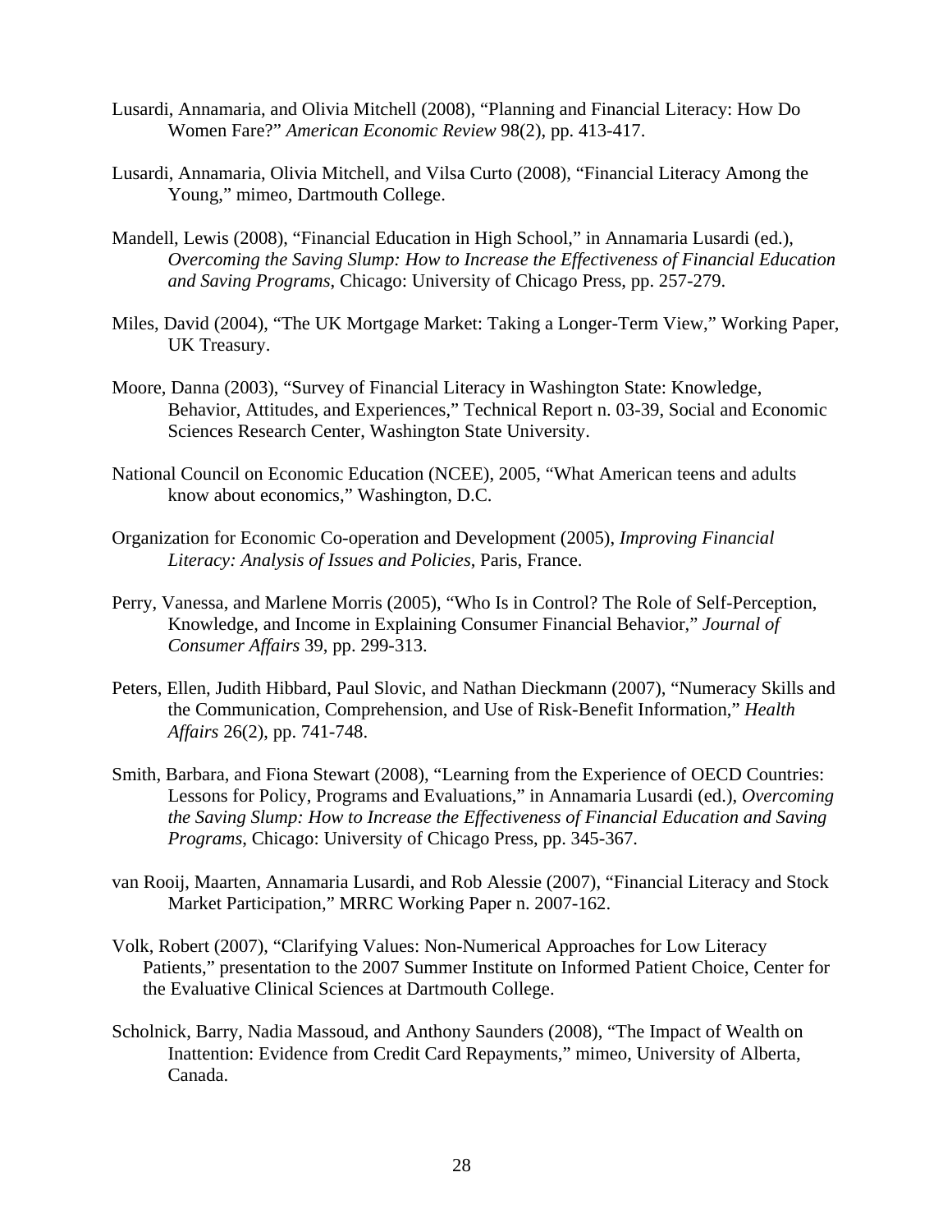Lusardi, Annamaria, and Olivia Mitchell (2008), "Planning and Financial Literacy: How Do Women Fare?" *American Economic Review* 98(2), pp. 413-417.

Lusardi, Annamaria, Olivia Mitchell, and Vilsa Curto (2008), "Financial Literacy Among the Young," mimeo, Dartmouth College.

Mandell, Lewis (2008), "Financial Education in High School," in Annamaria Lusardi (ed.), *Overcoming the Saving Slump: How to Increase the Effectiveness of Financial Education and Saving Programs*, Chicago: University of Chicago Press, pp. 257-279.

Miles, David (2004), "The UK Mortgage Market: Taking a Longer-Term View," Working Paper, UK Treasury.

Moore, Danna (2003), "Survey of Financial Literacy in Washington State: Knowledge, Behavior, Attitudes, and Experiences," Technical Report n. 03-39, Social and Economic Sciences Research Center, Washington State University.

National Council on Economic Education (NCEE), 2005, "What American teens and adults know about economics," Washington, D.C.

Organization for Economic Co-operation and Development (2005), *Improving Financial Literacy: Analysis of Issues and Policies*, Paris, France.

Perry, Vanessa, and Marlene Morris (2005), "Who Is in Control? The Role of Self-Perception, Knowledge, and Income in Explaining Consumer Financial Behavior," *Journal of Consumer Affairs* 39, pp. 299-313.

Peters, Ellen, Judith Hibbard, Paul Slovic, and Nathan Dieckmann (2007), "Numeracy Skills and the Communication, Comprehension, and Use of Risk-Benefit Information," *Health Affairs* 26(2), pp. 741-748.

Smith, Barbara, and Fiona Stewart (2008), "Learning from the Experience of OECD Countries: Lessons for Policy, Programs and Evaluations," in Annamaria Lusardi (ed.), *Overcoming the Saving Slump: How to Increase the Effectiveness of Financial Education and Saving Programs*, Chicago: University of Chicago Press, pp. 345-367.

van Rooij, Maarten, Annamaria Lusardi, and Rob Alessie (2007), "Financial Literacy and Stock Market Participation," MRRC Working Paper n. 2007-162.

Volk, Robert (2007), "Clarifying Values: Non-Numerical Approaches for Low Literacy Patients," presentation to the 2007 Summer Institute on Informed Patient Choice, Center for the Evaluative Clinical Sciences at Dartmouth College.

Scholnick, Barry, Nadia Massoud, and Anthony Saunders (2008), "The Impact of Wealth on Inattention: Evidence from Credit Card Repayments," mimeo, University of Alberta, Canada.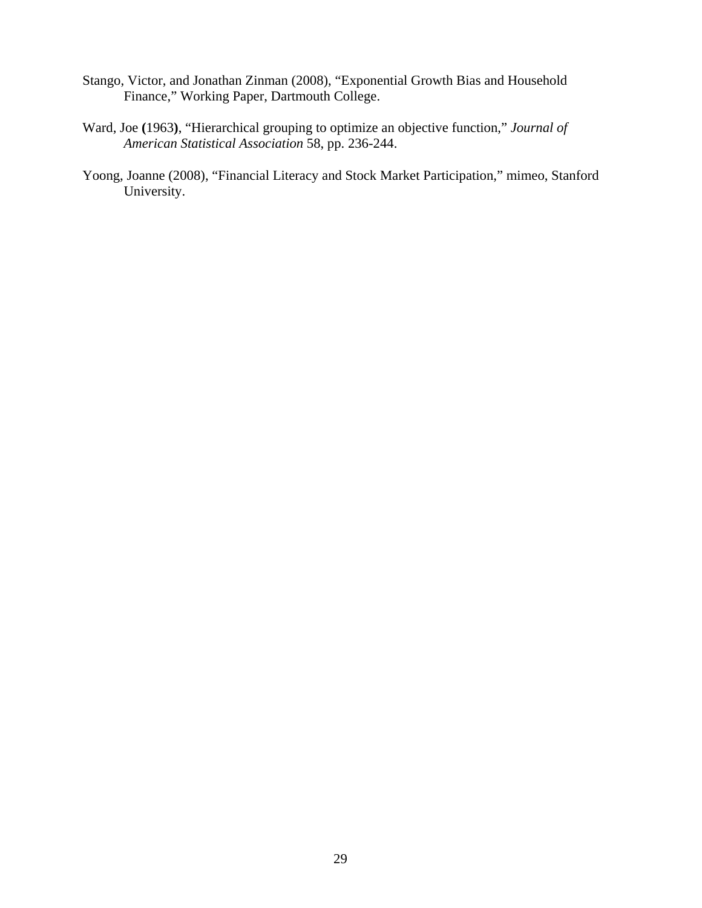Stango, Victor, and Jonathan Zinman (2008), "Exponential Growth Bias and Household Finance," Working Paper, Dartmouth College.

Ward, Joe **(**1963**)**, "Hierarchical grouping to optimize an objective function," *Journal of American Statistical Association* 58, pp. 236-244.

Yoong, Joanne (2008), "Financial Literacy and Stock Market Participation," mimeo, Stanford University.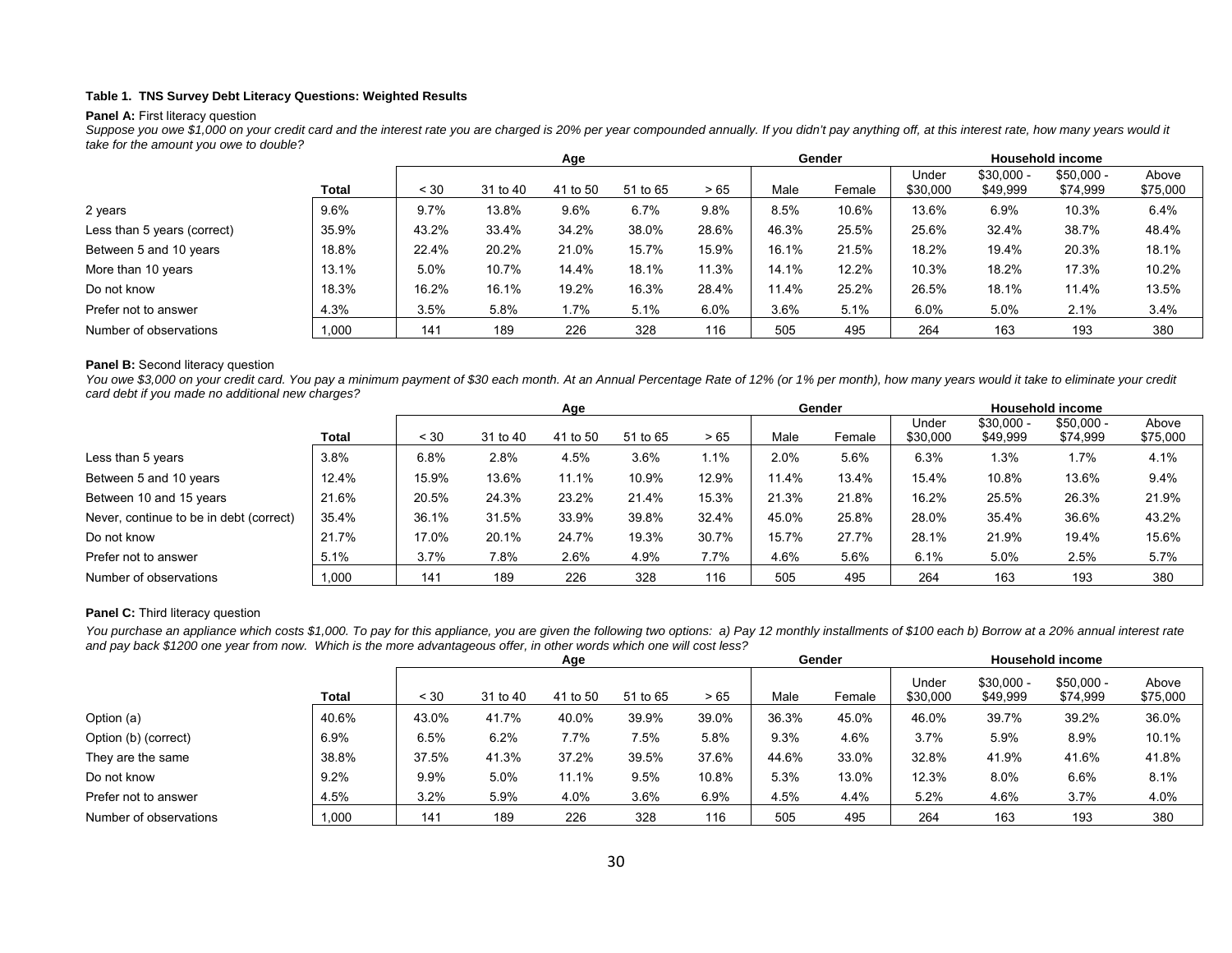**Table 1. TNS Survey Debt Literacy Questions: Weighted Results**

**Panel A:** First literacy question

*Suppose you owe $1,000 on your credit card and the interest rate you are charged is 20% per year compounded annually. If you didn't pay anything off, at this interest rate, how many years would it take for the amount you owe to double?*

| | | Age | | | | | Gender | | Household income | | | |
|---|---|---|---|---|---|---|---|---|---|---|---|---|
| | Total | < 30 | 31 to 40 | 41 to 50 | 51 to 65 | > 65 | Male | Female | Under $30,000 | $30,000 - $49,999 | $50,000 - $74,999 | Above $75,000 |
| 2 years | 9.6% | 9.7% | 13.8% | 9.6% | 6.7% | 9.8% | 8.5% | 10.6% | 13.6% | 6.9% | 10.3% | 6.4% |
| Less than 5 years (correct) | 35.9% | 43.2% | 33.4% | 34.2% | 38.0% | 28.6% | 46.3% | 25.5% | 25.6% | 32.4% | 38.7% | 48.4% |
| Between 5 and 10 years | 18.8% | 22.4% | 20.2% | 21.0% | 15.7% | 15.9% | 16.1% | 21.5% | 18.2% | 19.4% | 20.3% | 18.1% |
| More than 10 years | 13.1% | 5.0% | 10.7% | 14.4% | 18.1% | 11.3% | 14.1% | 12.2% | 10.3% | 18.2% | 17.3% | 10.2% |
| Do not know | 18.3% | 16.2% | 16.1% | 19.2% | 16.3% | 28.4% | 11.4% | 25.2% | 26.5% | 18.1% | 11.4% | 13.5% |
| Prefer not to answer | 4.3% | 3.5% | 5.8% | 1.7% | 5.1% | 6.0% | 3.6% | 5.1% | 6.0% | 5.0% | 2.1% | 3.4% |
| Number of observations | 1,000 | 141 | 189 | 226 | 328 | 116 | 505 | 495 | 264 | 163 | 193 | 380 |

**Panel B:** Second literacy question

*You owe $3,000 on your credit card. You pay a minimum payment of $30 each month. At an Annual Percentage Rate of 12% (or 1% per month), how many years would it take to eliminate your credit card debt if you made no additional new charges?*

| | | Age | | | | | Gender | | Household income | | | |
|---|---|---|---|---|---|---|---|---|---|---|---|---|
| | Total | < 30 | 31 to 40 | 41 to 50 | 51 to 65 | > 65 | Male | Female | Under $30,000 | $30,000 - $49,999 | $50,000 - $74,999 | Above $75,000 |
| Less than 5 years | 3.8% | 6.8% | 2.8% | 4.5% | 3.6% | 1.1% | 2.0% | 5.6% | 6.3% | 1.3% | 1.7% | 4.1% |
| Between 5 and 10 years | 12.4% | 15.9% | 13.6% | 11.1% | 10.9% | 12.9% | 11.4% | 13.4% | 15.4% | 10.8% | 13.6% | 9.4% |
| Between 10 and 15 years | 21.6% | 20.5% | 24.3% | 23.2% | 21.4% | 15.3% | 21.3% | 21.8% | 16.2% | 25.5% | 26.3% | 21.9% |
| Never, continue to be in debt (correct) | 35.4% | 36.1% | 31.5% | 33.9% | 39.8% | 32.4% | 45.0% | 25.8% | 28.0% | 35.4% | 36.6% | 43.2% |
| Do not know | 21.7% | 17.0% | 20.1% | 24.7% | 19.3% | 30.7% | 15.7% | 27.7% | 28.1% | 21.9% | 19.4% | 15.6% |
| Prefer not to answer | 5.1% | 3.7% | 7.8% | 2.6% | 4.9% | 7.7% | 4.6% | 5.6% | 6.1% | 5.0% | 2.5% | 5.7% |
| Number of observations | 1,000 | 141 | 189 | 226 | 328 | 116 | 505 | 495 | 264 | 163 | 193 | 380 |

**Panel C:** Third literacy question

*You purchase an appliance which costs $1,000. To pay for this appliance, you are given the following two options: a) Pay 12 monthly installments of $100 each b) Borrow at a 20% annual interest rate and pay back $1200 one year from now. Which is the more advantageous offer, in other words which one will cost less?*

| | | Age | | | | | Gender | | Household income | | | |
|---|---|---|---|---|---|---|---|---|---|---|---|---|
| | Total | < 30 | 31 to 40 | 41 to 50 | 51 to 65 | > 65 | Male | Female | Under $30,000 | $30,000 - $49,999 | $50,000 - $74,999 | Above $75,000 |
| Option (a) | 40.6% | 43.0% | 41.7% | 40.0% | 39.9% | 39.0% | 36.3% | 45.0% | 46.0% | 39.7% | 39.2% | 36.0% |
| Option (b) (correct) | 6.9% | 6.5% | 6.2% | 7.7% | 7.5% | 5.8% | 9.3% | 4.6% | 3.7% | 5.9% | 8.9% | 10.1% |
| They are the same | 38.8% | 37.5% | 41.3% | 37.2% | 39.5% | 37.6% | 44.6% | 33.0% | 32.8% | 41.9% | 41.6% | 41.8% |
| Do not know | 9.2% | 9.9% | 5.0% | 11.1% | 9.5% | 10.8% | 5.3% | 13.0% | 12.3% | 8.0% | 6.6% | 8.1% |
| Prefer not to answer | 4.5% | 3.2% | 5.9% | 4.0% | 3.6% | 6.9% | 4.5% | 4.4% | 5.2% | 4.6% | 3.7% | 4.0% |
| Number of observations | 1,000 | 141 | 189 | 226 | 328 | 116 | 505 | 495 | 264 | 163 | 193 | 380 |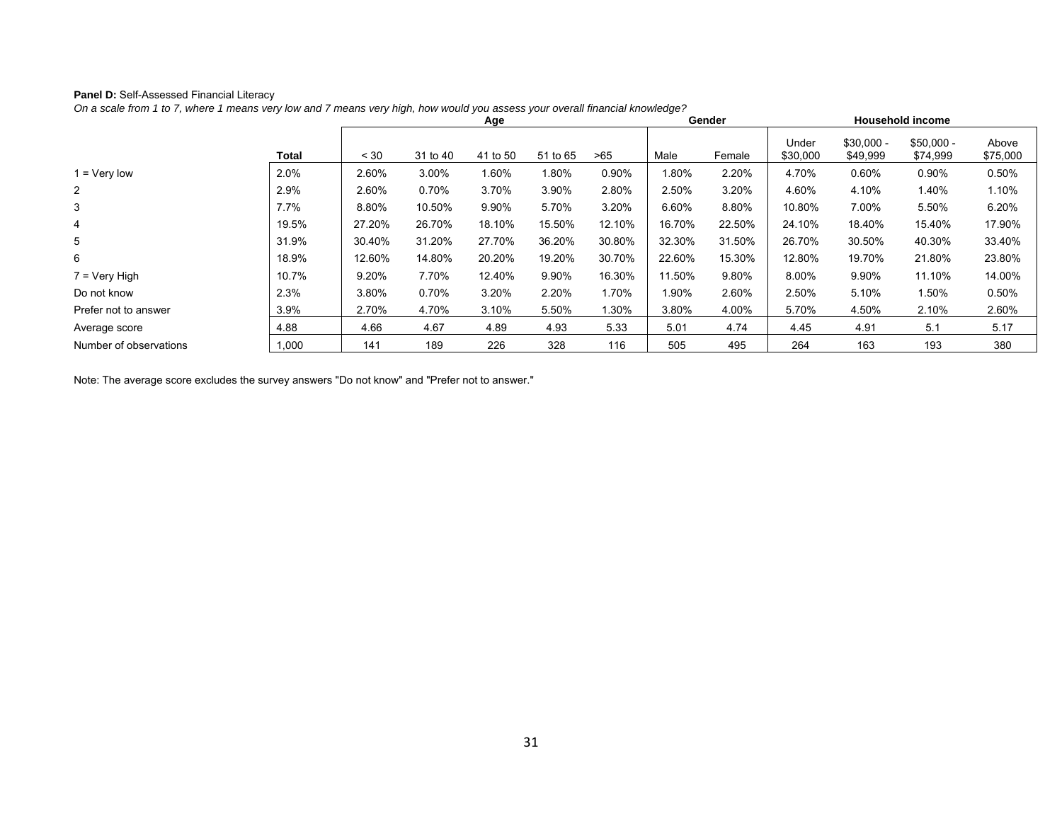**Panel D:** Self-Assessed Financial Literacy

*On a scale from 1 to 7, where 1 means very low and 7 means very high, how would you assess your overall financial knowledge?*

| | | Age | | | | | Gender | | Household income | | | |
|---|---|---|---|---|---|---|---|---|---|---|---|---|
| | **Total** | < 30 | 31 to 40 | 41 to 50 | 51 to 65 | >65 | Male | Female | Under $30,000 | $30,000 - $49,999 | $50,000 - $74,999 | Above $75,000 |
| 1 = Very low | 2.0% | 2.60% | 3.00% | 1.60% | 1.80% | 0.90% | 1.80% | 2.20% | 4.70% | 0.60% | 0.90% | 0.50% |
| 2 | 2.9% | 2.60% | 0.70% | 3.70% | 3.90% | 2.80% | 2.50% | 3.20% | 4.60% | 4.10% | 1.40% | 1.10% |
| 3 | 7.7% | 8.80% | 10.50% | 9.90% | 5.70% | 3.20% | 6.60% | 8.80% | 10.80% | 7.00% | 5.50% | 6.20% |
| 4 | 19.5% | 27.20% | 26.70% | 18.10% | 15.50% | 12.10% | 16.70% | 22.50% | 24.10% | 18.40% | 15.40% | 17.90% |
| 5 | 31.9% | 30.40% | 31.20% | 27.70% | 36.20% | 30.80% | 32.30% | 31.50% | 26.70% | 30.50% | 40.30% | 33.40% |
| 6 | 18.9% | 12.60% | 14.80% | 20.20% | 19.20% | 30.70% | 22.60% | 15.30% | 12.80% | 19.70% | 21.80% | 23.80% |
| 7 = Very High | 10.7% | 9.20% | 7.70% | 12.40% | 9.90% | 16.30% | 11.50% | 9.80% | 8.00% | 9.90% | 11.10% | 14.00% |
| Do not know | 2.3% | 3.80% | 0.70% | 3.20% | 2.20% | 1.70% | 1.90% | 2.60% | 2.50% | 5.10% | 1.50% | 0.50% |
| Prefer not to answer | 3.9% | 2.70% | 4.70% | 3.10% | 5.50% | 1.30% | 3.80% | 4.00% | 5.70% | 4.50% | 2.10% | 2.60% |
| Average score | 4.88 | 4.66 | 4.67 | 4.89 | 4.93 | 5.33 | 5.01 | 4.74 | 4.45 | 4.91 | 5.1 | 5.17 |
| Number of observations | 1,000 | 141 | 189 | 226 | 328 | 116 | 505 | 495 | 264 | 163 | 193 | 380 |

Note: The average score excludes the survey answers "Do not know" and "Prefer not to answer."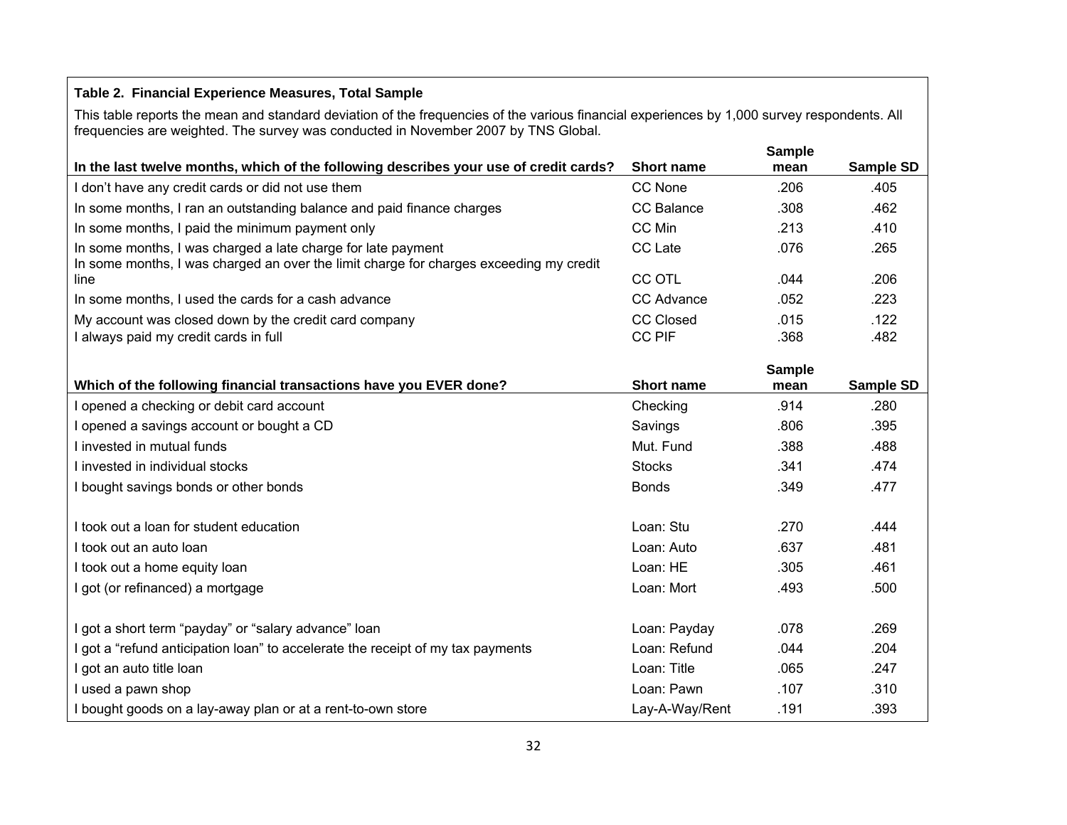**Table 2. Financial Experience Measures, Total Sample**

This table reports the mean and standard deviation of the frequencies of the various financial experiences by 1,000 survey respondents. All frequencies are weighted. The survey was conducted in November 2007 by TNS Global.

| In the last twelve months, which of the following describes your use of credit cards? | Short name | Sample mean | Sample SD |
|---|---|---|---|
| I don't have any credit cards or did not use them | CC None | .206 | .405 |
| In some months, I ran an outstanding balance and paid finance charges | CC Balance | .308 | .462 |
| In some months, I paid the minimum payment only | CC Min | .213 | .410 |
| In some months, I was charged a late charge for late payment | CC Late | .076 | .265 |
| In some months, I was charged an over the limit charge for charges exceeding my credit line | CC OTL | .044 | .206 |
| In some months, I used the cards for a cash advance | CC Advance | .052 | .223 |
| My account was closed down by the credit card company | CC Closed | .015 | .122 |
| I always paid my credit cards in full | CC PIF | .368 | .482 |

| Which of the following financial transactions have you EVER done? | Short name | Sample mean | Sample SD |
|---|---|---|---|
| I opened a checking or debit card account | Checking | .914 | .280 |
| I opened a savings account or bought a CD | Savings | .806 | .395 |
| I invested in mutual funds | Mut. Fund | .388 | .488 |
| I invested in individual stocks | Stocks | .341 | .474 |
| I bought savings bonds or other bonds | Bonds | .349 | .477 |
| I took out a loan for student education | Loan: Stu | .270 | .444 |
| I took out an auto loan | Loan: Auto | .637 | .481 |
| I took out a home equity loan | Loan: HE | .305 | .461 |
| I got (or refinanced) a mortgage | Loan: Mort | .493 | .500 |
| I got a short term "payday" or "salary advance" loan | Loan: Payday | .078 | .269 |
| I got a "refund anticipation loan" to accelerate the receipt of my tax payments | Loan: Refund | .044 | .204 |
| I got an auto title loan | Loan: Title | .065 | .247 |
| I used a pawn shop | Loan: Pawn | .107 | .310 |
| I bought goods on a lay-away plan or at a rent-to-own store | Lay-A-Way/Rent | .191 | .393 |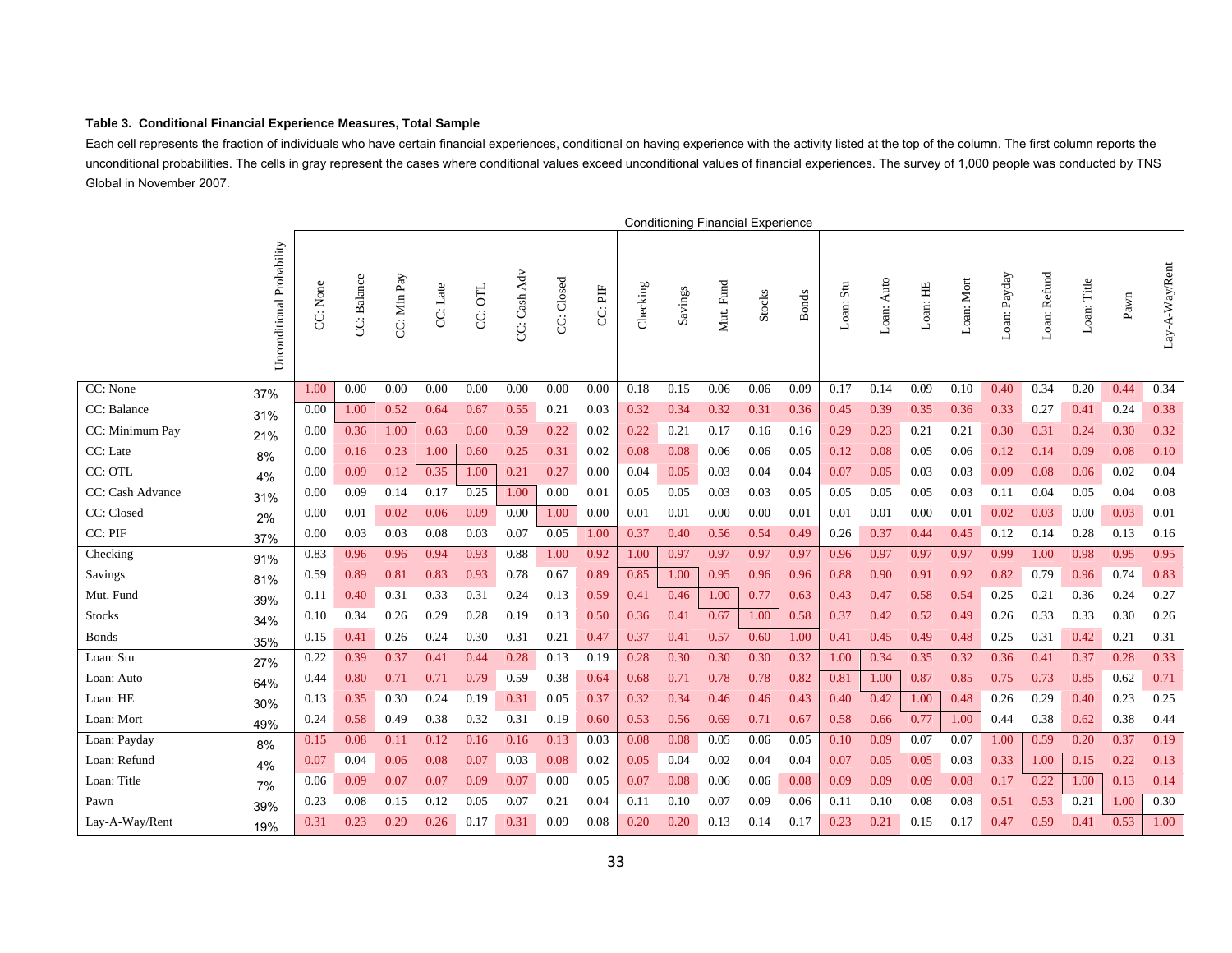**Table 3. Conditional Financial Experience Measures, Total Sample**

Each cell represents the fraction of individuals who have certain financial experiences, conditional on having experience with the activity listed at the top of the column. The first column reports the unconditional probabilities. The cells in gray represent the cases where conditional values exceed unconditional values of financial experiences. The survey of 1,000 people was conducted by TNS Global in November 2007.

| | | Conditioning Financial Experience | | | | | | | | | | | | | | | | | | | | | | |
|---|---|---|---|---|---|---|---|---|---|---|---|---|---|---|---|---|---|---|---|---|---|---|---|---|
| | Unconditional Probability | CC: None | CC: Balance | CC: Min Pay | CC: Late | CC: OTL | CC: Cash Adv | CC: Closed | CC: PIF | Checking | Savings | Mut. Fund | Stocks | Bonds | Loan: Stu | Loan: Auto | Loan: HE | Loan: Mort | Loan: Payday | Loan: Refund | Loan: Title | Pawn | Lay-A-Way/Rent |
| CC: None | 37% | 1.00 | 0.00 | 0.00 | 0.00 | 0.00 | 0.00 | 0.00 | 0.00 | 0.18 | 0.15 | 0.06 | 0.06 | 0.09 | 0.17 | 0.14 | 0.09 | 0.10 | 0.40 | 0.34 | 0.20 | 0.44 | 0.34 |
| CC: Balance | 31% | 0.00 | 1.00 | 0.52 | 0.64 | 0.67 | 0.55 | 0.21 | 0.03 | 0.32 | 0.34 | 0.32 | 0.31 | 0.36 | 0.45 | 0.39 | 0.35 | 0.36 | 0.33 | 0.27 | 0.41 | 0.24 | 0.38 |
| CC: Minimum Pay | 21% | 0.00 | 0.36 | 1.00 | 0.63 | 0.60 | 0.59 | 0.22 | 0.02 | 0.22 | 0.21 | 0.17 | 0.16 | 0.16 | 0.29 | 0.23 | 0.21 | 0.21 | 0.30 | 0.31 | 0.24 | 0.30 | 0.32 |
| CC: Late | 8% | 0.00 | 0.16 | 0.23 | 1.00 | 0.60 | 0.25 | 0.31 | 0.02 | 0.08 | 0.08 | 0.06 | 0.06 | 0.05 | 0.12 | 0.08 | 0.05 | 0.06 | 0.12 | 0.14 | 0.09 | 0.08 | 0.10 |
| CC: OTL | 4% | 0.00 | 0.09 | 0.12 | 0.35 | 1.00 | 0.21 | 0.27 | 0.00 | 0.04 | 0.05 | 0.03 | 0.04 | 0.04 | 0.07 | 0.05 | 0.03 | 0.03 | 0.09 | 0.08 | 0.06 | 0.02 | 0.04 |
| CC: Cash Advance | 31% | 0.00 | 0.09 | 0.14 | 0.17 | 0.25 | 1.00 | 0.00 | 0.01 | 0.05 | 0.05 | 0.03 | 0.03 | 0.05 | 0.05 | 0.05 | 0.05 | 0.03 | 0.11 | 0.04 | 0.05 | 0.04 | 0.08 |
| CC: Closed | 2% | 0.00 | 0.01 | 0.02 | 0.06 | 0.09 | 0.00 | 1.00 | 0.00 | 0.01 | 0.01 | 0.00 | 0.00 | 0.01 | 0.01 | 0.01 | 0.00 | 0.01 | 0.02 | 0.03 | 0.00 | 0.03 | 0.01 |
| CC: PIF | 37% | 0.00 | 0.03 | 0.03 | 0.08 | 0.03 | 0.07 | 0.05 | 1.00 | 0.37 | 0.40 | 0.56 | 0.54 | 0.49 | 0.26 | 0.37 | 0.44 | 0.45 | 0.12 | 0.14 | 0.28 | 0.13 | 0.16 |
| Checking | 91% | 0.83 | 0.96 | 0.96 | 0.94 | 0.93 | 0.88 | 1.00 | 0.92 | 1.00 | 0.97 | 0.97 | 0.97 | 0.97 | 0.96 | 0.97 | 0.97 | 0.97 | 0.99 | 1.00 | 0.98 | 0.95 | 0.95 |
| Savings | 81% | 0.59 | 0.89 | 0.81 | 0.83 | 0.93 | 0.78 | 0.67 | 0.89 | 0.85 | 1.00 | 0.95 | 0.96 | 0.96 | 0.88 | 0.90 | 0.91 | 0.92 | 0.82 | 0.79 | 0.96 | 0.74 | 0.83 |
| Mut. Fund | 39% | 0.11 | 0.40 | 0.31 | 0.33 | 0.31 | 0.24 | 0.13 | 0.59 | 0.41 | 0.46 | 1.00 | 0.77 | 0.63 | 0.43 | 0.47 | 0.58 | 0.54 | 0.25 | 0.21 | 0.36 | 0.24 | 0.27 |
| Stocks | 34% | 0.10 | 0.34 | 0.26 | 0.29 | 0.28 | 0.19 | 0.13 | 0.50 | 0.36 | 0.41 | 0.67 | 1.00 | 0.58 | 0.37 | 0.42 | 0.52 | 0.49 | 0.26 | 0.33 | 0.33 | 0.30 | 0.26 |
| Bonds | 35% | 0.15 | 0.41 | 0.26 | 0.24 | 0.30 | 0.31 | 0.21 | 0.47 | 0.37 | 0.41 | 0.57 | 0.60 | 1.00 | 0.41 | 0.45 | 0.49 | 0.48 | 0.25 | 0.31 | 0.42 | 0.21 | 0.31 |
| Loan: Stu | 27% | 0.22 | 0.39 | 0.37 | 0.41 | 0.44 | 0.28 | 0.13 | 0.19 | 0.28 | 0.30 | 0.30 | 0.30 | 0.32 | 1.00 | 0.34 | 0.35 | 0.32 | 0.36 | 0.41 | 0.37 | 0.28 | 0.33 |
| Loan: Auto | 64% | 0.44 | 0.80 | 0.71 | 0.71 | 0.79 | 0.59 | 0.38 | 0.64 | 0.68 | 0.71 | 0.78 | 0.78 | 0.82 | 0.81 | 1.00 | 0.87 | 0.85 | 0.75 | 0.73 | 0.85 | 0.62 | 0.71 |
| Loan: HE | 30% | 0.13 | 0.35 | 0.30 | 0.24 | 0.19 | 0.31 | 0.05 | 0.37 | 0.32 | 0.34 | 0.46 | 0.46 | 0.43 | 0.40 | 0.42 | 1.00 | 0.48 | 0.26 | 0.29 | 0.40 | 0.23 | 0.25 |
| Loan: Mort | 49% | 0.24 | 0.58 | 0.49 | 0.38 | 0.32 | 0.31 | 0.19 | 0.60 | 0.53 | 0.56 | 0.69 | 0.71 | 0.67 | 0.58 | 0.66 | 0.77 | 1.00 | 0.44 | 0.38 | 0.62 | 0.38 | 0.44 |
| Loan: Payday | 8% | 0.15 | 0.08 | 0.11 | 0.12 | 0.16 | 0.16 | 0.13 | 0.03 | 0.08 | 0.08 | 0.05 | 0.06 | 0.05 | 0.10 | 0.09 | 0.07 | 0.07 | 1.00 | 0.59 | 0.20 | 0.37 | 0.19 |
| Loan: Refund | 4% | 0.07 | 0.04 | 0.06 | 0.08 | 0.07 | 0.03 | 0.08 | 0.02 | 0.05 | 0.04 | 0.02 | 0.04 | 0.04 | 0.07 | 0.05 | 0.05 | 0.03 | 0.33 | 1.00 | 0.15 | 0.22 | 0.13 |
| Loan: Title | 7% | 0.06 | 0.09 | 0.07 | 0.07 | 0.09 | 0.07 | 0.00 | 0.05 | 0.07 | 0.08 | 0.06 | 0.06 | 0.08 | 0.09 | 0.09 | 0.09 | 0.08 | 0.17 | 0.22 | 1.00 | 0.13 | 0.14 |
| Pawn | 39% | 0.23 | 0.08 | 0.15 | 0.12 | 0.05 | 0.07 | 0.21 | 0.04 | 0.11 | 0.10 | 0.07 | 0.09 | 0.06 | 0.11 | 0.10 | 0.08 | 0.08 | 0.51 | 0.53 | 0.21 | 1.00 | 0.30 |
| Lay-A-Way/Rent | 19% | 0.31 | 0.23 | 0.29 | 0.26 | 0.17 | 0.31 | 0.09 | 0.08 | 0.20 | 0.20 | 0.13 | 0.14 | 0.17 | 0.23 | 0.21 | 0.15 | 0.17 | 0.47 | 0.59 | 0.41 | 0.53 | 1.00 |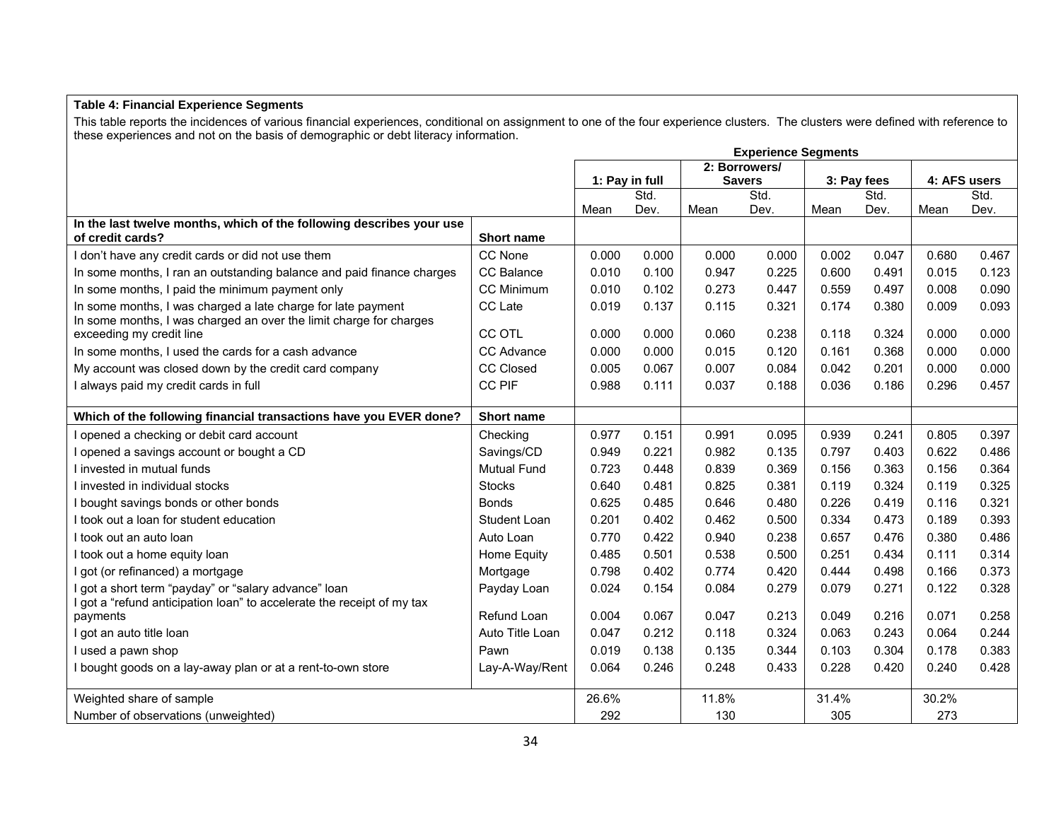**Table 4: Financial Experience Segments**

This table reports the incidences of various financial experiences, conditional on assignment to one of the four experience clusters. The clusters were defined with reference to these experiences and not on the basis of demographic or debt literacy information.

| | | Experience Segments | | | | | | | |
|---|---|---|---|---|---|---|---|---|---|
| | | 1: Pay in full | | 2: Borrowers/ Savers | | 3: Pay fees | | 4: AFS users | |
| | | Mean | Std. Dev. | Mean | Std. Dev. | Mean | Std. Dev. | Mean | Std. Dev. |
| **In the last twelve months, which of the following describes your use of credit cards?** | **Short name** | | | | | | | | |
| I don't have any credit cards or did not use them | CC None | 0.000 | 0.000 | 0.000 | 0.000 | 0.002 | 0.047 | 0.680 | 0.467 |
| In some months, I ran an outstanding balance and paid finance charges | CC Balance | 0.010 | 0.100 | 0.947 | 0.225 | 0.600 | 0.491 | 0.015 | 0.123 |
| In some months, I paid the minimum payment only | CC Minimum | 0.010 | 0.102 | 0.273 | 0.447 | 0.559 | 0.497 | 0.008 | 0.090 |
| In some months, I was charged a late charge for late payment | CC Late | 0.019 | 0.137 | 0.115 | 0.321 | 0.174 | 0.380 | 0.009 | 0.093 |
| In some months, I was charged an over the limit charge for charges exceeding my credit line | CC OTL | 0.000 | 0.000 | 0.060 | 0.238 | 0.118 | 0.324 | 0.000 | 0.000 |
| In some months, I used the cards for a cash advance | CC Advance | 0.000 | 0.000 | 0.015 | 0.120 | 0.161 | 0.368 | 0.000 | 0.000 |
| My account was closed down by the credit card company | CC Closed | 0.005 | 0.067 | 0.007 | 0.084 | 0.042 | 0.201 | 0.000 | 0.000 |
| I always paid my credit cards in full | CC PIF | 0.988 | 0.111 | 0.037 | 0.188 | 0.036 | 0.186 | 0.296 | 0.457 |
| **Which of the following financial transactions have you EVER done?** | **Short name** | | | | | | | | |
| I opened a checking or debit card account | Checking | 0.977 | 0.151 | 0.991 | 0.095 | 0.939 | 0.241 | 0.805 | 0.397 |
| I opened a savings account or bought a CD | Savings/CD | 0.949 | 0.221 | 0.982 | 0.135 | 0.797 | 0.403 | 0.622 | 0.486 |
| I invested in mutual funds | Mutual Fund | 0.723 | 0.448 | 0.839 | 0.369 | 0.156 | 0.363 | 0.156 | 0.364 |
| I invested in individual stocks | Stocks | 0.640 | 0.481 | 0.825 | 0.381 | 0.119 | 0.324 | 0.119 | 0.325 |
| I bought savings bonds or other bonds | Bonds | 0.625 | 0.485 | 0.646 | 0.480 | 0.226 | 0.419 | 0.116 | 0.321 |
| I took out a loan for student education | Student Loan | 0.201 | 0.402 | 0.462 | 0.500 | 0.334 | 0.473 | 0.189 | 0.393 |
| I took out an auto loan | Auto Loan | 0.770 | 0.422 | 0.940 | 0.238 | 0.657 | 0.476 | 0.380 | 0.486 |
| I took out a home equity loan | Home Equity | 0.485 | 0.501 | 0.538 | 0.500 | 0.251 | 0.434 | 0.111 | 0.314 |
| I got (or refinanced) a mortgage | Mortgage | 0.798 | 0.402 | 0.774 | 0.420 | 0.444 | 0.498 | 0.166 | 0.373 |
| I got a short term "payday" or "salary advance" loan | Payday Loan | 0.024 | 0.154 | 0.084 | 0.279 | 0.079 | 0.271 | 0.122 | 0.328 |
| I got a "refund anticipation loan" to accelerate the receipt of my tax payments | Refund Loan | 0.004 | 0.067 | 0.047 | 0.213 | 0.049 | 0.216 | 0.071 | 0.258 |
| I got an auto title loan | Auto Title Loan | 0.047 | 0.212 | 0.118 | 0.324 | 0.063 | 0.243 | 0.064 | 0.244 |
| I used a pawn shop | Pawn | 0.019 | 0.138 | 0.135 | 0.344 | 0.103 | 0.304 | 0.178 | 0.383 |
| I bought goods on a lay-away plan or at a rent-to-own store | Lay-A-Way/Rent | 0.064 | 0.246 | 0.248 | 0.433 | 0.228 | 0.420 | 0.240 | 0.428 |
| Weighted share of sample | | 26.6% | | 11.8% | | 31.4% | | 30.2% | |
| Number of observations (unweighted) | | 292 | | 130 | | 305 | | 273 | |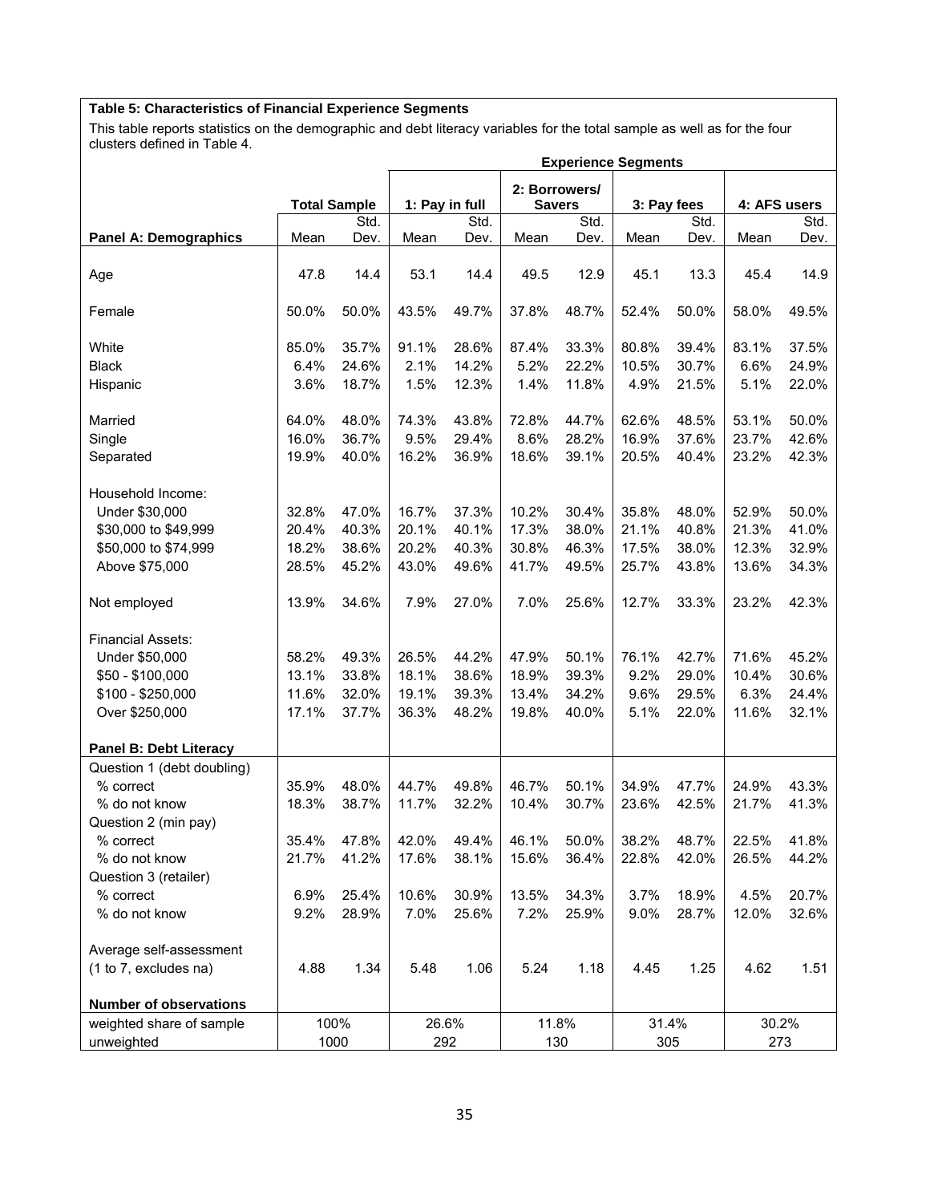**Table 5: Characteristics of Financial Experience Segments**

This table reports statistics on the demographic and debt literacy variables for the total sample as well as for the four clusters defined in Table 4.

| | Total Sample | | Experience Segments | | | | | | | |
|---|---|---|---|---|---|---|---|---|---|---|
| | | | 1: Pay in full | | 2: Borrowers/ Savers | | 3: Pay fees | | 4: AFS users | |
| **Panel A: Demographics** | Mean | Std. Dev. | Mean | Std. Dev. | Mean | Std. Dev. | Mean | Std. Dev. | Mean | Std. Dev. |
| Age | 47.8 | 14.4 | 53.1 | 14.4 | 49.5 | 12.9 | 45.1 | 13.3 | 45.4 | 14.9 |
| Female | 50.0% | 50.0% | 43.5% | 49.7% | 37.8% | 48.7% | 52.4% | 50.0% | 58.0% | 49.5% |
| White | 85.0% | 35.7% | 91.1% | 28.6% | 87.4% | 33.3% | 80.8% | 39.4% | 83.1% | 37.5% |
| Black | 6.4% | 24.6% | 2.1% | 14.2% | 5.2% | 22.2% | 10.5% | 30.7% | 6.6% | 24.9% |
| Hispanic | 3.6% | 18.7% | 1.5% | 12.3% | 1.4% | 11.8% | 4.9% | 21.5% | 5.1% | 22.0% |
| Married | 64.0% | 48.0% | 74.3% | 43.8% | 72.8% | 44.7% | 62.6% | 48.5% | 53.1% | 50.0% |
| Single | 16.0% | 36.7% | 9.5% | 29.4% | 8.6% | 28.2% | 16.9% | 37.6% | 23.7% | 42.6% |
| Separated | 19.9% | 40.0% | 16.2% | 36.9% | 18.6% | 39.1% | 20.5% | 40.4% | 23.2% | 42.3% |
| Household Income: | | | | | | | | | | |
| Under $30,000 | 32.8% | 47.0% | 16.7% | 37.3% | 10.2% | 30.4% | 35.8% | 48.0% | 52.9% | 50.0% |
| $30,000 to $49,999 | 20.4% | 40.3% | 20.1% | 40.1% | 17.3% | 38.0% | 21.1% | 40.8% | 21.3% | 41.0% |
| $50,000 to $74,999 | 18.2% | 38.6% | 20.2% | 40.3% | 30.8% | 46.3% | 17.5% | 38.0% | 12.3% | 32.9% |
| Above $75,000 | 28.5% | 45.2% | 43.0% | 49.6% | 41.7% | 49.5% | 25.7% | 43.8% | 13.6% | 34.3% |
| Not employed | 13.9% | 34.6% | 7.9% | 27.0% | 7.0% | 25.6% | 12.7% | 33.3% | 23.2% | 42.3% |
| Financial Assets: | | | | | | | | | | |
| Under $50,000 | 58.2% | 49.3% | 26.5% | 44.2% | 47.9% | 50.1% | 76.1% | 42.7% | 71.6% | 45.2% |
| $50 - $100,000 | 13.1% | 33.8% | 18.1% | 38.6% | 18.9% | 39.3% | 9.2% | 29.0% | 10.4% | 30.6% |
| $100 - $250,000 | 11.6% | 32.0% | 19.1% | 39.3% | 13.4% | 34.2% | 9.6% | 29.5% | 6.3% | 24.4% |
| Over $250,000 | 17.1% | 37.7% | 36.3% | 48.2% | 19.8% | 40.0% | 5.1% | 22.0% | 11.6% | 32.1% |
| **Panel B: Debt Literacy** | | | | | | | | | | |
| Question 1 (debt doubling) | | | | | | | | | | |
| % correct | 35.9% | 48.0% | 44.7% | 49.8% | 46.7% | 50.1% | 34.9% | 47.7% | 24.9% | 43.3% |
| % do not know | 18.3% | 38.7% | 11.7% | 32.2% | 10.4% | 30.7% | 23.6% | 42.5% | 21.7% | 41.3% |
| Question 2 (min pay) | | | | | | | | | | |
| % correct | 35.4% | 47.8% | 42.0% | 49.4% | 46.1% | 50.0% | 38.2% | 48.7% | 22.5% | 41.8% |
| % do not know | 21.7% | 41.2% | 17.6% | 38.1% | 15.6% | 36.4% | 22.8% | 42.0% | 26.5% | 44.2% |
| Question 3 (retailer) | | | | | | | | | | |
| % correct | 6.9% | 25.4% | 10.6% | 30.9% | 13.5% | 34.3% | 3.7% | 18.9% | 4.5% | 20.7% |
| % do not know | 9.2% | 28.9% | 7.0% | 25.6% | 7.2% | 25.9% | 9.0% | 28.7% | 12.0% | 32.6% |
| Average self-assessment (1 to 7, excludes na) | 4.88 | 1.34 | 5.48 | 1.06 | 5.24 | 1.18 | 4.45 | 1.25 | 4.62 | 1.51 |
| **Number of observations** | | | | | | | | | | |
| weighted share of sample | 100% | | 26.6% | | 11.8% | | 31.4% | | 30.2% | |
| unweighted | 1000 | | 292 | | 130 | | 305 | | 273 | |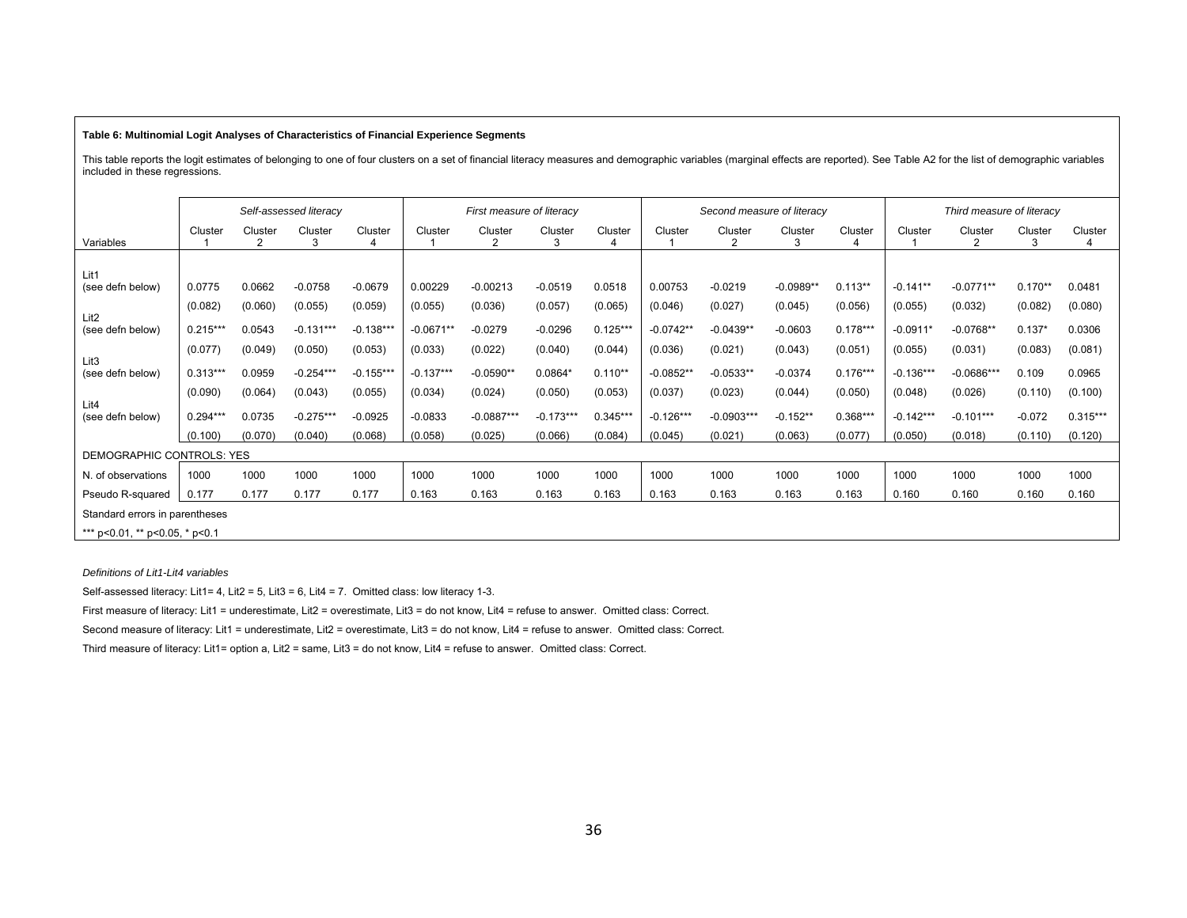**Table 6: Multinomial Logit Analyses of Characteristics of Financial Experience Segments**

This table reports the logit estimates of belonging to one of four clusters on a set of financial literacy measures and demographic variables (marginal effects are reported). See Table A2 for the list of demographic variables included in these regressions.

| | *Self-assessed literacy* | | | | *First measure of literacy* | | | | *Second measure of literacy* | | | | *Third measure of literacy* | | | |
|---|---|---|---|---|---|---|---|---|---|---|---|---|---|---|---|---|
| Variables | Cluster 1 | Cluster 2 | Cluster 3 | Cluster 4 | Cluster 1 | Cluster 2 | Cluster 3 | Cluster 4 | Cluster 1 | Cluster 2 | Cluster 3 | Cluster 4 | Cluster 1 | Cluster 2 | Cluster 3 | Cluster 4 |
| Lit1 (see defn below) | 0.0775 | 0.0662 | -0.0758 | -0.0679 | 0.00229 | -0.00213 | -0.0519 | 0.0518 | 0.00753 | -0.0219 | -0.0989** | 0.113** | -0.141** | -0.0771** | 0.170** | 0.0481 |
| | (0.082) | (0.060) | (0.055) | (0.059) | (0.055) | (0.036) | (0.057) | (0.065) | (0.046) | (0.027) | (0.045) | (0.056) | (0.055) | (0.032) | (0.082) | (0.080) |
| Lit2 (see defn below) | 0.215*** | 0.0543 | -0.131*** | -0.138*** | -0.0671** | -0.0279 | -0.0296 | 0.125*** | -0.0742** | -0.0439** | -0.0603 | 0.178*** | -0.0911* | -0.0768** | 0.137* | 0.0306 |
| | (0.077) | (0.049) | (0.050) | (0.053) | (0.033) | (0.022) | (0.040) | (0.044) | (0.036) | (0.021) | (0.043) | (0.051) | (0.055) | (0.031) | (0.083) | (0.081) |
| Lit3 (see defn below) | 0.313*** | 0.0959 | -0.254*** | -0.155*** | -0.137*** | -0.0590** | 0.0864* | 0.110** | -0.0852** | -0.0533** | -0.0374 | 0.176*** | -0.136*** | -0.0686*** | 0.109 | 0.0965 |
| | (0.090) | (0.064) | (0.043) | (0.055) | (0.034) | (0.024) | (0.050) | (0.053) | (0.037) | (0.023) | (0.044) | (0.050) | (0.048) | (0.026) | (0.110) | (0.100) |
| Lit4 (see defn below) | 0.294*** | 0.0735 | -0.275*** | -0.0925 | -0.0833 | -0.0887*** | -0.173*** | 0.345*** | -0.126*** | -0.0903*** | -0.152** | 0.368*** | -0.142*** | -0.101*** | -0.072 | 0.315*** |
| | (0.100) | (0.070) | (0.040) | (0.068) | (0.058) | (0.025) | (0.066) | (0.084) | (0.045) | (0.021) | (0.063) | (0.077) | (0.050) | (0.018) | (0.110) | (0.120) |
| DEMOGRAPHIC CONTROLS: YES | | | | | | | | | | | | | | | | |
| N. of observations | 1000 | 1000 | 1000 | 1000 | 1000 | 1000 | 1000 | 1000 | 1000 | 1000 | 1000 | 1000 | 1000 | 1000 | 1000 | 1000 |
| Pseudo R-squared | 0.177 | 0.177 | 0.177 | 0.177 | 0.163 | 0.163 | 0.163 | 0.163 | 0.163 | 0.163 | 0.163 | 0.163 | 0.160 | 0.160 | 0.160 | 0.160 |

Standard errors in parentheses

*** p<0.01, ** p<0.05, * p<0.1

*Definitions of Lit1-Lit4 variables*

Self-assessed literacy: Lit1= 4, Lit2 = 5, Lit3 = 6, Lit4 = 7. Omitted class: low literacy 1-3.

First measure of literacy: Lit1 = underestimate, Lit2 = overestimate, Lit3 = do not know, Lit4 = refuse to answer. Omitted class: Correct.

Second measure of literacy: Lit1 = underestimate, Lit2 = overestimate, Lit3 = do not know, Lit4 = refuse to answer. Omitted class: Correct.

Third measure of literacy: Lit1= option a, Lit2 = same, Lit3 = do not know, Lit4 = refuse to answer. Omitted class: Correct.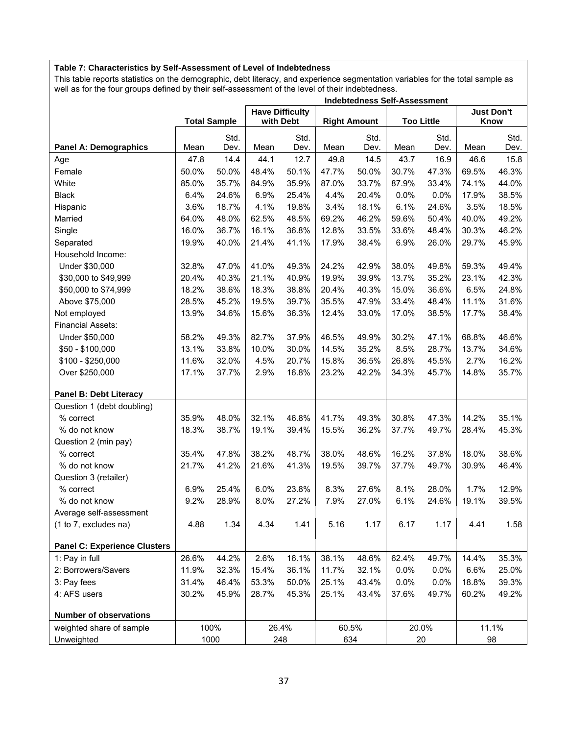**Table 7: Characteristics by Self-Assessment of Level of Indebtedness**

This table reports statistics on the demographic, debt literacy, and experience segmentation variables for the total sample as well as for the four groups defined by their self-assessment of the level of their indebtedness.

| | Total Sample | | Indebtedness Self-Assessment | | | | | | | |
|---|---|---|---|---|---|---|---|---|---|---|
| | | | Have Difficulty with Debt | | Right Amount | | Too Little | | Just Don't Know | |
| **Panel A: Demographics** | Mean | Std. Dev. | Mean | Std. Dev. | Mean | Std. Dev. | Mean | Std. Dev. | Mean | Std. Dev. |
| Age | 47.8 | 14.4 | 44.1 | 12.7 | 49.8 | 14.5 | 43.7 | 16.9 | 46.6 | 15.8 |
| Female | 50.0% | 50.0% | 48.4% | 50.1% | 47.7% | 50.0% | 30.7% | 47.3% | 69.5% | 46.3% |
| White | 85.0% | 35.7% | 84.9% | 35.9% | 87.0% | 33.7% | 87.9% | 33.4% | 74.1% | 44.0% |
| Black | 6.4% | 24.6% | 6.9% | 25.4% | 4.4% | 20.4% | 0.0% | 0.0% | 17.9% | 38.5% |
| Hispanic | 3.6% | 18.7% | 4.1% | 19.8% | 3.4% | 18.1% | 6.1% | 24.6% | 3.5% | 18.5% |
| Married | 64.0% | 48.0% | 62.5% | 48.5% | 69.2% | 46.2% | 59.6% | 50.4% | 40.0% | 49.2% |
| Single | 16.0% | 36.7% | 16.1% | 36.8% | 12.8% | 33.5% | 33.6% | 48.4% | 30.3% | 46.2% |
| Separated | 19.9% | 40.0% | 21.4% | 41.1% | 17.9% | 38.4% | 6.9% | 26.0% | 29.7% | 45.9% |
| Household Income: | | | | | | | | | | |
| Under $30,000 | 32.8% | 47.0% | 41.0% | 49.3% | 24.2% | 42.9% | 38.0% | 49.8% | 59.3% | 49.4% |
| $30,000 to $49,999 | 20.4% | 40.3% | 21.1% | 40.9% | 19.9% | 39.9% | 13.7% | 35.2% | 23.1% | 42.3% |
| $50,000 to $74,999 | 18.2% | 38.6% | 18.3% | 38.8% | 20.4% | 40.3% | 15.0% | 36.6% | 6.5% | 24.8% |
| Above $75,000 | 28.5% | 45.2% | 19.5% | 39.7% | 35.5% | 47.9% | 33.4% | 48.4% | 11.1% | 31.6% |
| Not employed | 13.9% | 34.6% | 15.6% | 36.3% | 12.4% | 33.0% | 17.0% | 38.5% | 17.7% | 38.4% |
| Financial Assets: | | | | | | | | | | |
| Under $50,000 | 58.2% | 49.3% | 82.7% | 37.9% | 46.5% | 49.9% | 30.2% | 47.1% | 68.8% | 46.6% |
| $50 - $100,000 | 13.1% | 33.8% | 10.0% | 30.0% | 14.5% | 35.2% | 8.5% | 28.7% | 13.7% | 34.6% |
| $100 - $250,000 | 11.6% | 32.0% | 4.5% | 20.7% | 15.8% | 36.5% | 26.8% | 45.5% | 2.7% | 16.2% |
| Over $250,000 | 17.1% | 37.7% | 2.9% | 16.8% | 23.2% | 42.2% | 34.3% | 45.7% | 14.8% | 35.7% |
| **Panel B: Debt Literacy** | | | | | | | | | | |
| Question 1 (debt doubling) | | | | | | | | | | |
| % correct | 35.9% | 48.0% | 32.1% | 46.8% | 41.7% | 49.3% | 30.8% | 47.3% | 14.2% | 35.1% |
| % do not know | 18.3% | 38.7% | 19.1% | 39.4% | 15.5% | 36.2% | 37.7% | 49.7% | 28.4% | 45.3% |
| Question 2 (min pay) | | | | | | | | | | |
| % correct | 35.4% | 47.8% | 38.2% | 48.7% | 38.0% | 48.6% | 16.2% | 37.8% | 18.0% | 38.6% |
| % do not know | 21.7% | 41.2% | 21.6% | 41.3% | 19.5% | 39.7% | 37.7% | 49.7% | 30.9% | 46.4% |
| Question 3 (retailer) | | | | | | | | | | |
| % correct | 6.9% | 25.4% | 6.0% | 23.8% | 8.3% | 27.6% | 8.1% | 28.0% | 1.7% | 12.9% |
| % do not know | 9.2% | 28.9% | 8.0% | 27.2% | 7.9% | 27.0% | 6.1% | 24.6% | 19.1% | 39.5% |
| Average self-assessment (1 to 7, excludes na) | 4.88 | 1.34 | 4.34 | 1.41 | 5.16 | 1.17 | 6.17 | 1.17 | 4.41 | 1.58 |
| **Panel C: Experience Clusters** | | | | | | | | | | |
| 1: Pay in full | 26.6% | 44.2% | 2.6% | 16.1% | 38.1% | 48.6% | 62.4% | 49.7% | 14.4% | 35.3% |
| 2: Borrowers/Savers | 11.9% | 32.3% | 15.4% | 36.1% | 11.7% | 32.1% | 0.0% | 0.0% | 6.6% | 25.0% |
| 3: Pay fees | 31.4% | 46.4% | 53.3% | 50.0% | 25.1% | 43.4% | 0.0% | 0.0% | 18.8% | 39.3% |
| 4: AFS users | 30.2% | 45.9% | 28.7% | 45.3% | 25.1% | 43.4% | 37.6% | 49.7% | 60.2% | 49.2% |
| **Number of observations** | | | | | | | | | | |
| weighted share of sample | 100% | | 26.4% | | 60.5% | | 20.0% | | 11.1% | |
| Unweighted | 1000 | | 248 | | 634 | | 20 | | 98 | |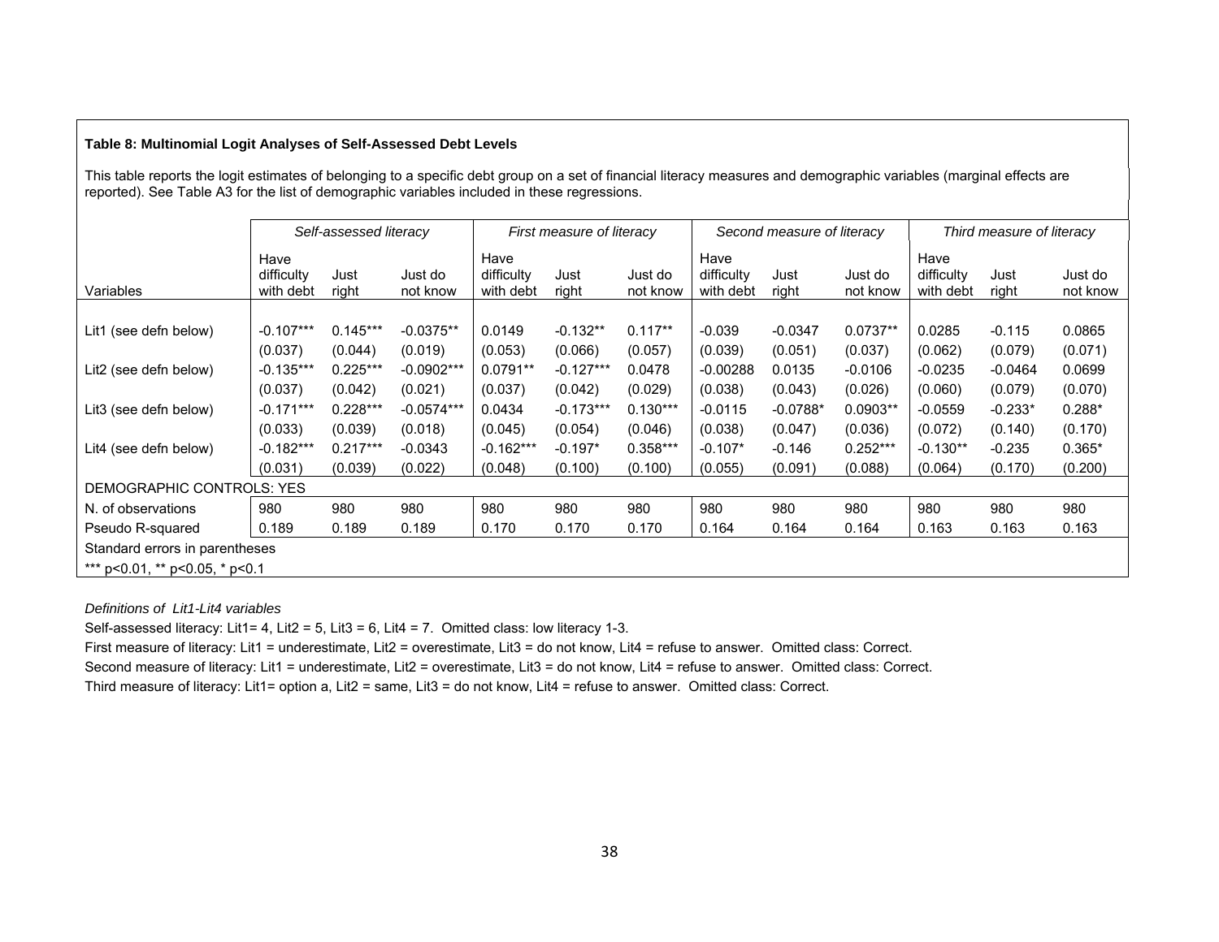**Table 8: Multinomial Logit Analyses of Self-Assessed Debt Levels**

This table reports the logit estimates of belonging to a specific debt group on a set of financial literacy measures and demographic variables (marginal effects are reported). See Table A3 for the list of demographic variables included in these regressions.

| | *Self-assessed literacy* | | | *First measure of literacy* | | | *Second measure of literacy* | | | *Third measure of literacy* | | |
|---|---|---|---|---|---|---|---|---|---|---|---|---|
| Variables | Have difficulty with debt | Just right | Just do not know | Have difficulty with debt | Just right | Just do not know | Have difficulty with debt | Just right | Just do not know | Have difficulty with debt | Just right | Just do not know |
| Lit1 (see defn below) | -0.107*** | 0.145*** | -0.0375** | 0.0149 | -0.132** | 0.117** | -0.039 | -0.0347 | 0.0737** | 0.0285 | -0.115 | 0.0865 |
| | (0.037) | (0.044) | (0.019) | (0.053) | (0.066) | (0.057) | (0.039) | (0.051) | (0.037) | (0.062) | (0.079) | (0.071) |
| Lit2 (see defn below) | -0.135*** | 0.225*** | -0.0902*** | 0.0791** | -0.127*** | 0.0478 | -0.00288 | 0.0135 | -0.0106 | -0.0235 | -0.0464 | 0.0699 |
| | (0.037) | (0.042) | (0.021) | (0.037) | (0.042) | (0.029) | (0.038) | (0.043) | (0.026) | (0.060) | (0.079) | (0.070) |
| Lit3 (see defn below) | -0.171*** | 0.228*** | -0.0574*** | 0.0434 | -0.173*** | 0.130*** | -0.0115 | -0.0788* | 0.0903** | -0.0559 | -0.233* | 0.288* |
| | (0.033) | (0.039) | (0.018) | (0.045) | (0.054) | (0.046) | (0.038) | (0.047) | (0.036) | (0.072) | (0.140) | (0.170) |
| Lit4 (see defn below) | -0.182*** | 0.217*** | -0.0343 | -0.162*** | -0.197* | 0.358*** | -0.107* | -0.146 | 0.252*** | -0.130** | -0.235 | 0.365* |
| | (0.031) | (0.039) | (0.022) | (0.048) | (0.100) | (0.100) | (0.055) | (0.091) | (0.088) | (0.064) | (0.170) | (0.200) |
| DEMOGRAPHIC CONTROLS: YES | | | | | | | | | | | | |
| N. of observations | 980 | 980 | 980 | 980 | 980 | 980 | 980 | 980 | 980 | 980 | 980 | 980 |
| Pseudo R-squared | 0.189 | 0.189 | 0.189 | 0.170 | 0.170 | 0.170 | 0.164 | 0.164 | 0.164 | 0.163 | 0.163 | 0.163 |

Standard errors in parentheses

*** p<0.01, ** p<0.05, * p<0.1

*Definitions of Lit1-Lit4 variables*

Self-assessed literacy: Lit1= 4, Lit2 = 5, Lit3 = 6, Lit4 = 7. Omitted class: low literacy 1-3.

First measure of literacy: Lit1 = underestimate, Lit2 = overestimate, Lit3 = do not know, Lit4 = refuse to answer. Omitted class: Correct.

Second measure of literacy: Lit1 = underestimate, Lit2 = overestimate, Lit3 = do not know, Lit4 = refuse to answer. Omitted class: Correct.

Third measure of literacy: Lit1= option a, Lit2 = same, Lit3 = do not know, Lit4 = refuse to answer. Omitted class: Correct.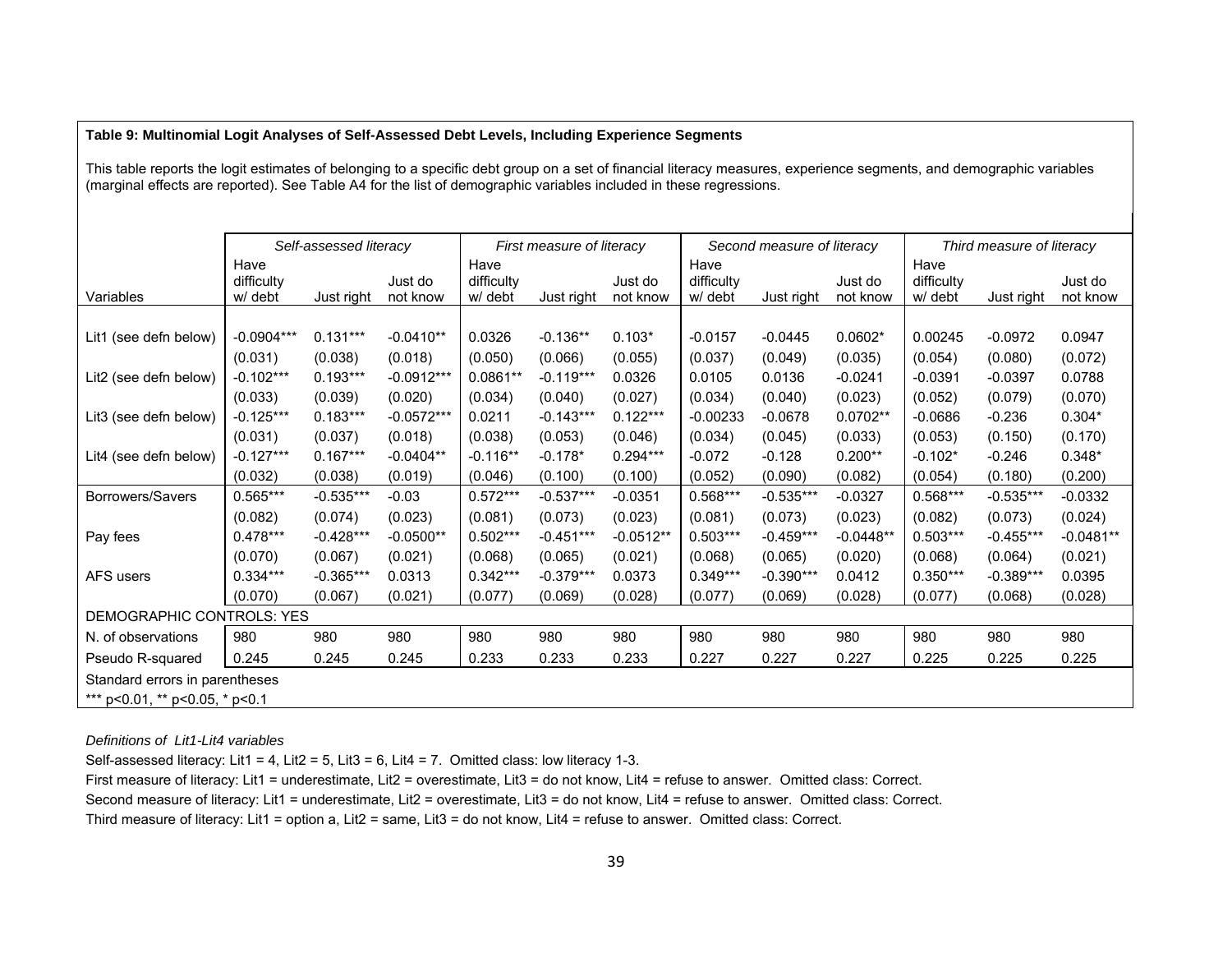**Table 9: Multinomial Logit Analyses of Self-Assessed Debt Levels, Including Experience Segments**

This table reports the logit estimates of belonging to a specific debt group on a set of financial literacy measures, experience segments, and demographic variables (marginal effects are reported). See Table A4 for the list of demographic variables included in these regressions.

| | *Self-assessed literacy* | | | *First measure of literacy* | | | *Second measure of literacy* | | | *Third measure of literacy* | | |
|---|---|---|---|---|---|---|---|---|---|---|---|---|
| Variables | Have difficulty w/ debt | Just right | Just do not know | Have difficulty w/ debt | Just right | Just do not know | Have difficulty w/ debt | Just right | Just do not know | Have difficulty w/ debt | Just right | Just do not know |
| Lit1 (see defn below) | -0.0904*** | 0.131*** | -0.0410** | 0.0326 | -0.136** | 0.103* | -0.0157 | -0.0445 | 0.0602* | 0.00245 | -0.0972 | 0.0947 |
| | (0.031) | (0.038) | (0.018) | (0.050) | (0.066) | (0.055) | (0.037) | (0.049) | (0.035) | (0.054) | (0.080) | (0.072) |
| Lit2 (see defn below) | -0.102*** | 0.193*** | -0.0912*** | 0.0861** | -0.119*** | 0.0326 | 0.0105 | 0.0136 | -0.0241 | -0.0391 | -0.0397 | 0.0788 |
| | (0.033) | (0.039) | (0.020) | (0.034) | (0.040) | (0.027) | (0.034) | (0.040) | (0.023) | (0.052) | (0.079) | (0.070) |
| Lit3 (see defn below) | -0.125*** | 0.183*** | -0.0572*** | 0.0211 | -0.143*** | 0.122*** | -0.00233 | -0.0678 | 0.0702** | -0.0686 | -0.236 | 0.304* |
| | (0.031) | (0.037) | (0.018) | (0.038) | (0.053) | (0.046) | (0.034) | (0.045) | (0.033) | (0.053) | (0.150) | (0.170) |
| Lit4 (see defn below) | -0.127*** | 0.167*** | -0.0404** | -0.116** | -0.178* | 0.294*** | -0.072 | -0.128 | 0.200** | -0.102* | -0.246 | 0.348* |
| | (0.032) | (0.038) | (0.019) | (0.046) | (0.100) | (0.100) | (0.052) | (0.090) | (0.082) | (0.054) | (0.180) | (0.200) |
| Borrowers/Savers | 0.565*** | -0.535*** | -0.03 | 0.572*** | -0.537*** | -0.0351 | 0.568*** | -0.535*** | -0.0327 | 0.568*** | -0.535*** | -0.0332 |
| | (0.082) | (0.074) | (0.023) | (0.081) | (0.073) | (0.023) | (0.081) | (0.073) | (0.023) | (0.082) | (0.073) | (0.024) |
| Pay fees | 0.478*** | -0.428*** | -0.0500** | 0.502*** | -0.451*** | -0.0512** | 0.503*** | -0.459*** | -0.0448** | 0.503*** | -0.455*** | -0.0481** |
| | (0.070) | (0.067) | (0.021) | (0.068) | (0.065) | (0.021) | (0.068) | (0.065) | (0.020) | (0.068) | (0.064) | (0.021) |
| AFS users | 0.334*** | -0.365*** | 0.0313 | 0.342*** | -0.379*** | 0.0373 | 0.349*** | -0.390*** | 0.0412 | 0.350*** | -0.389*** | 0.0395 |
| | (0.070) | (0.067) | (0.021) | (0.077) | (0.069) | (0.028) | (0.077) | (0.069) | (0.028) | (0.077) | (0.068) | (0.028) |
| DEMOGRAPHIC CONTROLS: YES | | | | | | | | | | | | |
| N. of observations | 980 | 980 | 980 | 980 | 980 | 980 | 980 | 980 | 980 | 980 | 980 | 980 |
| Pseudo R-squared | 0.245 | 0.245 | 0.245 | 0.233 | 0.233 | 0.233 | 0.227 | 0.227 | 0.227 | 0.225 | 0.225 | 0.225 |

Standard errors in parentheses

*** p<0.01, ** p<0.05, * p<0.1

*Definitions of Lit1-Lit4 variables*

Self-assessed literacy: Lit1 = 4, Lit2 = 5, Lit3 = 6, Lit4 = 7. Omitted class: low literacy 1-3.

First measure of literacy: Lit1 = underestimate, Lit2 = overestimate, Lit3 = do not know, Lit4 = refuse to answer. Omitted class: Correct.

Second measure of literacy: Lit1 = underestimate, Lit2 = overestimate, Lit3 = do not know, Lit4 = refuse to answer. Omitted class: Correct.

Third measure of literacy: Lit1 = option a, Lit2 = same, Lit3 = do not know, Lit4 = refuse to answer. Omitted class: Correct.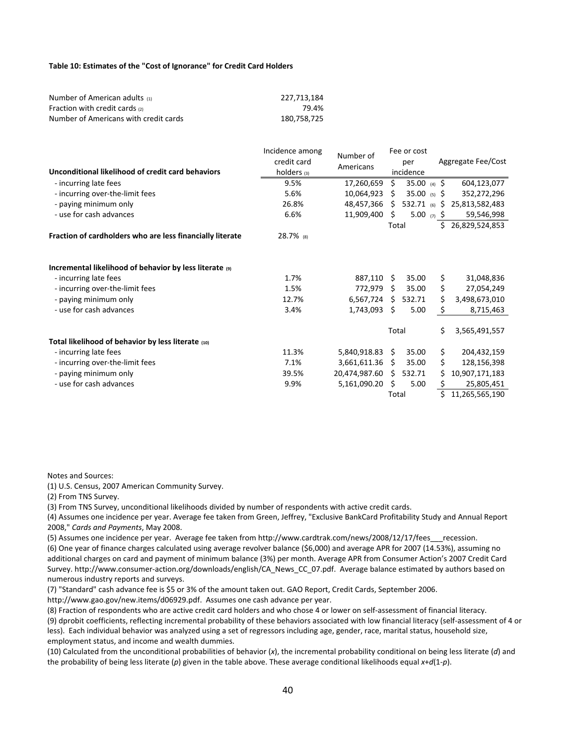**Table 10: Estimates of the "Cost of Ignorance" for Credit Card Holders**

| | |
|---|---|
| Number of American adults (1) | 227,713,184 |
| Fraction with credit cards (2) | 79.4% |
| Number of Americans with credit cards | 180,758,725 |

| Unconditional likelihood of credit card behaviors | Incidence among credit card holders (3) | Number of Americans | Fee or cost per incidence | Aggregate Fee/Cost |
|---|---|---|---|---|
| - incurring late fees | 9.5% | 17,260,659 | $ 35.00 (4) | $ 604,123,077 |
| - incurring over-the-limit fees | 5.6% | 10,064,923 | $ 35.00 (5) | $ 352,272,296 |
| - paying minimum only | 26.8% | 48,457,366 | $ 532.71 (6) | $ 25,813,582,483 |
| - use for cash advances | 6.6% | 11,909,400 | $ 5.00 (7) | $ 59,546,998 |
| | | | Total | $ 26,829,524,853 |
| **Fraction of cardholders who are less financially literate** | 28.7% (8) | | | |
| | | | | |
| **Incremental likelihood of behavior by less literate (9)** | | | | |
| - incurring late fees | 1.7% | 887,110 | $ 35.00 | $ 31,048,836 |
| - incurring over-the-limit fees | 1.5% | 772,979 | $ 35.00 | $ 27,054,249 |
| - paying minimum only | 12.7% | 6,567,724 | $ 532.71 | $ 3,498,673,010 |
| - use for cash advances | 3.4% | 1,743,093 | $ 5.00 | $ 8,715,463 |
| | | | Total | $ 3,565,491,557 |
| **Total likelihood of behavior by less literate (10)** | | | | |
| - incurring late fees | 11.3% | 5,840,918.83 | $ 35.00 | $ 204,432,159 |
| - incurring over-the-limit fees | 7.1% | 3,661,611.36 | $ 35.00 | $ 128,156,398 |
| - paying minimum only | 39.5% | 20,474,987.60 | $ 532.71 | $ 10,907,171,183 |
| - use for cash advances | 9.9% | 5,161,090.20 | $ 5.00 | $ 25,805,451 |
| | | | Total | $ 11,265,565,190 |

Notes and Sources:

(1) U.S. Census, 2007 American Community Survey.

(2) From TNS Survey.

(3) From TNS Survey, unconditional likelihoods divided by number of respondents with active credit cards.

(4) Assumes one incidence per year. Average fee taken from Green, Jeffrey, "Exclusive BankCard Profitability Study and Annual Report 2008," *Cards and Payments*, May 2008.

(5) Assumes one incidence per year. Average fee taken from http://www.cardtrak.com/news/2008/12/17/fees___recession.

(6) One year of finance charges calculated using average revolver balance ($6,000) and average APR for 2007 (14.53%), assuming no additional charges on card and payment of minimum balance (3%) per month. Average APR from Consumer Action's 2007 Credit Card Survey. http://www.consumer-action.org/downloads/english/CA_News_CC_07.pdf. Average balance estimated by authors based on numerous industry reports and surveys.

(7) "Standard" cash advance fee is $5 or 3% of the amount taken out. GAO Report, Credit Cards, September 2006. http://www.gao.gov/new.items/d06929.pdf. Assumes one cash advance per year.

(8) Fraction of respondents who are active credit card holders and who chose 4 or lower on self-assessment of financial literacy.

(9) dprobit coefficients, reflecting incremental probability of these behaviors associated with low financial literacy (self-assessment of 4 or less). Each individual behavior was analyzed using a set of regressors including age, gender, race, marital status, household size, employment status, and income and wealth dummies.

(10) Calculated from the unconditional probabilities of behavior ($x$), the incremental probability conditional on being less literate ($d$) and the probability of being less literate ($p$) given in the table above. These average conditional likelihoods equal $x+d(1-p)$.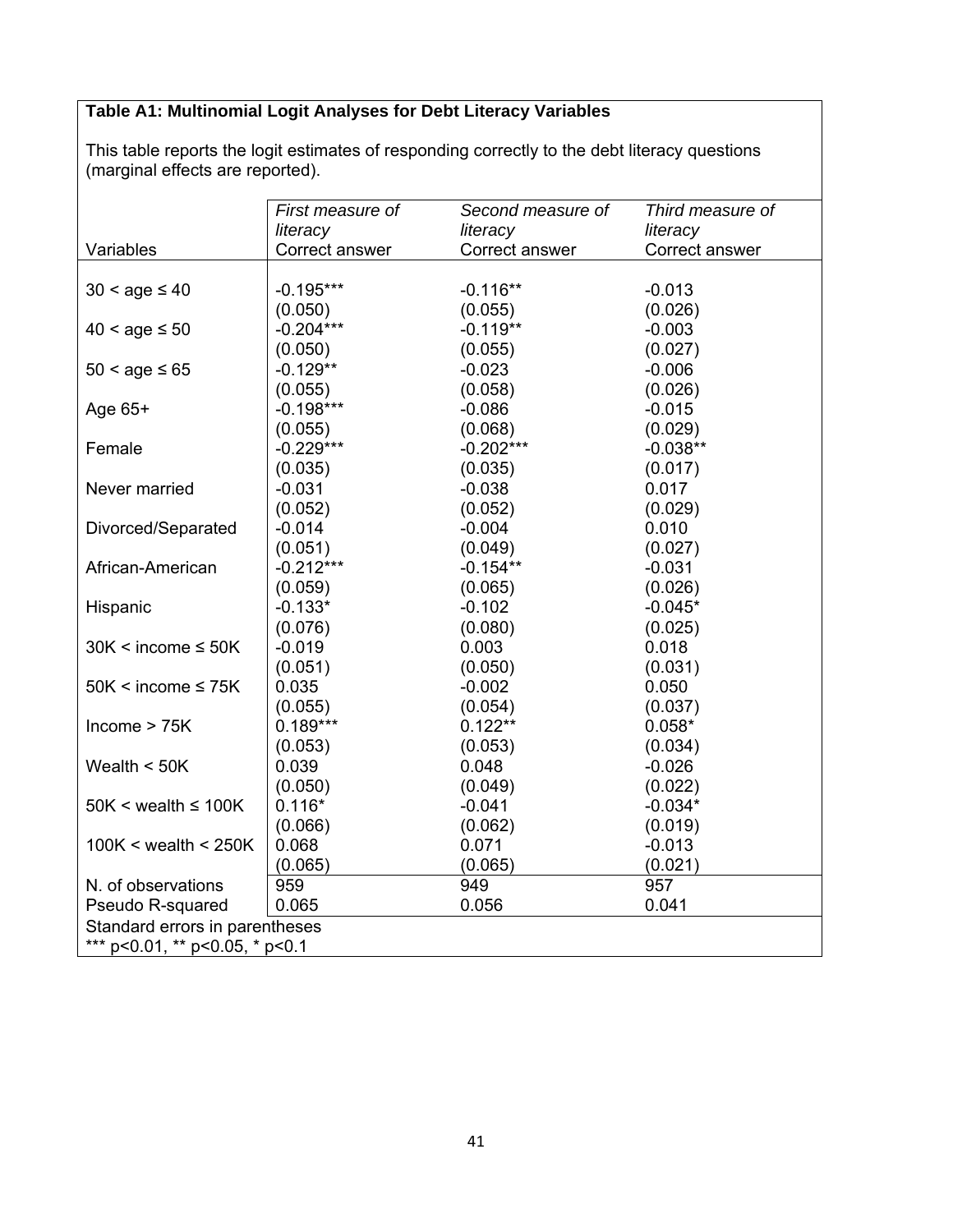**Table A1: Multinomial Logit Analyses for Debt Literacy Variables**

This table reports the logit estimates of responding correctly to the debt literacy questions (marginal effects are reported).

| Variables | *First measure of literacy* Correct answer | *Second measure of literacy* Correct answer | *Third measure of literacy* Correct answer |
|---|---|---|---|
| 30 < age ≤ 40 | -0.195*** | -0.116** | -0.013 |
| | (0.050) | (0.055) | (0.026) |
| 40 < age ≤ 50 | -0.204*** | -0.119** | -0.003 |
| | (0.050) | (0.055) | (0.027) |
| 50 < age ≤ 65 | -0.129** | -0.023 | -0.006 |
| | (0.055) | (0.058) | (0.026) |
| Age 65+ | -0.198*** | -0.086 | -0.015 |
| | (0.055) | (0.068) | (0.029) |
| Female | -0.229*** | -0.202*** | -0.038** |
| | (0.035) | (0.035) | (0.017) |
| Never married | -0.031 | -0.038 | 0.017 |
| | (0.052) | (0.052) | (0.029) |
| Divorced/Separated | -0.014 | -0.004 | 0.010 |
| | (0.051) | (0.049) | (0.027) |
| African-American | -0.212*** | -0.154** | -0.031 |
| | (0.059) | (0.065) | (0.026) |
| Hispanic | -0.133* | -0.102 | -0.045* |
| | (0.076) | (0.080) | (0.025) |
| 30K < income ≤ 50K | -0.019 | 0.003 | 0.018 |
| | (0.051) | (0.050) | (0.031) |
| 50K < income ≤ 75K | 0.035 | -0.002 | 0.050 |
| | (0.055) | (0.054) | (0.037) |
| Income > 75K | 0.189*** | 0.122** | 0.058* |
| | (0.053) | (0.053) | (0.034) |
| Wealth < 50K | 0.039 | 0.048 | -0.026 |
| | (0.050) | (0.049) | (0.022) |
| 50K < wealth ≤ 100K | 0.116* | -0.041 | -0.034* |
| | (0.066) | (0.062) | (0.019) |
| 100K < wealth < 250K | 0.068 | 0.071 | -0.013 |
| | (0.065) | (0.065) | (0.021) |
| N. of observations | 959 | 949 | 957 |
| Pseudo R-squared | 0.065 | 0.056 | 0.041 |

Standard errors in parentheses
*** p<0.01, ** p<0.05, * p<0.1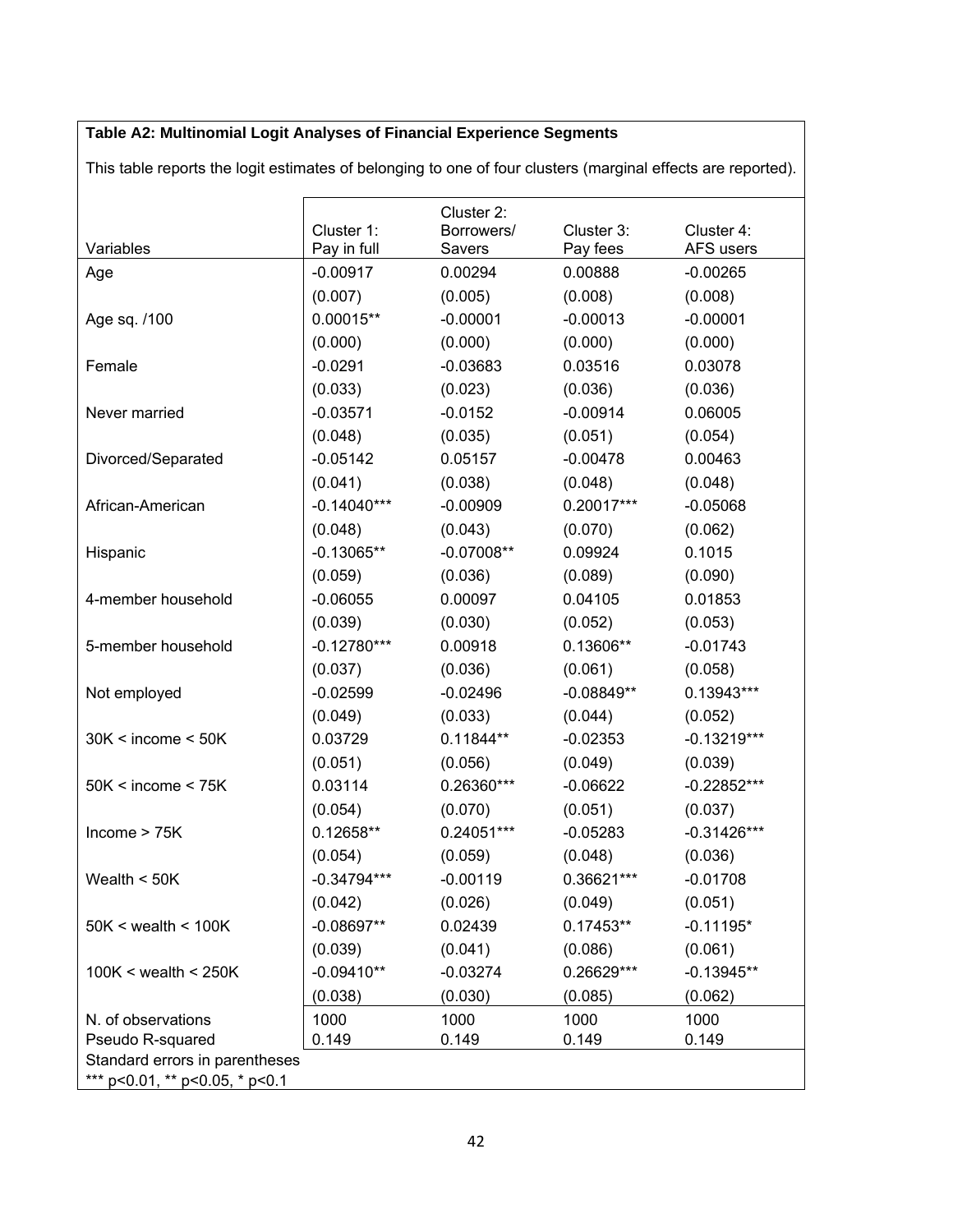**Table A2: Multinomial Logit Analyses of Financial Experience Segments**

This table reports the logit estimates of belonging to one of four clusters (marginal effects are reported).

| Variables | Cluster 1: Pay in full | Cluster 2: Borrowers/ Savers | Cluster 3: Pay fees | Cluster 4: AFS users |
|---|---|---|---|---|
| Age | -0.00917 | 0.00294 | 0.00888 | -0.00265 |
| | (0.007) | (0.005) | (0.008) | (0.008) |
| Age sq. /100 | 0.00015** | -0.00001 | -0.00013 | -0.00001 |
| | (0.000) | (0.000) | (0.000) | (0.000) |
| Female | -0.0291 | -0.03683 | 0.03516 | 0.03078 |
| | (0.033) | (0.023) | (0.036) | (0.036) |
| Never married | -0.03571 | -0.0152 | -0.00914 | 0.06005 |
| | (0.048) | (0.035) | (0.051) | (0.054) |
| Divorced/Separated | -0.05142 | 0.05157 | -0.00478 | 0.00463 |
| | (0.041) | (0.038) | (0.048) | (0.048) |
| African-American | -0.14040*** | -0.00909 | 0.20017*** | -0.05068 |
| | (0.048) | (0.043) | (0.070) | (0.062) |
| Hispanic | -0.13065** | -0.07008** | 0.09924 | 0.1015 |
| | (0.059) | (0.036) | (0.089) | (0.090) |
| 4-member household | -0.06055 | 0.00097 | 0.04105 | 0.01853 |
| | (0.039) | (0.030) | (0.052) | (0.053) |
| 5-member household | -0.12780*** | 0.00918 | 0.13606** | -0.01743 |
| | (0.037) | (0.036) | (0.061) | (0.058) |
| Not employed | -0.02599 | -0.02496 | -0.08849** | 0.13943*** |
| | (0.049) | (0.033) | (0.044) | (0.052) |
| 30K < income < 50K | 0.03729 | 0.11844** | -0.02353 | -0.13219*** |
| | (0.051) | (0.056) | (0.049) | (0.039) |
| 50K < income < 75K | 0.03114 | 0.26360*** | -0.06622 | -0.22852*** |
| | (0.054) | (0.070) | (0.051) | (0.037) |
| Income > 75K | 0.12658** | 0.24051*** | -0.05283 | -0.31426*** |
| | (0.054) | (0.059) | (0.048) | (0.036) |
| Wealth < 50K | -0.34794*** | -0.00119 | 0.36621*** | -0.01708 |
| | (0.042) | (0.026) | (0.049) | (0.051) |
| 50K < wealth < 100K | -0.08697** | 0.02439 | 0.17453** | -0.11195* |
| | (0.039) | (0.041) | (0.086) | (0.061) |
| 100K < wealth < 250K | -0.09410** | -0.03274 | 0.26629*** | -0.13945** |
| | (0.038) | (0.030) | (0.085) | (0.062) |
| N. of observations | 1000 | 1000 | 1000 | 1000 |
| Pseudo R-squared | 0.149 | 0.149 | 0.149 | 0.149 |

Standard errors in parentheses
*** p<0.01, ** p<0.05, * p<0.1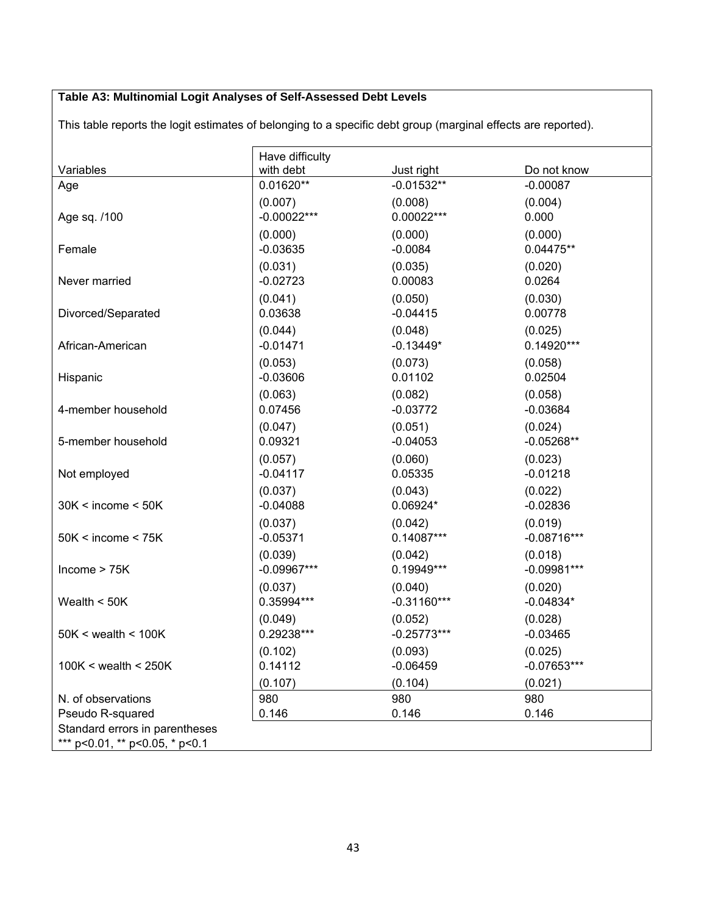**Table A3: Multinomial Logit Analyses of Self-Assessed Debt Levels**

This table reports the logit estimates of belonging to a specific debt group (marginal effects are reported).

| Variables | Have difficulty with debt | Just right | Do not know |
|---|---|---|---|
| Age | 0.01620** | -0.01532** | -0.00087 |
| | (0.007) | (0.008) | (0.004) |
| Age sq. /100 | -0.00022*** | 0.00022*** | 0.000 |
| | (0.000) | (0.000) | (0.000) |
| Female | -0.03635 | -0.0084 | 0.04475** |
| | (0.031) | (0.035) | (0.020) |
| Never married | -0.02723 | 0.00083 | 0.0264 |
| | (0.041) | (0.050) | (0.030) |
| Divorced/Separated | 0.03638 | -0.04415 | 0.00778 |
| | (0.044) | (0.048) | (0.025) |
| African-American | -0.01471 | -0.13449* | 0.14920*** |
| | (0.053) | (0.073) | (0.058) |
| Hispanic | -0.03606 | 0.01102 | 0.02504 |
| | (0.063) | (0.082) | (0.058) |
| 4-member household | 0.07456 | -0.03772 | -0.03684 |
| | (0.047) | (0.051) | (0.024) |
| 5-member household | 0.09321 | -0.04053 | -0.05268** |
| | (0.057) | (0.060) | (0.023) |
| Not employed | -0.04117 | 0.05335 | -0.01218 |
| | (0.037) | (0.043) | (0.022) |
| 30K < income < 50K | -0.04088 | 0.06924* | -0.02836 |
| | (0.037) | (0.042) | (0.019) |
| 50K < income < 75K | -0.05371 | 0.14087*** | -0.08716*** |
| | (0.039) | (0.042) | (0.018) |
| Income > 75K | -0.09967*** | 0.19949*** | -0.09981*** |
| | (0.037) | (0.040) | (0.020) |
| Wealth < 50K | 0.35994*** | -0.31160*** | -0.04834* |
| | (0.049) | (0.052) | (0.028) |
| 50K < wealth < 100K | 0.29238*** | -0.25773*** | -0.03465 |
| | (0.102) | (0.093) | (0.025) |
| 100K < wealth < 250K | 0.14112 | -0.06459 | -0.07653*** |
| | (0.107) | (0.104) | (0.021) |
| N. of observations | 980 | 980 | 980 |
| Pseudo R-squared | 0.146 | 0.146 | 0.146 |

Standard errors in parentheses
*** p<0.01, ** p<0.05, * p<0.1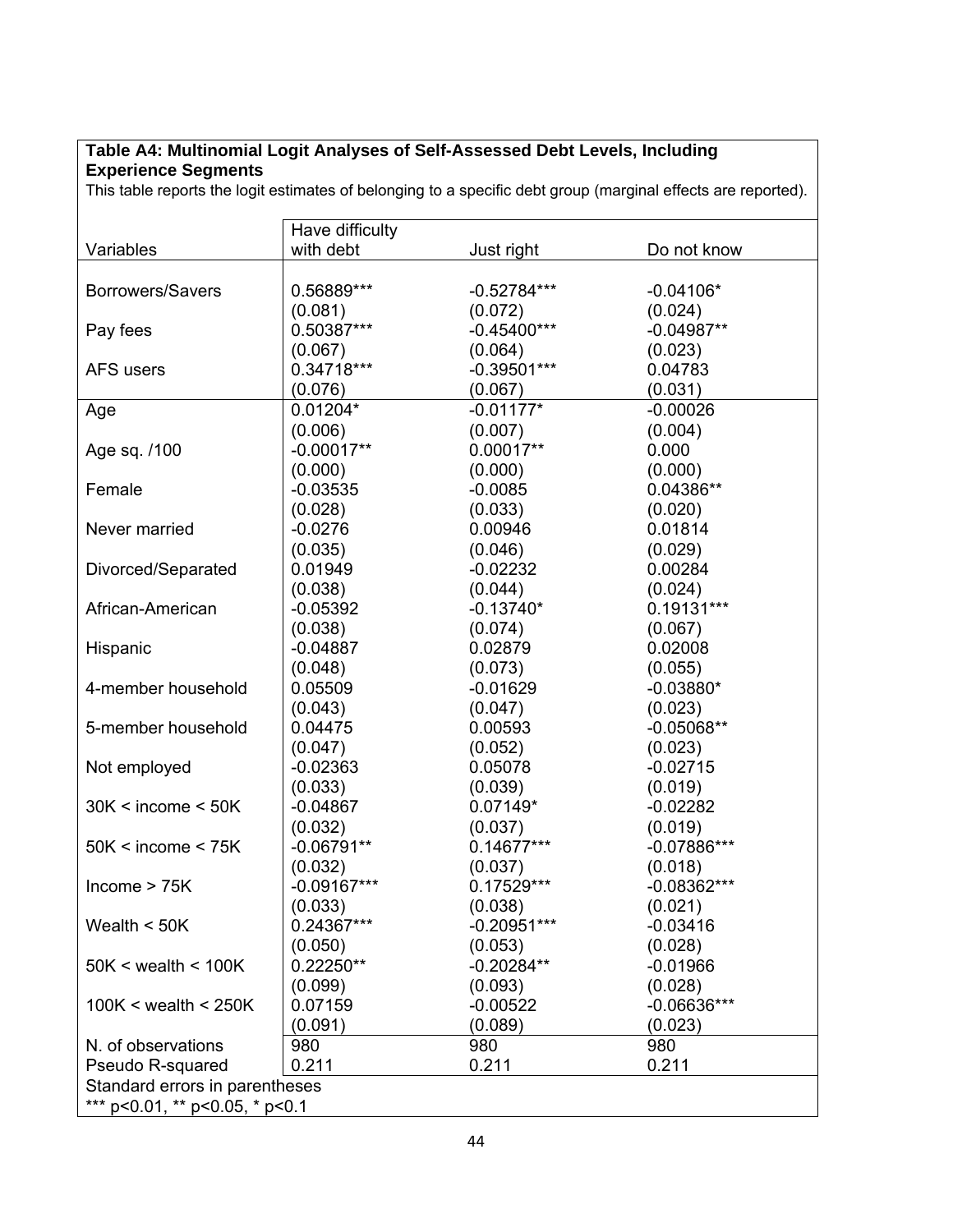**Table A4: Multinomial Logit Analyses of Self-Assessed Debt Levels, Including Experience Segments**

This table reports the logit estimates of belonging to a specific debt group (marginal effects are reported).

| Variables | Have difficulty with debt | Just right | Do not know |
|---|---|---|---|
| Borrowers/Savers | 0.56889*** | -0.52784*** | -0.04106* |
| | (0.081) | (0.072) | (0.024) |
| Pay fees | 0.50387*** | -0.45400*** | -0.04987** |
| | (0.067) | (0.064) | (0.023) |
| AFS users | 0.34718*** | -0.39501*** | 0.04783 |
| | (0.076) | (0.067) | (0.031) |
| Age | 0.01204* | -0.01177* | -0.00026 |
| | (0.006) | (0.007) | (0.004) |
| Age sq. /100 | -0.00017** | 0.00017** | 0.000 |
| | (0.000) | (0.000) | (0.000) |
| Female | -0.03535 | -0.0085 | 0.04386** |
| | (0.028) | (0.033) | (0.020) |
| Never married | -0.0276 | 0.00946 | 0.01814 |
| | (0.035) | (0.046) | (0.029) |
| Divorced/Separated | 0.01949 | -0.02232 | 0.00284 |
| | (0.038) | (0.044) | (0.024) |
| African-American | -0.05392 | -0.13740* | 0.19131*** |
| | (0.038) | (0.074) | (0.067) |
| Hispanic | -0.04887 | 0.02879 | 0.02008 |
| | (0.048) | (0.073) | (0.055) |
| 4-member household | 0.05509 | -0.01629 | -0.03880* |
| | (0.043) | (0.047) | (0.023) |
| 5-member household | 0.04475 | 0.00593 | -0.05068** |
| | (0.047) | (0.052) | (0.023) |
| Not employed | -0.02363 | 0.05078 | -0.02715 |
| | (0.033) | (0.039) | (0.019) |
| 30K < income < 50K | -0.04867 | 0.07149* | -0.02282 |
| | (0.032) | (0.037) | (0.019) |
| 50K < income < 75K | -0.06791** | 0.14677*** | -0.07886*** |
| | (0.032) | (0.037) | (0.018) |
| Income > 75K | -0.09167*** | 0.17529*** | -0.08362*** |
| | (0.033) | (0.038) | (0.021) |
| Wealth < 50K | 0.24367*** | -0.20951*** | -0.03416 |
| | (0.050) | (0.053) | (0.028) |
| 50K < wealth < 100K | 0.22250** | -0.20284** | -0.01966 |
| | (0.099) | (0.093) | (0.028) |
| 100K < wealth < 250K | 0.07159 | -0.00522 | -0.06636*** |
| | (0.091) | (0.089) | (0.023) |
| N. of observations | 980 | 980 | 980 |
| Pseudo R-squared | 0.211 | 0.211 | 0.211 |

Standard errors in parentheses
*** p<0.01, ** p<0.05, * p<0.1